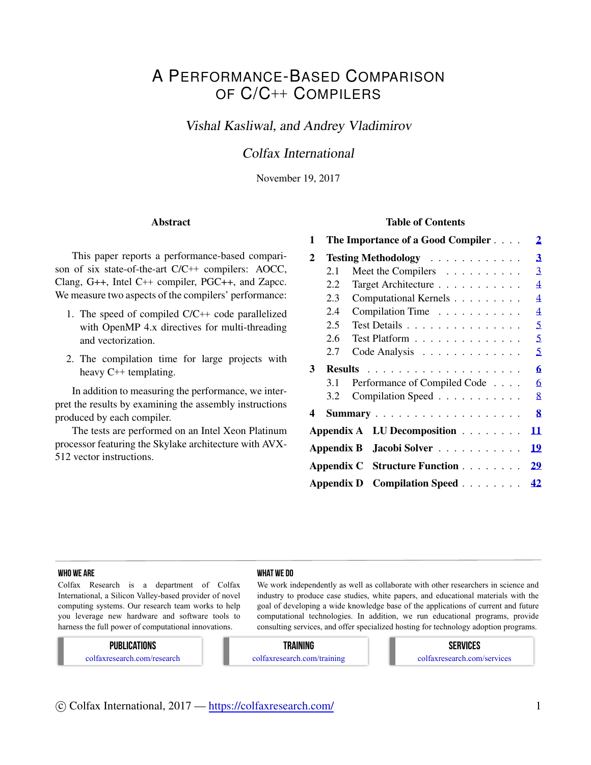# A Performance-Based Comparison of C/C++ Compilers

*Vishal Kasliwal, and Andrey Vladimirov*

*Colfax International*

November 19, 2017

## Abstract

This paper reports a performance-based comparison of six state-of-the-art C/C++ compilers: AOCC, Clang, G++, Intel C++ compiler, PGC++, and Zapcc. We measure two aspects of the compilers' performance:

1. The speed of compiled C/C++ code parallelized with OpenMP 4.x directives for multi-threading and vectorization.
2. The compilation time for large projects with heavy C++ templating.

In addition to measuring the performance, we interpret the results by examining the assembly instructions produced by each compiler.

The tests are performed on an Intel Xeon Platinum processor featuring the Skylake architecture with AVX-512 vector instructions.

## Table of Contents

- **1 The Importance of a Good Compiler** . . . . 2
- **2 Testing Methodology** . . . . 3
  - 2.1 Meet the Compilers . . . . 3
  - 2.2 Target Architecture . . . . 4
  - 2.3 Computational Kernels . . . . 4
  - 2.4 Compilation Time . . . . 4
  - 2.5 Test Details . . . . 5
  - 2.6 Test Platform . . . . 5
  - 2.7 Code Analysis . . . . 5
- **3 Results** . . . . 6
  - 3.1 Performance of Compiled Code . . . . 6
  - 3.2 Compilation Speed . . . . 8
- **4 Summary** . . . . 8
- **Appendix A LU Decomposition** . . . . 11
- **Appendix B Jacobi Solver** . . . . 19
- **Appendix C Structure Function** . . . . 29
- **Appendix D Compilation Speed** . . . . 42

---

**WHO WE ARE**

Colfax Research is a department of Colfax International, a Silicon Valley-based provider of novel computing systems. Our research team works to help you leverage new hardware and software tools to harness the full power of computational innovations.

**WHAT WE DO**

We work independently as well as collaborate with other researchers in science and industry to produce case studies, white papers, and educational materials with the goal of developing a wide knowledge base of the applications of current and future computational technologies. In addition, we run educational programs, provide consulting services, and offer specialized hosting for technology adoption programs.

| PUBLICATIONS | TRAINING | SERVICES |
|---|---|---|
| colfaxresearch.com/research | colfaxresearch.com/training | colfaxresearch.com/services |

© Colfax International, 2017 — https://colfaxresearch.com/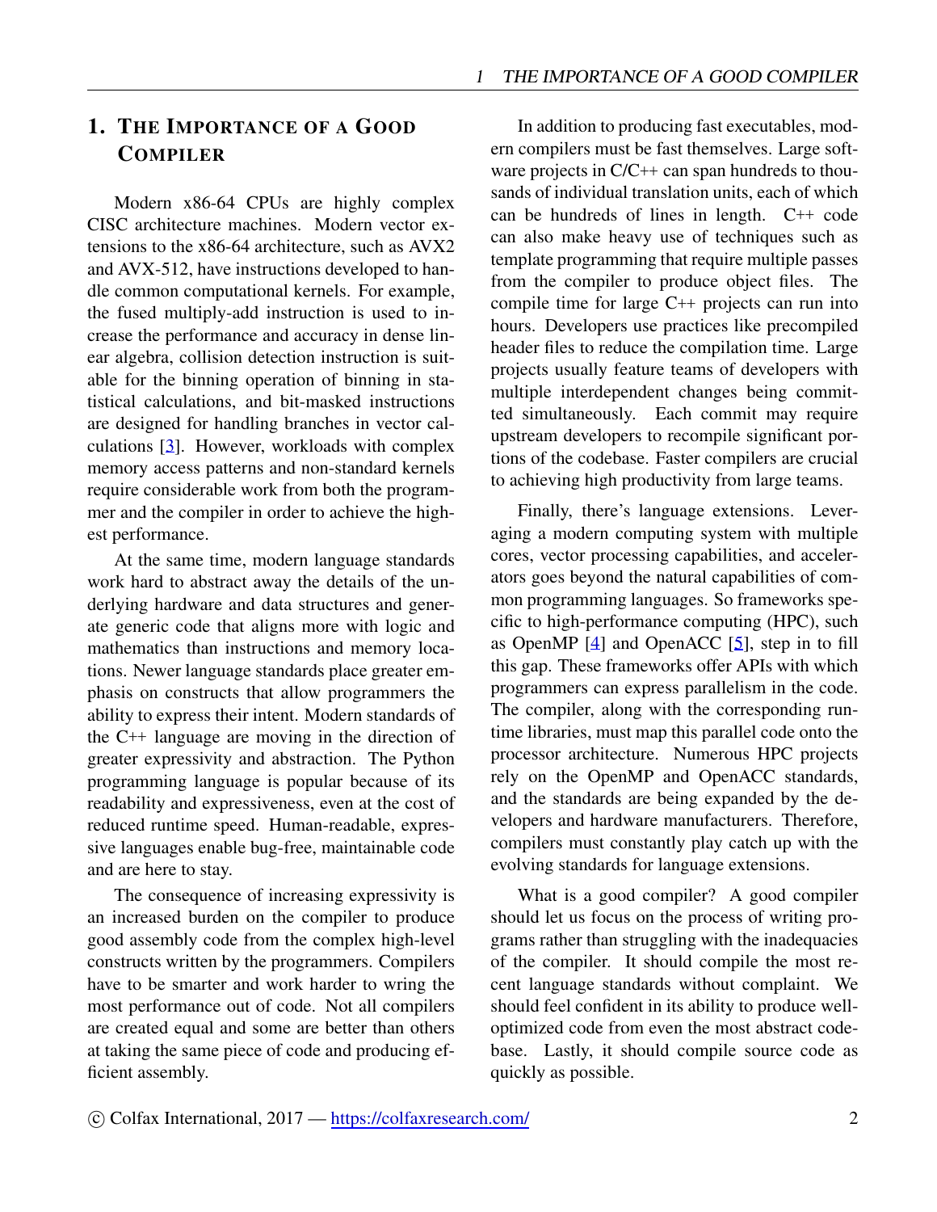# 1. The Importance of a Good Compiler

Modern x86-64 CPUs are highly complex CISC architecture machines. Modern vector extensions to the x86-64 architecture, such as AVX2 and AVX-512, have instructions developed to handle common computational kernels. For example, the fused multiply-add instruction is used to increase the performance and accuracy in dense linear algebra, collision detection instruction is suitable for the binning operation of binning in statistical calculations, and bit-masked instructions are designed for handling branches in vector calculations [3]. However, workloads with complex memory access patterns and non-standard kernels require considerable work from both the programmer and the compiler in order to achieve the highest performance.

At the same time, modern language standards work hard to abstract away the details of the underlying hardware and data structures and generate generic code that aligns more with logic and mathematics than instructions and memory locations. Newer language standards place greater emphasis on constructs that allow programmers the ability to express their intent. Modern standards of the C++ language are moving in the direction of greater expressivity and abstraction. The Python programming language is popular because of its readability and expressiveness, even at the cost of reduced runtime speed. Human-readable, expressive languages enable bug-free, maintainable code and are here to stay.

The consequence of increasing expressivity is an increased burden on the compiler to produce good assembly code from the complex high-level constructs written by the programmers. Compilers have to be smarter and work harder to wring the most performance out of code. Not all compilers are created equal and some are better than others at taking the same piece of code and producing efficient assembly.

In addition to producing fast executables, modern compilers must be fast themselves. Large software projects in C/C++ can span hundreds to thousands of individual translation units, each of which can be hundreds of lines in length. C++ code can also make heavy use of techniques such as template programming that require multiple passes from the compiler to produce object files. The compile time for large C++ projects can run into hours. Developers use practices like precompiled header files to reduce the compilation time. Large projects usually feature teams of developers with multiple interdependent changes being committed simultaneously. Each commit may require upstream developers to recompile significant portions of the codebase. Faster compilers are crucial to achieving high productivity from large teams.

Finally, there's language extensions. Leveraging a modern computing system with multiple cores, vector processing capabilities, and accelerators goes beyond the natural capabilities of common programming languages. So frameworks specific to high-performance computing (HPC), such as OpenMP [4] and OpenACC [5], step in to fill this gap. These frameworks offer APIs with which programmers can express parallelism in the code. The compiler, along with the corresponding runtime libraries, must map this parallel code onto the processor architecture. Numerous HPC projects rely on the OpenMP and OpenACC standards, and the standards are being expanded by the developers and hardware manufacturers. Therefore, compilers must constantly play catch up with the evolving standards for language extensions.

What is a good compiler? A good compiler should let us focus on the process of writing programs rather than struggling with the inadequacies of the compiler. It should compile the most recent language standards without complaint. We should feel confident in its ability to produce well-optimized code from even the most abstract codebase. Lastly, it should compile source code as quickly as possible.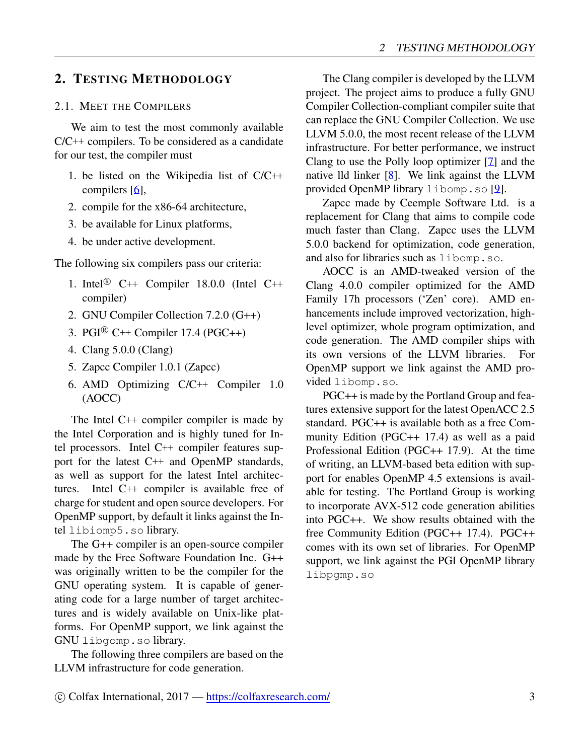# 2. Testing Methodology

## 2.1. Meet the Compilers

We aim to test the most commonly available C/C++ compilers. To be considered as a candidate for our test, the compiler must

1. be listed on the Wikipedia list of C/C++ compilers [6],
2. compile for the x86-64 architecture,
3. be available for Linux platforms,
4. be under active development.

The following six compilers pass our criteria:

1. Intel® C++ Compiler 18.0.0 (Intel C++ compiler)
2. GNU Compiler Collection 7.2.0 (G++)
3. PGI® C++ Compiler 17.4 (PGC++)
4. Clang 5.0.0 (Clang)
5. Zapcc Compiler 1.0.1 (Zapcc)
6. AMD Optimizing C/C++ Compiler 1.0 (AOCC)

The Intel C++ compiler compiler is made by the Intel Corporation and is highly tuned for Intel processors. Intel C++ compiler features support for the latest C++ and OpenMP standards, as well as support for the latest Intel architectures. Intel C++ compiler is available free of charge for student and open source developers. For OpenMP support, by default it links against the Intel `libiomp5.so` library.

The G++ compiler is an open-source compiler made by the Free Software Foundation Inc. G++ was originally written to be the compiler for the GNU operating system. It is capable of generating code for a large number of target architectures and is widely available on Unix-like platforms. For OpenMP support, we link against the GNU `libgomp.so` library.

The following three compilers are based on the LLVM infrastructure for code generation.

The Clang compiler is developed by the LLVM project. The project aims to produce a fully GNU Compiler Collection-compliant compiler suite that can replace the GNU Compiler Collection. We use LLVM 5.0.0, the most recent release of the LLVM infrastructure. For better performance, we instruct Clang to use the Polly loop optimizer [7] and the native lld linker [8]. We link against the LLVM provided OpenMP library `libomp.so` [9].

Zapcc made by Ceemple Software Ltd. is a replacement for Clang that aims to compile code much faster than Clang. Zapcc uses the LLVM 5.0.0 backend for optimization, code generation, and also for libraries such as `libomp.so`.

AOCC is an AMD-tweaked version of the Clang 4.0.0 compiler optimized for the AMD Family 17h processors ('Zen' core). AMD enhancements include improved vectorization, high-level optimizer, whole program optimization, and code generation. The AMD compiler ships with its own versions of the LLVM libraries. For OpenMP support we link against the AMD provided `libomp.so`.

PGC++ is made by the Portland Group and features extensive support for the latest OpenACC 2.5 standard. PGC++ is available both as a free Community Edition (PGC++ 17.4) as well as a paid Professional Edition (PGC++ 17.9). At the time of writing, an LLVM-based beta edition with support for enables OpenMP 4.5 extensions is available for testing. The Portland Group is working to incorporate AVX-512 code generation abilities into PGC++. We show results obtained with the free Community Edition (PGC++ 17.4). PGC++ comes with its own set of libraries. For OpenMP support, we link against the PGI OpenMP library `libpgmp.so`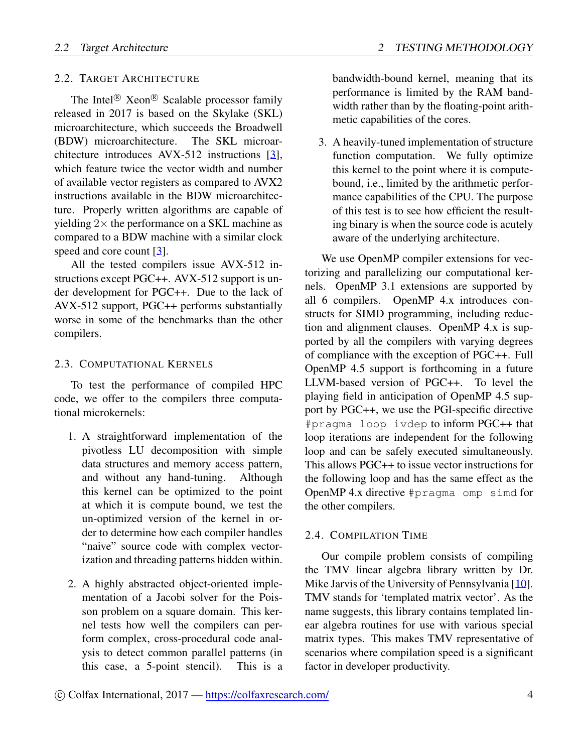## 2.2. Target Architecture

The Intel® Xeon® Scalable processor family released in 2017 is based on the Skylake (SKL) microarchitecture, which succeeds the Broadwell (BDW) microarchitecture. The SKL microarchitecture introduces AVX-512 instructions [3], which feature twice the vector width and number of available vector registers as compared to AVX2 instructions available in the BDW microarchitecture. Properly written algorithms are capable of yielding $2\times$ the performance on a SKL machine as compared to a BDW machine with a similar clock speed and core count [3].

All the tested compilers issue AVX-512 instructions except PGC++. AVX-512 support is under development for PGC++. Due to the lack of AVX-512 support, PGC++ performs substantially worse in some of the benchmarks than the other compilers.

## 2.3. Computational Kernels

To test the performance of compiled HPC code, we offer to the compilers three computational microkernels:

1. A straightforward implementation of the pivotless LU decomposition with simple data structures and memory access pattern, and without any hand-tuning. Although this kernel can be optimized to the point at which it is compute bound, we test the un-optimized version of the kernel in order to determine how each compiler handles "naive" source code with complex vectorization and threading patterns hidden within.

2. A highly abstracted object-oriented implementation of a Jacobi solver for the Poisson problem on a square domain. This kernel tests how well the compilers can perform complex, cross-procedural code analysis to detect common parallel patterns (in this case, a 5-point stencil). This is a bandwidth-bound kernel, meaning that its performance is limited by the RAM bandwidth rather than by the floating-point arithmetic capabilities of the cores.

3. A heavily-tuned implementation of structure function computation. We fully optimize this kernel to the point where it is compute-bound, i.e., limited by the arithmetic performance capabilities of the CPU. The purpose of this test is to see how efficient the resulting binary is when the source code is acutely aware of the underlying architecture.

We use OpenMP compiler extensions for vectorizing and parallelizing our computational kernels. OpenMP 3.1 extensions are supported by all 6 compilers. OpenMP 4.x introduces constructs for SIMD programming, including reduction and alignment clauses. OpenMP 4.x is supported by all the compilers with varying degrees of compliance with the exception of PGC++. Full OpenMP 4.5 support is forthcoming in a future LLVM-based version of PGC++. To level the playing field in anticipation of OpenMP 4.5 support by PGC++, we use the PGI-specific directive `#pragma loop ivdep` to inform PGC++ that loop iterations are independent for the following loop and can be safely executed simultaneously. This allows PGC++ to issue vector instructions for the following loop and has the same effect as the OpenMP 4.x directive `#pragma omp simd` for the other compilers.

## 2.4. Compilation Time

Our compile problem consists of compiling the TMV linear algebra library written by Dr. Mike Jarvis of the University of Pennsylvania [10]. TMV stands for 'templated matrix vector'. As the name suggests, this library contains templated linear algebra routines for use with various special matrix types. This makes TMV representative of scenarios where compilation speed is a significant factor in developer productivity.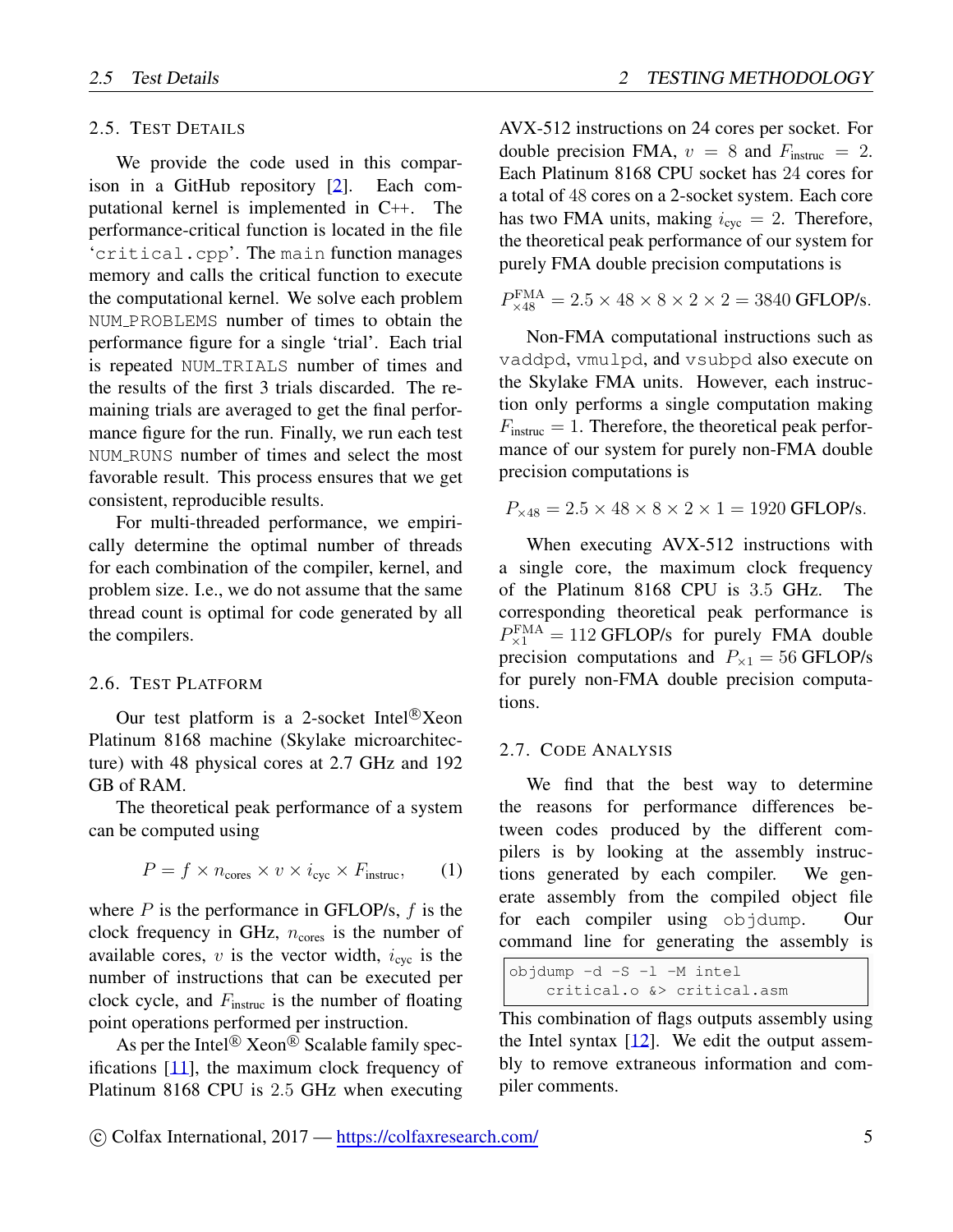## 2.5. Test Details

We provide the code used in this comparison in a GitHub repository [2]. Each computational kernel is implemented in C++. The performance-critical function is located in the file '`critical.cpp`'. The `main` function manages memory and calls the critical function to execute the computational kernel. We solve each problem `NUM_PROBLEMS` number of times to obtain the performance figure for a single 'trial'. Each trial is repeated `NUM_TRIALS` number of times and the results of the first 3 trials discarded. The remaining trials are averaged to get the final performance figure for the run. Finally, we run each test `NUM_RUNS` number of times and select the most favorable result. This process ensures that we get consistent, reproducible results.

For multi-threaded performance, we empirically determine the optimal number of threads for each combination of the compiler, kernel, and problem size. I.e., we do not assume that the same thread count is optimal for code generated by all the compilers.

## 2.6. Test Platform

Our test platform is a 2-socket Intel® Xeon Platinum 8168 machine (Skylake microarchitecture) with 48 physical cores at 2.7 GHz and 192 GB of RAM.

The theoretical peak performance of a system can be computed using

$$P = f \times n_{\text{cores}} \times v \times i_{\text{cyc}} \times F_{\text{instruc}}, \qquad (1)$$

where $P$ is the performance in GFLOP/s, $f$ is the clock frequency in GHz, $n_{\text{cores}}$ is the number of available cores, $v$ is the vector width, $i_{\text{cyc}}$ is the number of instructions that can be executed per clock cycle, and $F_{\text{instruc}}$ is the number of floating point operations performed per instruction.

As per the Intel® Xeon® Scalable family specifications [11], the maximum clock frequency of Platinum 8168 CPU is 2.5 GHz when executing AVX-512 instructions on 24 cores per socket. For double precision FMA, $v = 8$ and $F_{\text{instruc}} = 2$. Each Platinum 8168 CPU socket has 24 cores for a total of 48 cores on a 2-socket system. Each core has two FMA units, making $i_{\text{cyc}} = 2$. Therefore, the theoretical peak performance of our system for purely FMA double precision computations is

$$P^{\text{FMA}}_{\times 48} = 2.5 \times 48 \times 8 \times 2 \times 2 = 3840 \text{ GFLOP/s}.$$

Non-FMA computational instructions such as `vaddpd`, `vmulpd`, and `vsubpd` also execute on the Skylake FMA units. However, each instruction only performs a single computation making $F_{\text{instruc}} = 1$. Therefore, the theoretical peak performance of our system for purely non-FMA double precision computations is

$$P_{\times 48} = 2.5 \times 48 \times 8 \times 2 \times 1 = 1920 \text{ GFLOP/s}.$$

When executing AVX-512 instructions with a single core, the maximum clock frequency of the Platinum 8168 CPU is 3.5 GHz. The corresponding theoretical peak performance is $P^{\text{FMA}}_{\times 1} = 112$ GFLOP/s for purely FMA double precision computations and $P_{\times 1} = 56$ GFLOP/s for purely non-FMA double precision computations.

## 2.7. Code Analysis

We find that the best way to determine the reasons for performance differences between codes produced by the different compilers is by looking at the assembly instructions generated by each compiler. We generate assembly from the compiled object file for each compiler using `objdump`. Our command line for generating the assembly is

```
objdump -d -S -l -M intel
    critical.o &> critical.asm
```

This combination of flags outputs assembly using the Intel syntax [12]. We edit the output assembly to remove extraneous information and compiler comments.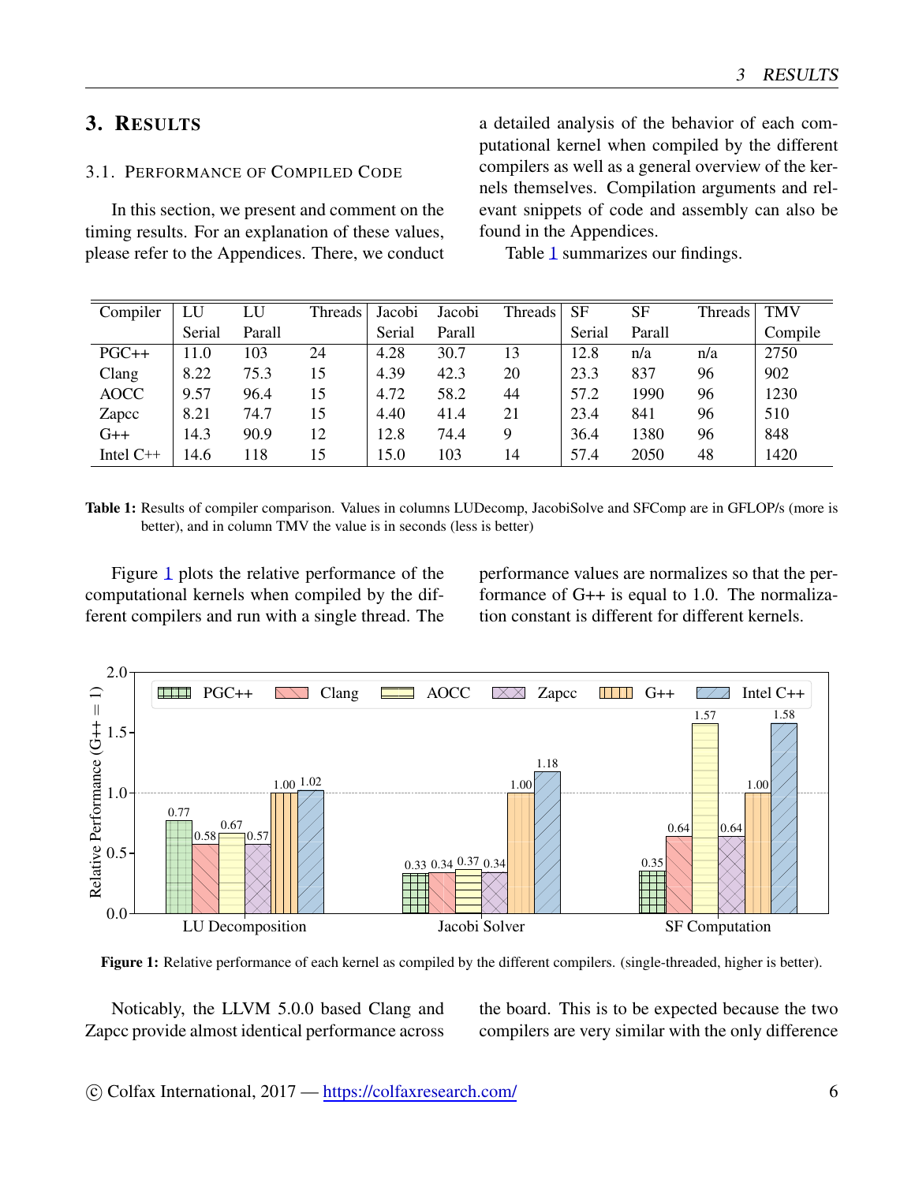## 3. Results

### 3.1. Performance of Compiled Code

In this section, we present and comment on the timing results. For an explanation of these values, please refer to the Appendices. There, we conduct a detailed analysis of the behavior of each computational kernel when compiled by the different compilers as well as a general overview of the kernels themselves. Compilation arguments and relevant snippets of code and assembly can also be found in the Appendices.

Table 1 summarizes our findings.

| Compiler | LU Serial | LU Parall | Threads | Jacobi Serial | Jacobi Parall | Threads | SF Serial | SF Parall | Threads | TMV Compile |
|---|---|---|---|---|---|---|---|---|---|---|
| PGC++ | 11.0 | 103 | 24 | 4.28 | 30.7 | 13 | 12.8 | n/a | n/a | 2750 |
| Clang | 8.22 | 75.3 | 15 | 4.39 | 42.3 | 20 | 23.3 | 837 | 96 | 902 |
| AOCC | 9.57 | 96.4 | 15 | 4.72 | 58.2 | 44 | 57.2 | 1990 | 96 | 1230 |
| Zapcc | 8.21 | 74.7 | 15 | 4.40 | 41.4 | 21 | 23.4 | 841 | 96 | 510 |
| G++ | 14.3 | 90.9 | 12 | 12.8 | 74.4 | 9 | 36.4 | 1380 | 96 | 848 |
| Intel C++ | 14.6 | 118 | 15 | 15.0 | 103 | 14 | 57.4 | 2050 | 48 | 1420 |

**Table 1:** Results of compiler comparison. Values in columns LUDecomp, JacobiSolve and SFComp are in GFLOP/s (more is better), and in column TMV the value is in seconds (less is better)

Figure 1 plots the relative performance of the computational kernels when compiled by the different compilers and run with a single thread. The performance values are normalizes so that the performance of G++ is equal to 1.0. The normalization constant is different for different kernels.

**Figure 1:** Relative performance of each kernel as compiled by the different compilers. (single-threaded, higher is better).

Noticably, the LLVM 5.0.0 based Clang and Zapcc provide almost identical performance across the board. This is to be expected because the two compilers are very similar with the only difference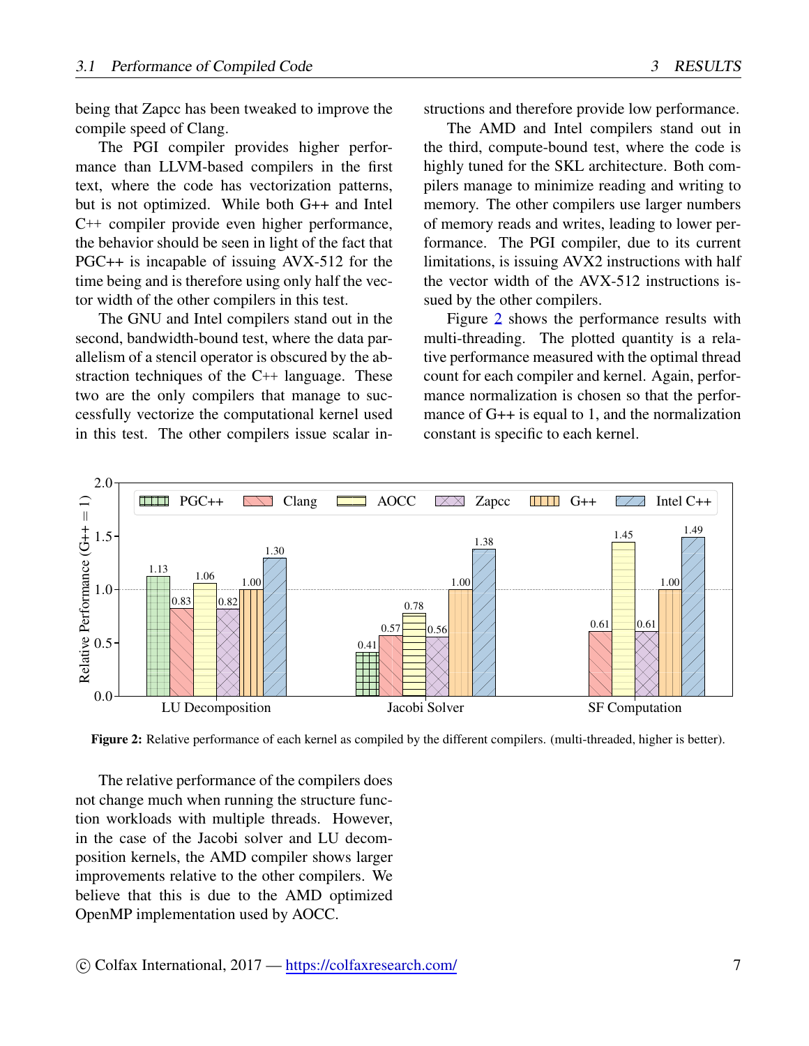being that Zapcc has been tweaked to improve the compile speed of Clang.

The PGI compiler provides higher performance than LLVM-based compilers in the first text, where the code has vectorization patterns, but is not optimized. While both G++ and Intel C++ compiler provide even higher performance, the behavior should be seen in light of the fact that PGC++ is incapable of issuing AVX-512 for the time being and is therefore using only half the vector width of the other compilers in this test.

The GNU and Intel compilers stand out in the second, bandwidth-bound test, where the data parallelism of a stencil operator is obscured by the abstraction techniques of the C++ language. These two are the only compilers that manage to successfully vectorize the computational kernel used in this test. The other compilers issue scalar instructions and therefore provide low performance.

The AMD and Intel compilers stand out in the third, compute-bound test, where the code is highly tuned for the SKL architecture. Both compilers manage to minimize reading and writing to memory. The other compilers use larger numbers of memory reads and writes, leading to lower performance. The PGI compiler, due to its current limitations, is issuing AVX2 instructions with half the vector width of the AVX-512 instructions issued by the other compilers.

Figure 2 shows the performance results with multi-threading. The plotted quantity is a relative performance measured with the optimal thread count for each compiler and kernel. Again, performance normalization is chosen so that the performance of G++ is equal to 1, and the normalization constant is specific to each kernel.

| Kernel | PGC++ | Clang | AOCC | Zapcc | G++ | Intel C++ |
|---|---|---|---|---|---|---|
| LU Decomposition | 1.13 | 0.83 | 1.06 | 0.82 | 1.00 | 1.30 |
| Jacobi Solver | 0.41 | 0.57 | 0.78 | 0.56 | 1.00 | 1.38 |
| SF Computation | | 0.61 | 1.45 | 0.61 | 1.00 | 1.49 |

**Figure 2:** Relative performance of each kernel as compiled by the different compilers. (multi-threaded, higher is better).

The relative performance of the compilers does not change much when running the structure function workloads with multiple threads. However, in the case of the Jacobi solver and LU decomposition kernels, the AMD compiler shows larger improvements relative to the other compilers. We believe that this is due to the AMD optimized OpenMP implementation used by AOCC.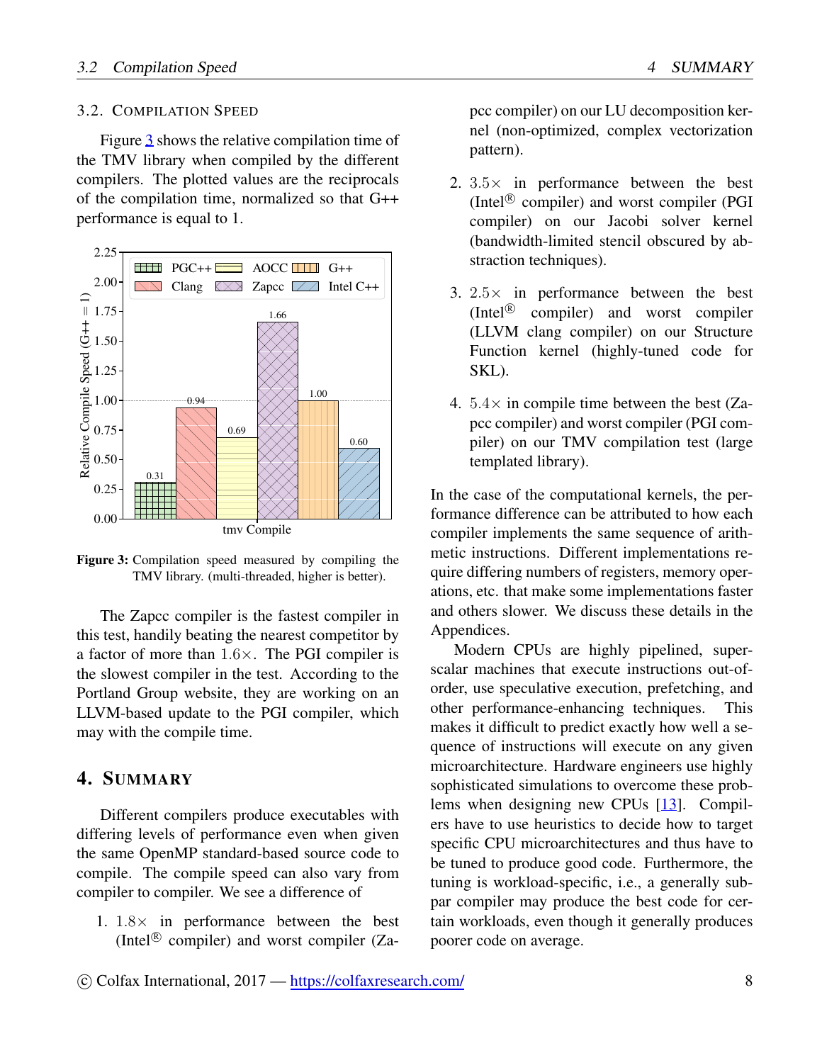### 3.2. Compilation Speed

Figure 3 shows the relative compilation time of the TMV library when compiled by the different compilers. The plotted values are the reciprocals of the compilation time, normalized so that G++ performance is equal to 1.

**Figure 3:** Compilation speed measured by compiling the TMV library. (multi-threaded, higher is better).

The Zapcc compiler is the fastest compiler in this test, handily beating the nearest competitor by a factor of more than $1.6\times$. The PGI compiler is the slowest compiler in the test. According to the Portland Group website, they are working on an LLVM-based update to the PGI compiler, which may with the compile time.

## 4. Summary

Different compilers produce executables with differing levels of performance even when given the same OpenMP standard-based source code to compile. The compile speed can also vary from compiler to compiler. We see a difference of

1. $1.8\times$ in performance between the best (Intel® compiler) and worst compiler (Zapcc compiler) on our LU decomposition kernel (non-optimized, complex vectorization pattern).
2. $3.5\times$ in performance between the best (Intel® compiler) and worst compiler (PGI compiler) on our Jacobi solver kernel (bandwidth-limited stencil obscured by abstraction techniques).
3. $2.5\times$ in performance between the best (Intel® compiler) and worst compiler (LLVM clang compiler) on our Structure Function kernel (highly-tuned code for SKL).
4. $5.4\times$ in compile time between the best (Zapcc compiler) and worst compiler (PGI compiler) on our TMV compilation test (large templated library).

In the case of the computational kernels, the performance difference can be attributed to how each compiler implements the same sequence of arithmetic instructions. Different implementations require differing numbers of registers, memory operations, etc. that make some implementations faster and others slower. We discuss these details in the Appendices.

Modern CPUs are highly pipelined, superscalar machines that execute instructions out-of-order, use speculative execution, prefetching, and other performance-enhancing techniques. This makes it difficult to predict exactly how well a sequence of instructions will execute on any given microarchitecture. Hardware engineers use highly sophisticated simulations to overcome these problems when designing new CPUs [13]. Compilers have to use heuristics to decide how to target specific CPU microarchitectures and thus have to be tuned to produce good code. Furthermore, the tuning is workload-specific, i.e., a generally subpar compiler may produce the best code for certain workloads, even though it generally produces poorer code on average.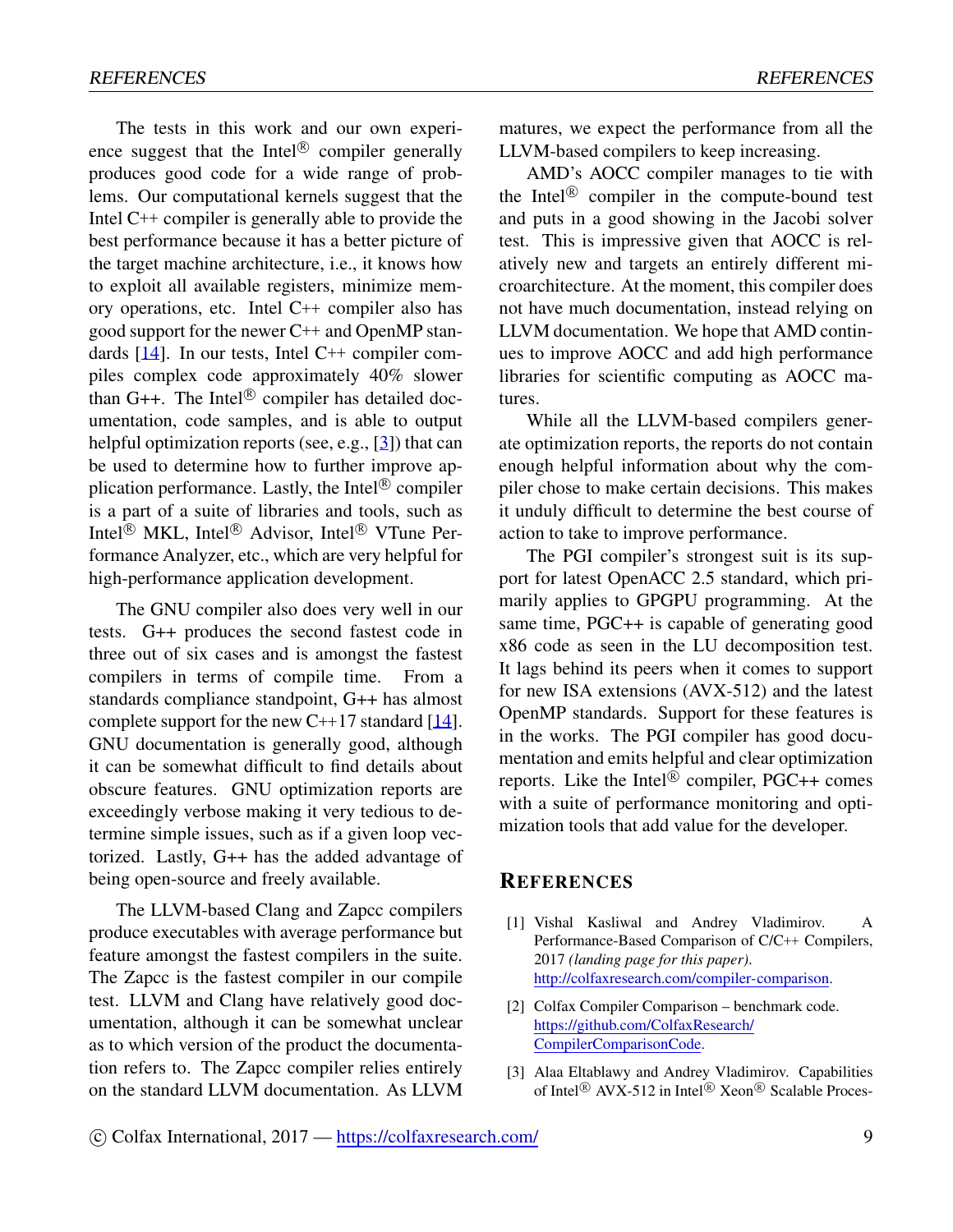The tests in this work and our own experience suggest that the Intel® compiler generally produces good code for a wide range of problems. Our computational kernels suggest that the Intel C++ compiler is generally able to provide the best performance because it has a better picture of the target machine architecture, i.e., it knows how to exploit all available registers, minimize memory operations, etc. Intel C++ compiler also has good support for the newer C++ and OpenMP standards [14]. In our tests, Intel C++ compiler compiles complex code approximately 40% slower than G++. The Intel® compiler has detailed documentation, code samples, and is able to output helpful optimization reports (see, e.g., [3]) that can be used to determine how to further improve application performance. Lastly, the Intel® compiler is a part of a suite of libraries and tools, such as Intel® MKL, Intel® Advisor, Intel® VTune Performance Analyzer, etc., which are very helpful for high-performance application development.

The GNU compiler also does very well in our tests. G++ produces the second fastest code in three out of six cases and is amongst the fastest compilers in terms of compile time. From a standards compliance standpoint, G++ has almost complete support for the new C++17 standard [14]. GNU documentation is generally good, although it can be somewhat difficult to find details about obscure features. GNU optimization reports are exceedingly verbose making it very tedious to determine simple issues, such as if a given loop vectorized. Lastly, G++ has the added advantage of being open-source and freely available.

The LLVM-based Clang and Zapcc compilers produce executables with average performance but feature amongst the fastest compilers in the suite. The Zapcc is the fastest compiler in our compile test. LLVM and Clang have relatively good documentation, although it can be somewhat unclear as to which version of the product the documentation refers to. The Zapcc compiler relies entirely on the standard LLVM documentation. As LLVM matures, we expect the performance from all the LLVM-based compilers to keep increasing.

AMD's AOCC compiler manages to tie with the Intel® compiler in the compute-bound test and puts in a good showing in the Jacobi solver test. This is impressive given that AOCC is relatively new and targets an entirely different microarchitecture. At the moment, this compiler does not have much documentation, instead relying on LLVM documentation. We hope that AMD continues to improve AOCC and add high performance libraries for scientific computing as AOCC matures.

While all the LLVM-based compilers generate optimization reports, the reports do not contain enough helpful information about why the compiler chose to make certain decisions. This makes it unduly difficult to determine the best course of action to take to improve performance.

The PGI compiler's strongest suit is its support for latest OpenACC 2.5 standard, which primarily applies to GPGPU programming. At the same time, PGC++ is capable of generating good x86 code as seen in the LU decomposition test. It lags behind its peers when it comes to support for new ISA extensions (AVX-512) and the latest OpenMP standards. Support for these features is in the works. The PGI compiler has good documentation and emits helpful and clear optimization reports. Like the Intel® compiler, PGC++ comes with a suite of performance monitoring and optimization tools that add value for the developer.

## REFERENCES

[1] Vishal Kasliwal and Andrey Vladimirov. A Performance-Based Comparison of C/C++ Compilers, 2017 *(landing page for this paper)*. http://colfaxresearch.com/compiler-comparison.

[2] Colfax Compiler Comparison – benchmark code. https://github.com/ColfaxResearch/CompilerComparisonCode.

[3] Alaa Eltablawy and Andrey Vladimirov. Capabilities of Intel® AVX-512 in Intel® Xeon® Scalable Proces-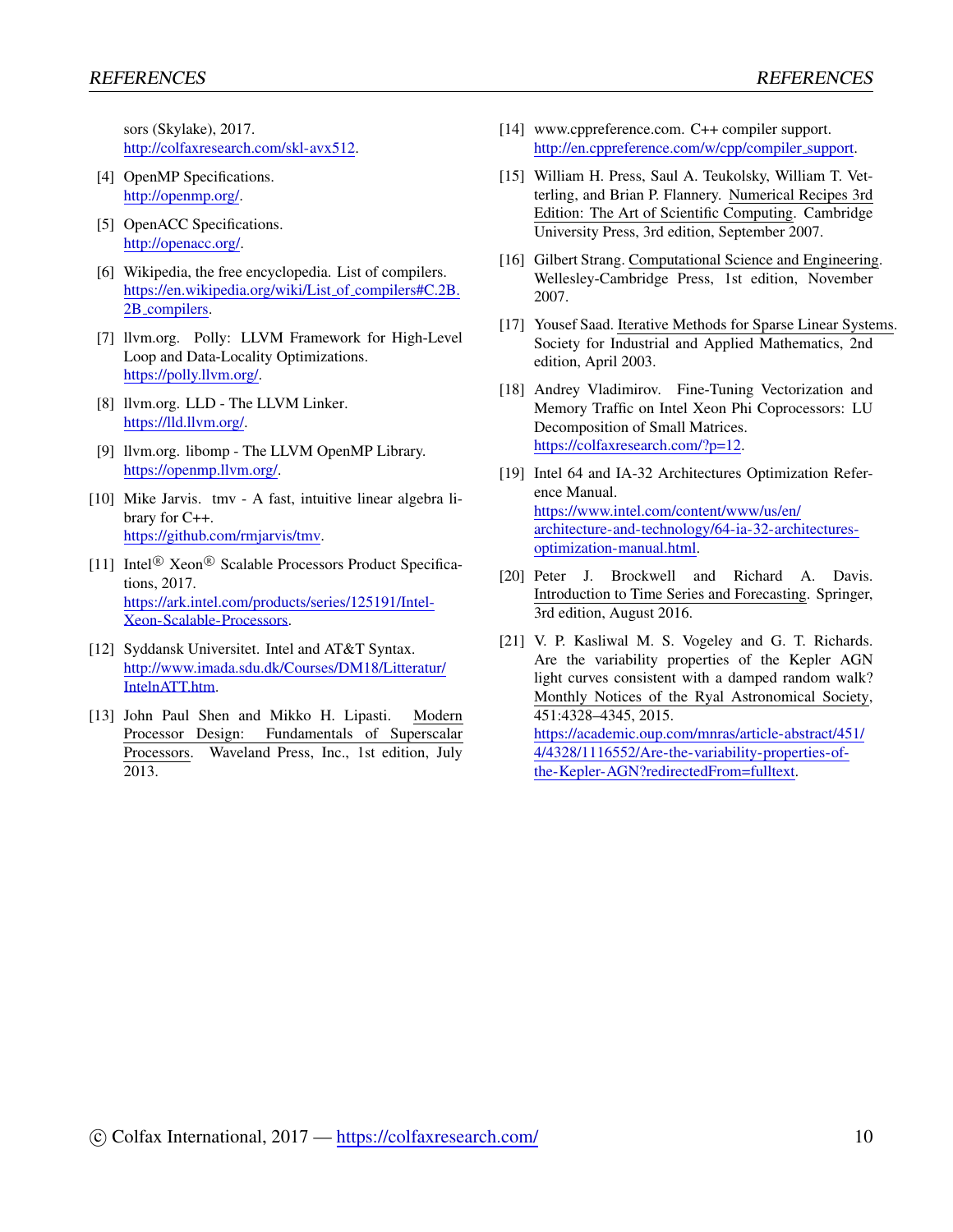sors (Skylake), 2017.
http://colfaxresearch.com/skl-avx512.

[4] OpenMP Specifications.
http://openmp.org/.

[5] OpenACC Specifications.
http://openacc.org/.

[6] Wikipedia, the free encyclopedia. List of compilers.
https://en.wikipedia.org/wiki/List_of_compilers#C.2B.2B_compilers.

[7] llvm.org. Polly: LLVM Framework for High-Level Loop and Data-Locality Optimizations.
https://polly.llvm.org/.

[8] llvm.org. LLD - The LLVM Linker.
https://lld.llvm.org/.

[9] llvm.org. libomp - The LLVM OpenMP Library.
https://openmp.llvm.org/.

[10] Mike Jarvis. tmv - A fast, intuitive linear algebra library for C++.
https://github.com/rmjarvis/tmv.

[11] Intel® Xeon® Scalable Processors Product Specifications, 2017.
https://ark.intel.com/products/series/125191/Intel-Xeon-Scalable-Processors.

[12] Syddansk Universitet. Intel and AT&T Syntax.
http://www.imada.sdu.dk/Courses/DM18/Litteratur/IntelnATT.htm.

[13] John Paul Shen and Mikko H. Lipasti. Modern Processor Design: Fundamentals of Superscalar Processors. Waveland Press, Inc., 1st edition, July 2013.

[14] www.cppreference.com. C++ compiler support.
http://en.cppreference.com/w/cpp/compiler_support.

[15] William H. Press, Saul A. Teukolsky, William T. Vetterling, and Brian P. Flannery. Numerical Recipes 3rd Edition: The Art of Scientific Computing. Cambridge University Press, 3rd edition, September 2007.

[16] Gilbert Strang. Computational Science and Engineering. Wellesley-Cambridge Press, 1st edition, November 2007.

[17] Yousef Saad. Iterative Methods for Sparse Linear Systems. Society for Industrial and Applied Mathematics, 2nd edition, April 2003.

[18] Andrey Vladimirov. Fine-Tuning Vectorization and Memory Traffic on Intel Xeon Phi Coprocessors: LU Decomposition of Small Matrices.
https://colfaxresearch.com/?p=12.

[19] Intel 64 and IA-32 Architectures Optimization Reference Manual.
https://www.intel.com/content/www/us/en/architecture-and-technology/64-ia-32-architectures-optimization-manual.html.

[20] Peter J. Brockwell and Richard A. Davis. Introduction to Time Series and Forecasting. Springer, 3rd edition, August 2016.

[21] V. P. Kasliwal M. S. Vogeley and G. T. Richards. Are the variability properties of the Kepler AGN light curves consistent with a damped random walk? Monthly Notices of the Ryal Astronomical Society, 451:4328–4345, 2015.
https://academic.oup.com/mnras/article-abstract/451/4/4328/1116552/Are-the-variability-properties-of-the-Kepler-AGN?redirectedFrom=fulltext.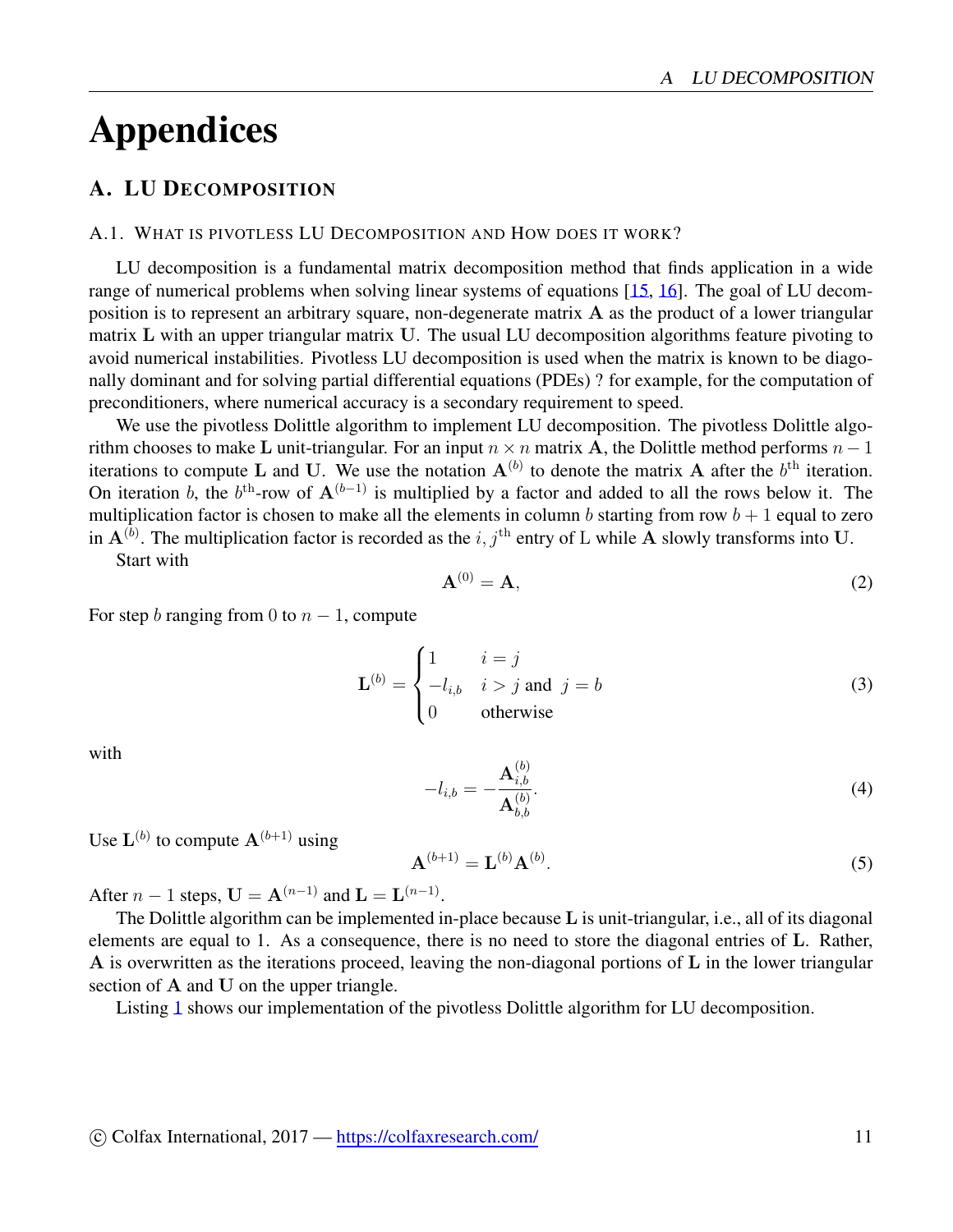# Appendices

## A. LU Decomposition

### A.1. What is pivotless LU Decomposition and How does it work?

LU decomposition is a fundamental matrix decomposition method that finds application in a wide range of numerical problems when solving linear systems of equations [15, 16]. The goal of LU decomposition is to represent an arbitrary square, non-degenerate matrix $\mathbf{A}$ as the product of a lower triangular matrix $\mathbf{L}$ with an upper triangular matrix $\mathbf{U}$. The usual LU decomposition algorithms feature pivoting to avoid numerical instabilities. Pivotless LU decomposition is used when the matrix is known to be diagonally dominant and for solving partial differential equations (PDEs) ? for example, for the computation of preconditioners, where numerical accuracy is a secondary requirement to speed.

We use the pivotless Dolittle algorithm to implement LU decomposition. The pivotless Dolittle algorithm chooses to make $\mathbf{L}$ unit-triangular. For an input $n \times n$ matrix $\mathbf{A}$, the Dolittle method performs $n-1$ iterations to compute $\mathbf{L}$ and $\mathbf{U}$. We use the notation $\mathbf{A}^{(b)}$ to denote the matrix $\mathbf{A}$ after the $b^{\text{th}}$ iteration. On iteration $b$, the $b^{\text{th}}$-row of $\mathbf{A}^{(b-1)}$ is multiplied by a factor and added to all the rows below it. The multiplication factor is chosen to make all the elements in column $b$ starting from row $b+1$ equal to zero in $\mathbf{A}^{(b)}$. The multiplication factor is recorded as the $i, j^{\text{th}}$ entry of L while $\mathbf{A}$ slowly transforms into $\mathbf{U}$.

Start with

$$\mathbf{A}^{(0)} = \mathbf{A}, \tag{2}$$

For step $b$ ranging from 0 to $n-1$, compute

$$\mathbf{L}^{(b)} = \begin{cases} 1 & i = j \\ -l_{i,b} & i > j \text{ and } j = b \\ 0 & \text{otherwise} \end{cases} \tag{3}$$

with

$$-l_{i,b} = -\frac{\mathbf{A}_{i,b}^{(b)}}{\mathbf{A}_{b,b}^{(b)}}. \tag{4}$$

Use $\mathbf{L}^{(b)}$ to compute $\mathbf{A}^{(b+1)}$ using

$$\mathbf{A}^{(b+1)} = \mathbf{L}^{(b)} \mathbf{A}^{(b)}. \tag{5}$$

After $n-1$ steps, $\mathbf{U} = \mathbf{A}^{(n-1)}$ and $\mathbf{L} = \mathbf{L}^{(n-1)}$.

The Dolittle algorithm can be implemented in-place because $\mathbf{L}$ is unit-triangular, i.e., all of its diagonal elements are equal to 1. As a consequence, there is no need to store the diagonal entries of $\mathbf{L}$. Rather, $\mathbf{A}$ is overwritten as the iterations proceed, leaving the non-diagonal portions of $\mathbf{L}$ in the lower triangular section of $\mathbf{A}$ and $\mathbf{U}$ on the upper triangle.

Listing 1 shows our implementation of the pivotless Dolittle algorithm for LU decomposition.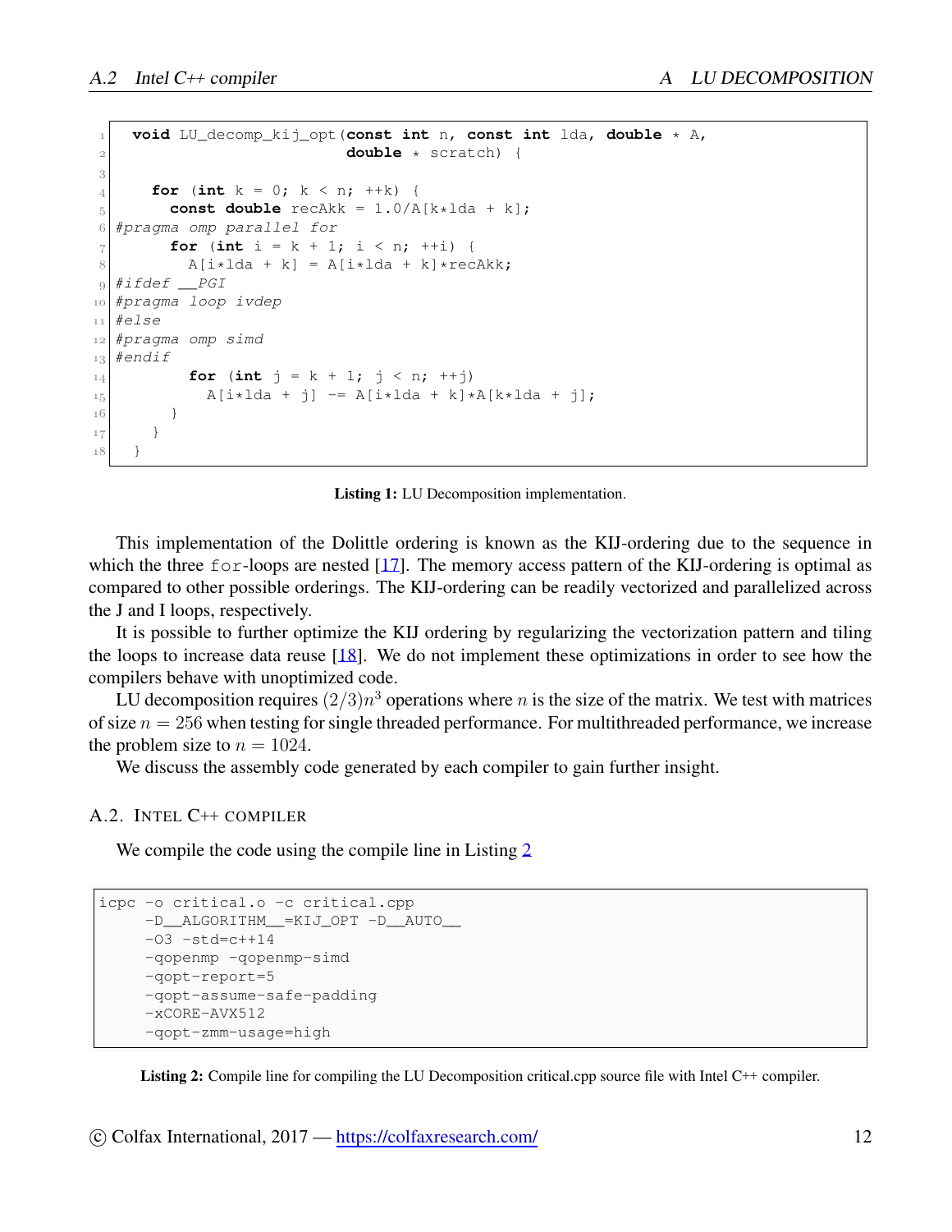```
void LU_decomp_kij_opt(const int n, const int lda, double * A,
                       double * scratch) {

  for (int k = 0; k < n; ++k) {
    const double recAkk = 1.0/A[k*lda + k];
#pragma omp parallel for
    for (int i = k + 1; i < n; ++i) {
      A[i*lda + k] = A[i*lda + k]*recAkk;
#ifdef __PGI
#pragma loop ivdep
#else
#pragma omp simd
#endif
      for (int j = k + 1; j < n; ++j)
        A[i*lda + j] -= A[i*lda + k]*A[k*lda + j];
    }
  }
}
```

**Listing 1:** LU Decomposition implementation.

This implementation of the Dolittle ordering is known as the KIJ-ordering due to the sequence in which the three `for`-loops are nested [17]. The memory access pattern of the KIJ-ordering is optimal as compared to other possible orderings. The KIJ-ordering can be readily vectorized and parallelized across the J and I loops, respectively.

It is possible to further optimize the KIJ ordering by regularizing the vectorization pattern and tiling the loops to increase data reuse [18]. We do not implement these optimizations in order to see how the compilers behave with unoptimized code.

LU decomposition requires $(2/3)n^3$ operations where $n$ is the size of the matrix. We test with matrices of size $n = 256$ when testing for single threaded performance. For multithreaded performance, we increase the problem size to $n = 1024$.

We discuss the assembly code generated by each compiler to gain further insight.

### A.2. Intel C++ compiler

We compile the code using the compile line in Listing 2

```
icpc -o critical.o -c critical.cpp
     -D__ALGORITHM__=KIJ_OPT -D__AUTO__
     -O3 -std=c++14
     -qopenmp -qopenmp-simd
     -qopt-report=5
     -qopt-assume-safe-padding
     -xCORE-AVX512
     -qopt-zmm-usage=high
```

**Listing 2:** Compile line for compiling the LU Decomposition critical.cpp source file with Intel C++ compiler.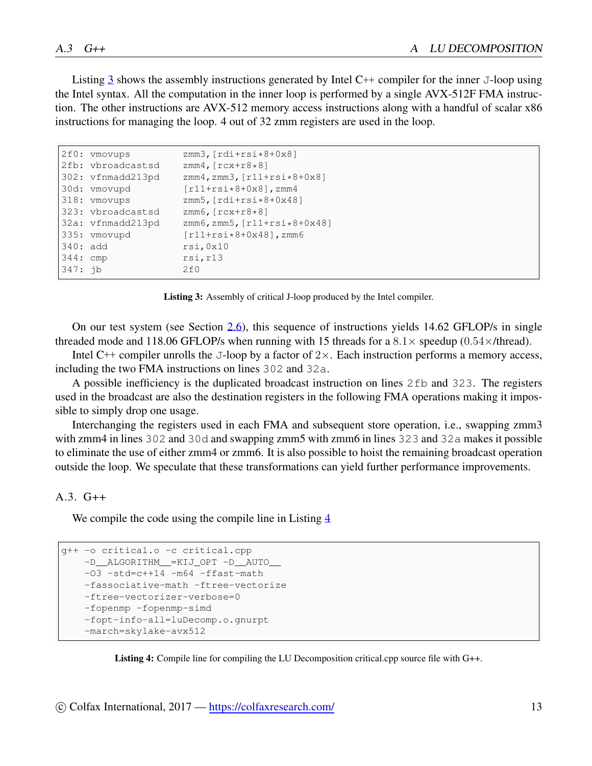Listing 3 shows the assembly instructions generated by Intel C++ compiler for the inner `J`-loop using the Intel syntax. All the computation in the inner loop is performed by a single AVX-512F FMA instruction. The other instructions are AVX-512 memory access instructions along with a handful of scalar x86 instructions for managing the loop. 4 out of 32 zmm registers are used in the loop.

```
2f0: vmovups          zmm3,[rdi+rsi*8+0x8]
2fb: vbroadcastsd     zmm4,[rcx+r8*8]
302: vfnmadd213pd     zmm4,zmm3,[r11+rsi*8+0x8]
30d: vmovupd          [r11+rsi*8+0x8],zmm4
318: vmovups          zmm5,[rdi+rsi*8+0x48]
323: vbroadcastsd     zmm6,[rcx+r8*8]
32a: vfnmadd213pd     zmm6,zmm5,[r11+rsi*8+0x48]
335: vmovupd          [r11+rsi*8+0x48],zmm6
340: add              rsi,0x10
344: cmp              rsi,r13
347: jb               2f0
```

**Listing 3:** Assembly of critical J-loop produced by the Intel compiler.

On our test system (see Section 2.6), this sequence of instructions yields 14.62 GFLOP/s in single threaded mode and 118.06 GFLOP/s when running with 15 threads for a $8.1\times$ speedup ($0.54\times$/thread).

Intel C++ compiler unrolls the `J`-loop by a factor of $2\times$. Each instruction performs a memory access, including the two FMA instructions on lines `302` and `32a`.

A possible inefficiency is the duplicated broadcast instruction on lines `2fb` and `323`. The registers used in the broadcast are also the destination registers in the following FMA operations making it impossible to simply drop one usage.

Interchanging the registers used in each FMA and subsequent store operation, i.e., swapping zmm3 with zmm4 in lines `302` and `30d` and swapping zmm5 with zmm6 in lines `323` and `32a` makes it possible to eliminate the use of either zmm4 or zmm6. It is also possible to hoist the remaining broadcast operation outside the loop. We speculate that these transformations can yield further performance improvements.

### A.3. G++

We compile the code using the compile line in Listing 4

```
g++ -o critical.o -c critical.cpp
    -D__ALGORITHM__=KIJ_OPT -D__AUTO__
    -O3 -std=c++14 -m64 -ffast-math
    -fassociative-math -ftree-vectorize
    -ftree-vectorizer-verbose=0
    -fopenmp -fopenmp-simd
    -fopt-info-all=luDecomp.o.gnurpt
    -march=skylake-avx512
```

**Listing 4:** Compile line for compiling the LU Decomposition critical.cpp source file with G++.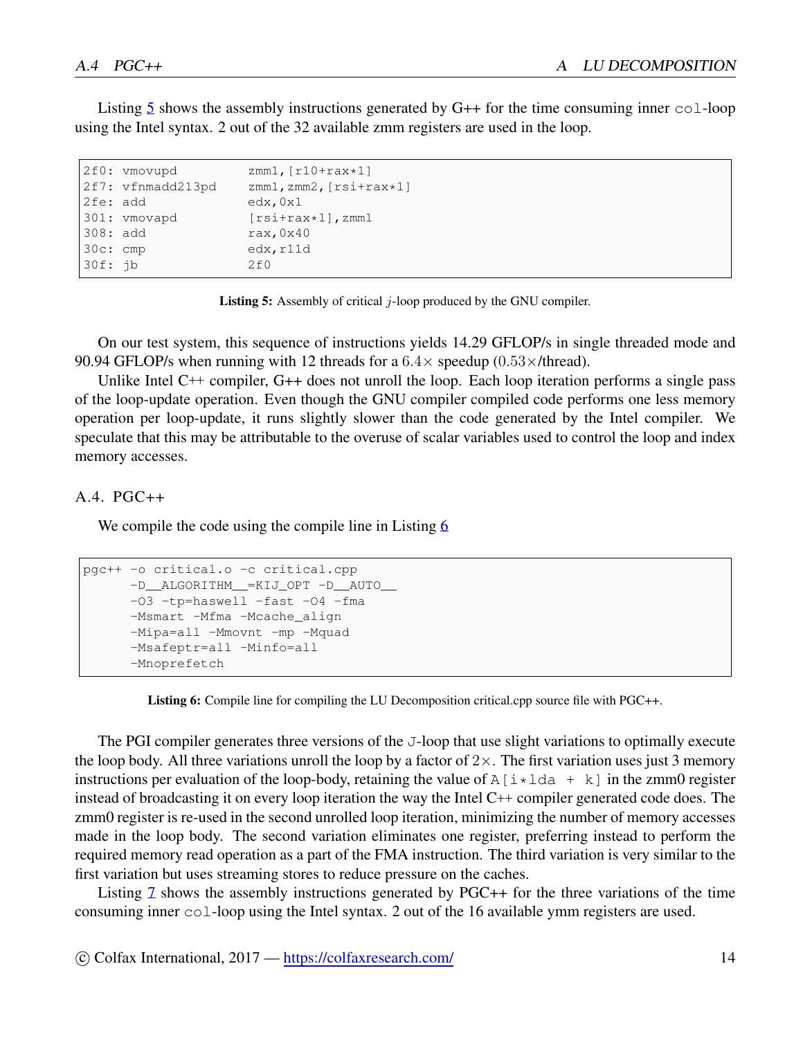Listing 5 shows the assembly instructions generated by G++ for the time consuming inner `col`-loop using the Intel syntax. 2 out of the 32 available zmm registers are used in the loop.

```
2f0: vmovupd          zmm1,[r10+rax*1]
2f7: vfnmadd213pd     zmm1,zmm2,[rsi+rax*1]
2fe: add              edx,0x1
301: vmovapd          [rsi+rax*1],zmm1
308: add              rax,0x40
30c: cmp              edx,r11d
30f: jb               2f0
```

**Listing 5:** Assembly of critical $j$-loop produced by the GNU compiler.

On our test system, this sequence of instructions yields 14.29 GFLOP/s in single threaded mode and 90.94 GFLOP/s when running with 12 threads for a $6.4\times$ speedup ($0.53\times$/thread).

Unlike Intel C++ compiler, G++ does not unroll the loop. Each loop iteration performs a single pass of the loop-update operation. Even though the GNU compiler compiled code performs one less memory operation per loop-update, it runs slightly slower than the code generated by the Intel compiler. We speculate that this may be attributable to the overuse of scalar variables used to control the loop and index memory accesses.

### A.4. PGC++

We compile the code using the compile line in Listing 6

```
pgc++ -o critical.o -c critical.cpp
      -D__ALGORITHM__=KIJ_OPT -D__AUTO__
      -O3 -tp=haswell -fast -O4 -fma
      -Msmart -Mfma -Mcache_align
      -Mipa=all -Mmovnt -mp -Mquad
      -Msafeptr=all -Minfo=all
      -Mnoprefetch
```

**Listing 6:** Compile line for compiling the LU Decomposition critical.cpp source file with PGC++.

The PGI compiler generates three versions of the `J`-loop that use slight variations to optimally execute the loop body. All three variations unroll the loop by a factor of $2\times$. The first variation uses just 3 memory instructions per evaluation of the loop-body, retaining the value of `A[i*lda + k]` in the zmm0 register instead of broadcasting it on every loop iteration the way the Intel C++ compiler generated code does. The zmm0 register is re-used in the second unrolled loop iteration, minimizing the number of memory accesses made in the loop body. The second variation eliminates one register, preferring instead to perform the required memory read operation as a part of the FMA instruction. The third variation is very similar to the first variation but uses streaming stores to reduce pressure on the caches.

Listing 7 shows the assembly instructions generated by PGC++ for the three variations of the time consuming inner `col`-loop using the Intel syntax. 2 out of the 16 available ymm registers are used.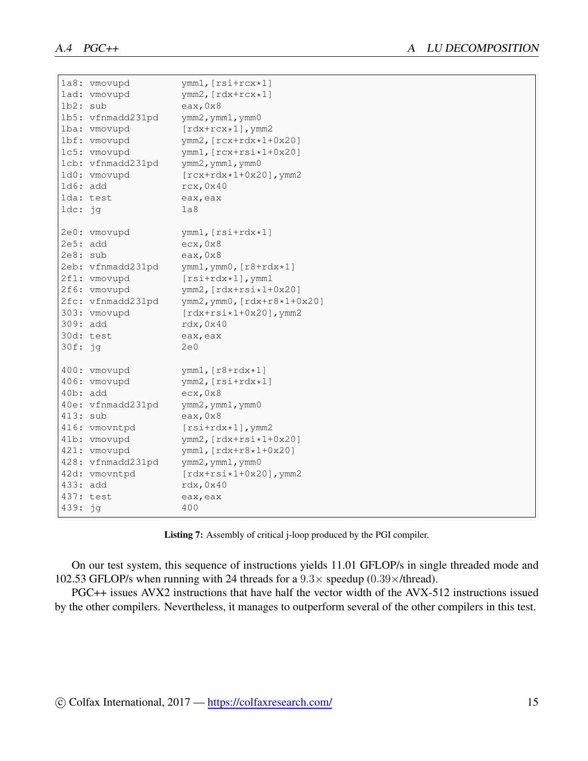```
1a8: vmovupd        ymm1,[rsi+rcx*1]
1ad: vmovupd        ymm2,[rdx+rcx*1]
1b2: sub            eax,0x8
1b5: vfnmadd231pd   ymm2,ymm1,ymm0
1ba: vmovupd        [rdx+rcx*1],ymm2
1bf: vmovupd        ymm2,[rcx+rdx*1+0x20]
1c5: vmovupd        ymm1,[rcx+rsi*1+0x20]
1cb: vfnmadd231pd   ymm2,ymm1,ymm0
1d0: vmovupd        [rcx+rdx*1+0x20],ymm2
1d6: add            rcx,0x40
1da: test           eax,eax
1dc: jg             1a8

2e0: vmovupd        ymm1,[rsi+rdx*1]
2e5: add            ecx,0x8
2e8: sub            eax,0x8
2eb: vfnmadd231pd   ymm1,ymm0,[r8+rdx*1]
2f1: vmovupd        [rsi+rdx*1],ymm1
2f6: vmovupd        ymm2,[rdx+rsi*1+0x20]
2fc: vfnmadd231pd   ymm2,ymm0,[rdx+r8*1+0x20]
303: vmovupd        [rdx+rsi*1+0x20],ymm2
309: add            rdx,0x40
30d: test           eax,eax
30f: jg             2e0

400: vmovupd        ymm1,[r8+rdx*1]
406: vmovupd        ymm2,[rsi+rdx*1]
40b: add            ecx,0x8
40e: vfnmadd231pd   ymm2,ymm1,ymm0
413: sub            eax,0x8
416: vmovntpd       [rsi+rdx*1],ymm2
41b: vmovupd        ymm2,[rdx+rsi*1+0x20]
421: vmovupd        ymm1,[rdx+r8*1+0x20]
428: vfnmadd231pd   ymm2,ymm1,ymm0
42d: vmovntpd       [rdx+rsi*1+0x20],ymm2
433: add            rdx,0x40
437: test           eax,eax
439: jg             400
```

**Listing 7:** Assembly of critical j-loop produced by the PGI compiler.

On our test system, this sequence of instructions yields 11.01 GFLOP/s in single threaded mode and 102.53 GFLOP/s when running with 24 threads for a $9.3\times$ speedup ($0.39\times$/thread).

PGC++ issues AVX2 instructions that have half the vector width of the AVX-512 instructions issued by the other compilers. Nevertheless, it manages to outperform several of the other compilers in this test.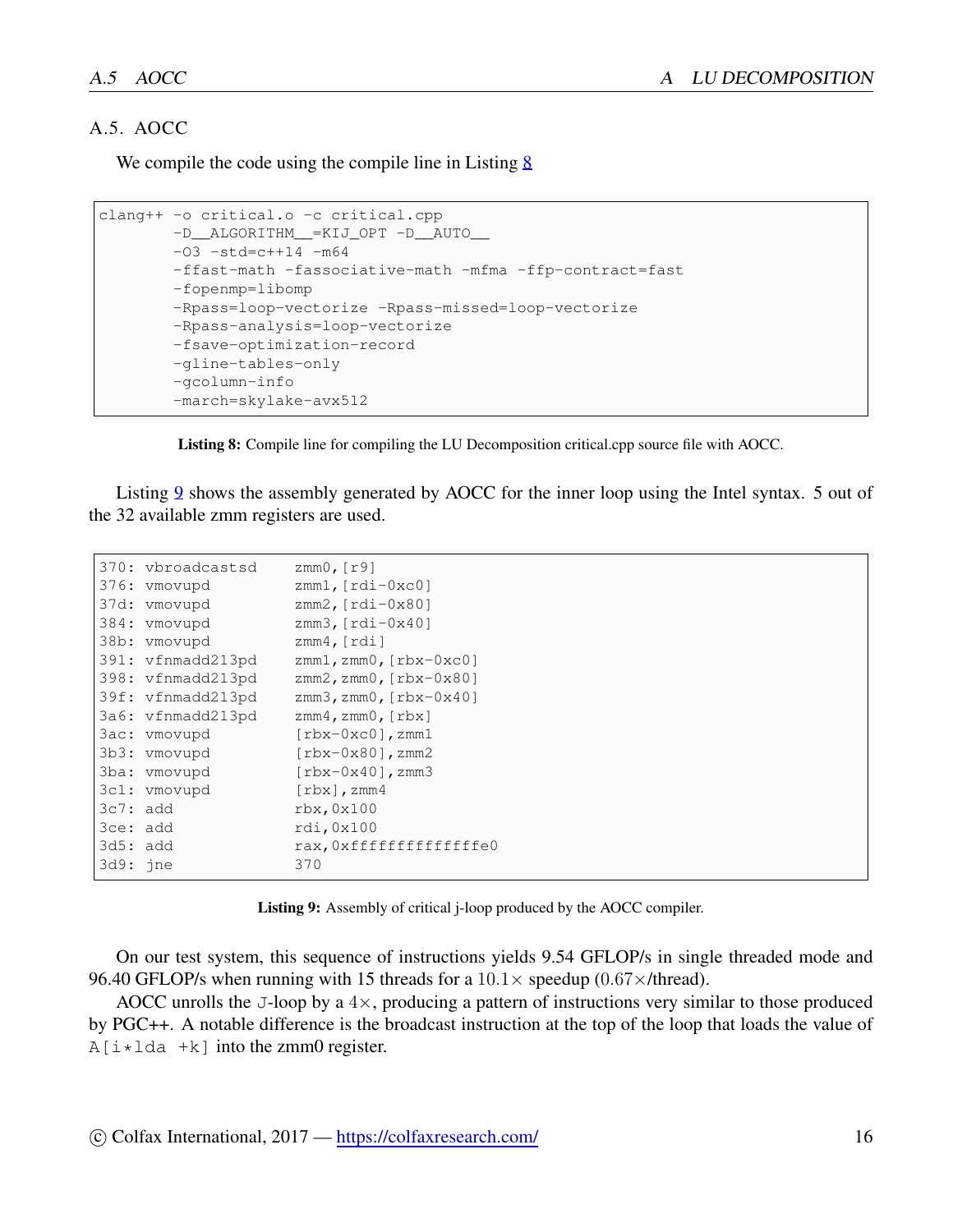## A.5. AOCC

We compile the code using the compile line in Listing 8

```
clang++ -o critical.o -c critical.cpp
        -D__ALGORITHM__=KIJ_OPT -D__AUTO__
        -O3 -std=c++14 -m64
        -ffast-math -fassociative-math -mfma -ffp-contract=fast
        -fopenmp=libomp
        -Rpass=loop-vectorize -Rpass-missed=loop-vectorize
        -Rpass-analysis=loop-vectorize
        -fsave-optimization-record
        -gline-tables-only
        -gcolumn-info
        -march=skylake-avx512
```

**Listing 8:** Compile line for compiling the LU Decomposition critical.cpp source file with AOCC.

Listing 9 shows the assembly generated by AOCC for the inner loop using the Intel syntax. 5 out of the 32 available zmm registers are used.

```
370: vbroadcastsd    zmm0,[r9]
376: vmovupd         zmm1,[rdi-0xc0]
37d: vmovupd         zmm2,[rdi-0x80]
384: vmovupd         zmm3,[rdi-0x40]
38b: vmovupd         zmm4,[rdi]
391: vfnmadd213pd    zmm1,zmm0,[rbx-0xc0]
398: vfnmadd213pd    zmm2,zmm0,[rbx-0x80]
39f: vfnmadd213pd    zmm3,zmm0,[rbx-0x40]
3a6: vfnmadd213pd    zmm4,zmm0,[rbx]
3ac: vmovupd         [rbx-0xc0],zmm1
3b3: vmovupd         [rbx-0x80],zmm2
3ba: vmovupd         [rbx-0x40],zmm3
3c1: vmovupd         [rbx],zmm4
3c7: add             rbx,0x100
3ce: add             rdi,0x100
3d5: add             rax,0xffffffffffffffe0
3d9: jne             370
```

**Listing 9:** Assembly of critical j-loop produced by the AOCC compiler.

On our test system, this sequence of instructions yields 9.54 GFLOP/s in single threaded mode and 96.40 GFLOP/s when running with 15 threads for a $10.1\times$ speedup ($0.67\times$/thread).

AOCC unrolls the `J`-loop by a $4\times$, producing a pattern of instructions very similar to those produced by PGC++. A notable difference is the broadcast instruction at the top of the loop that loads the value of `A[i*lda +k]` into the zmm0 register.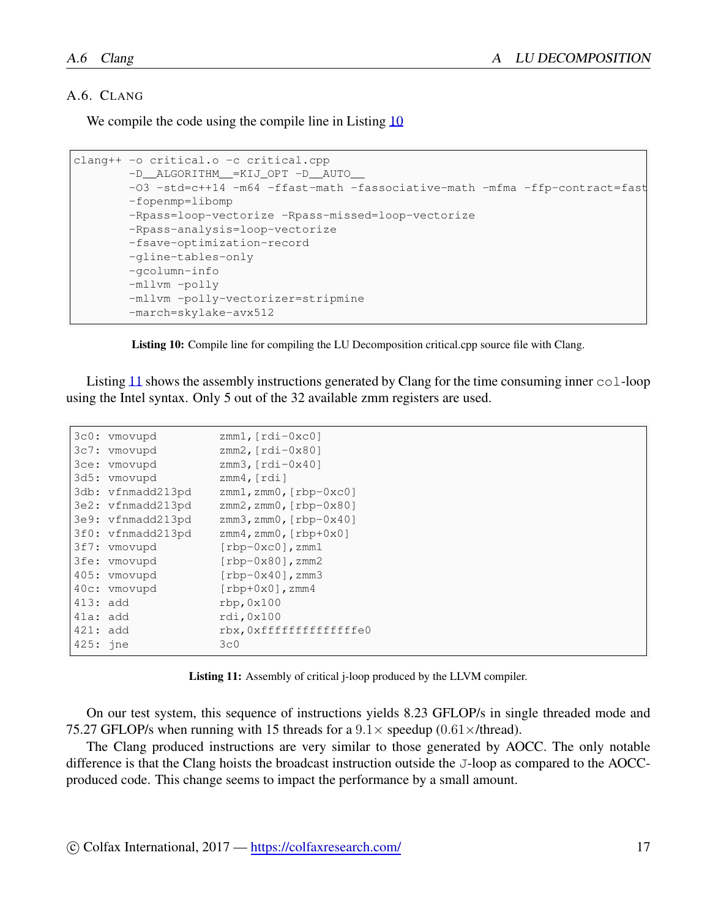### A.6. Clang

We compile the code using the compile line in Listing 10

```
clang++ -o critical.o -c critical.cpp
        -D__ALGORITHM__=KIJ_OPT -D__AUTO__
        -O3 -std=c++14 -m64 -ffast-math -fassociative-math -mfma -ffp-contract=fast
        -fopenmp=libomp
        -Rpass=loop-vectorize -Rpass-missed=loop-vectorize
        -Rpass-analysis=loop-vectorize
        -fsave-optimization-record
        -gline-tables-only
        -gcolumn-info
        -mllvm -polly
        -mllvm -polly-vectorizer=stripmine
        -march=skylake-avx512
```

**Listing 10:** Compile line for compiling the LU Decomposition critical.cpp source file with Clang.

Listing 11 shows the assembly instructions generated by Clang for the time consuming inner `col`-loop using the Intel syntax. Only 5 out of the 32 available zmm registers are used.

```
3c0: vmovupd         zmm1,[rdi-0xc0]
3c7: vmovupd         zmm2,[rdi-0x80]
3ce: vmovupd         zmm3,[rdi-0x40]
3d5: vmovupd         zmm4,[rdi]
3db: vfnmadd213pd    zmm1,zmm0,[rbp-0xc0]
3e2: vfnmadd213pd    zmm2,zmm0,[rbp-0x80]
3e9: vfnmadd213pd    zmm3,zmm0,[rbp-0x40]
3f0: vfnmadd213pd    zmm4,zmm0,[rbp+0x0]
3f7: vmovupd         [rbp-0xc0],zmm1
3fe: vmovupd         [rbp-0x80],zmm2
405: vmovupd         [rbp-0x40],zmm3
40c: vmovupd         [rbp+0x0],zmm4
413: add             rbp,0x100
41a: add             rdi,0x100
421: add             rbx,0xffffffffffffffe0
425: jne             3c0
```

**Listing 11:** Assembly of critical j-loop produced by the LLVM compiler.

On our test system, this sequence of instructions yields 8.23 GFLOP/s in single threaded mode and 75.27 GFLOP/s when running with 15 threads for a $9.1\times$ speedup ($0.61\times$/thread).

The Clang produced instructions are very similar to those generated by AOCC. The only notable difference is that the Clang hoists the broadcast instruction outside the `J`-loop as compared to the AOCC-produced code. This change seems to impact the performance by a small amount.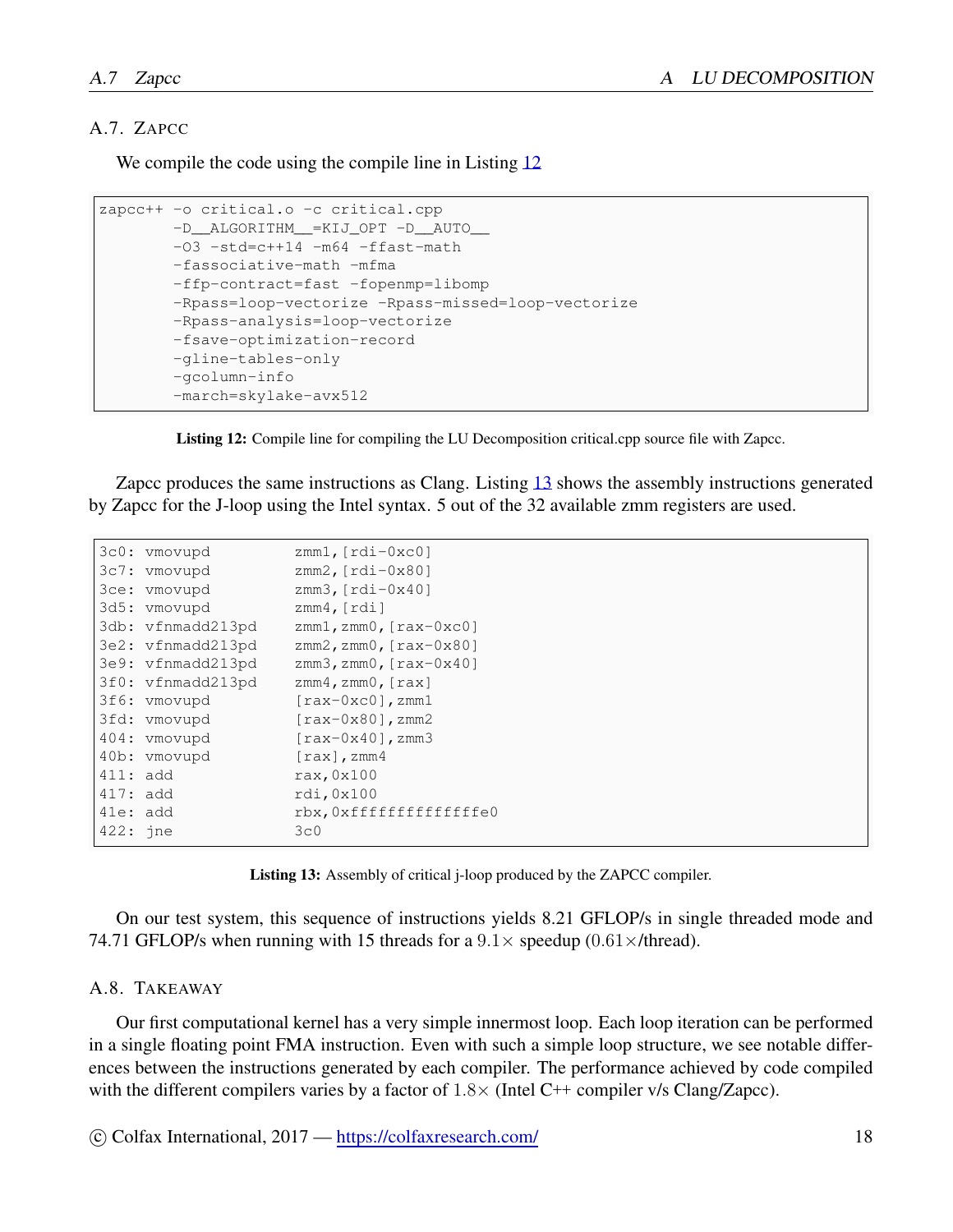## A.7. Zapcc

We compile the code using the compile line in Listing 12

```
zapcc++ -o critical.o -c critical.cpp
        -D__ALGORITHM__=KIJ_OPT -D__AUTO__
        -O3 -std=c++14 -m64 -ffast-math
        -fassociative-math -mfma
        -ffp-contract=fast -fopenmp=libomp
        -Rpass=loop-vectorize -Rpass-missed=loop-vectorize
        -Rpass-analysis=loop-vectorize
        -fsave-optimization-record
        -gline-tables-only
        -gcolumn-info
        -march=skylake-avx512
```

**Listing 12:** Compile line for compiling the LU Decomposition critical.cpp source file with Zapcc.

Zapcc produces the same instructions as Clang. Listing 13 shows the assembly instructions generated by Zapcc for the J-loop using the Intel syntax. 5 out of the 32 available zmm registers are used.

```
3c0: vmovupd         zmm1,[rdi-0xc0]
3c7: vmovupd         zmm2,[rdi-0x80]
3ce: vmovupd         zmm3,[rdi-0x40]
3d5: vmovupd         zmm4,[rdi]
3db: vfnmadd213pd    zmm1,zmm0,[rax-0xc0]
3e2: vfnmadd213pd    zmm2,zmm0,[rax-0x80]
3e9: vfnmadd213pd    zmm3,zmm0,[rax-0x40]
3f0: vfnmadd213pd    zmm4,zmm0,[rax]
3f6: vmovupd         [rax-0xc0],zmm1
3fd: vmovupd         [rax-0x80],zmm2
404: vmovupd         [rax-0x40],zmm3
40b: vmovupd         [rax],zmm4
411: add             rax,0x100
417: add             rdi,0x100
41e: add             rbx,0xffffffffffffffe0
422: jne             3c0
```

**Listing 13:** Assembly of critical j-loop produced by the ZAPCC compiler.

On our test system, this sequence of instructions yields 8.21 GFLOP/s in single threaded mode and 74.71 GFLOP/s when running with 15 threads for a $9.1\times$ speedup ($0.61\times$/thread).

## A.8. Takeaway

Our first computational kernel has a very simple innermost loop. Each loop iteration can be performed in a single floating point FMA instruction. Even with such a simple loop structure, we see notable differences between the instructions generated by each compiler. The performance achieved by code compiled with the different compilers varies by a factor of $1.8\times$ (Intel C++ compiler v/s Clang/Zapcc).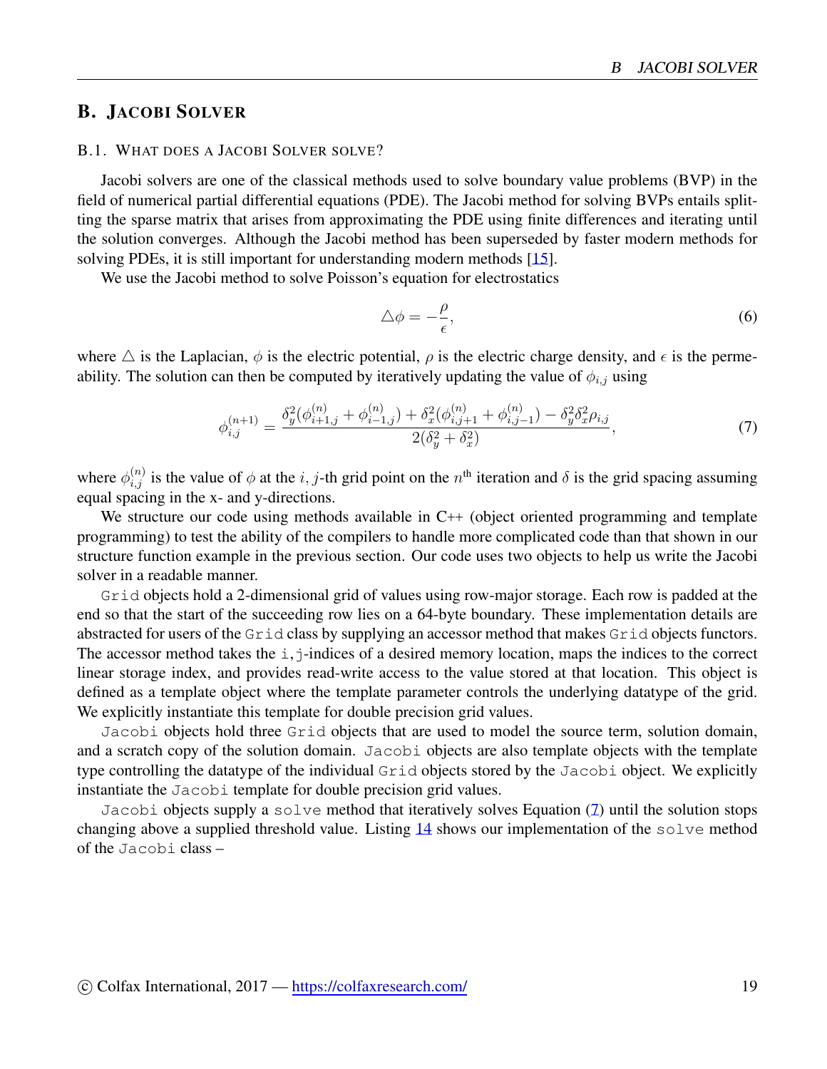## B. Jacobi Solver

### B.1. What does a Jacobi Solver solve?

Jacobi solvers are one of the classical methods used to solve boundary value problems (BVP) in the field of numerical partial differential equations (PDE). The Jacobi method for solving BVPs entails splitting the sparse matrix that arises from approximating the PDE using finite differences and iterating until the solution converges. Although the Jacobi method has been superseded by faster modern methods for solving PDEs, it is still important for understanding modern methods [15].

We use the Jacobi method to solve Poisson's equation for electrostatics

$$\triangle \phi = -\frac{\rho}{\epsilon}, \tag{6}$$

where $\triangle$ is the Laplacian, $\phi$ is the electric potential, $\rho$ is the electric charge density, and $\epsilon$ is the permeability. The solution can then be computed by iteratively updating the value of $\phi_{i,j}$ using

$$\phi_{i,j}^{(n+1)} = \frac{\delta_y^2(\phi_{i+1,j}^{(n)} + \phi_{i-1,j}^{(n)}) + \delta_x^2(\phi_{i,j+1}^{(n)} + \phi_{i,j-1}^{(n)}) - \delta_y^2\delta_x^2\rho_{i,j}}{2(\delta_y^2 + \delta_x^2)}, \tag{7}$$

where $\phi_{i,j}^{(n)}$ is the value of $\phi$ at the $i, j$-th grid point on the $n^{\text{th}}$ iteration and $\delta$ is the grid spacing assuming equal spacing in the x- and y-directions.

We structure our code using methods available in C++ (object oriented programming and template programming) to test the ability of the compilers to handle more complicated code than that shown in our structure function example in the previous section. Our code uses two objects to help us write the Jacobi solver in a readable manner.

`Grid` objects hold a 2-dimensional grid of values using row-major storage. Each row is padded at the end so that the start of the succeeding row lies on a 64-byte boundary. These implementation details are abstracted for users of the `Grid` class by supplying an accessor method that makes `Grid` objects functors. The accessor method takes the `i,j`-indices of a desired memory location, maps the indices to the correct linear storage index, and provides read-write access to the value stored at that location. This object is defined as a template object where the template parameter controls the underlying datatype of the grid. We explicitly instantiate this template for double precision grid values.

`Jacobi` objects hold three `Grid` objects that are used to model the source term, solution domain, and a scratch copy of the solution domain. `Jacobi` objects are also template objects with the template type controlling the datatype of the individual `Grid` objects stored by the `Jacobi` object. We explicitly instantiate the `Jacobi` template for double precision grid values.

`Jacobi` objects supply a `solve` method that iteratively solves Equation (7) until the solution stops changing above a supplied threshold value. Listing 14 shows our implementation of the `solve` method of the `Jacobi` class –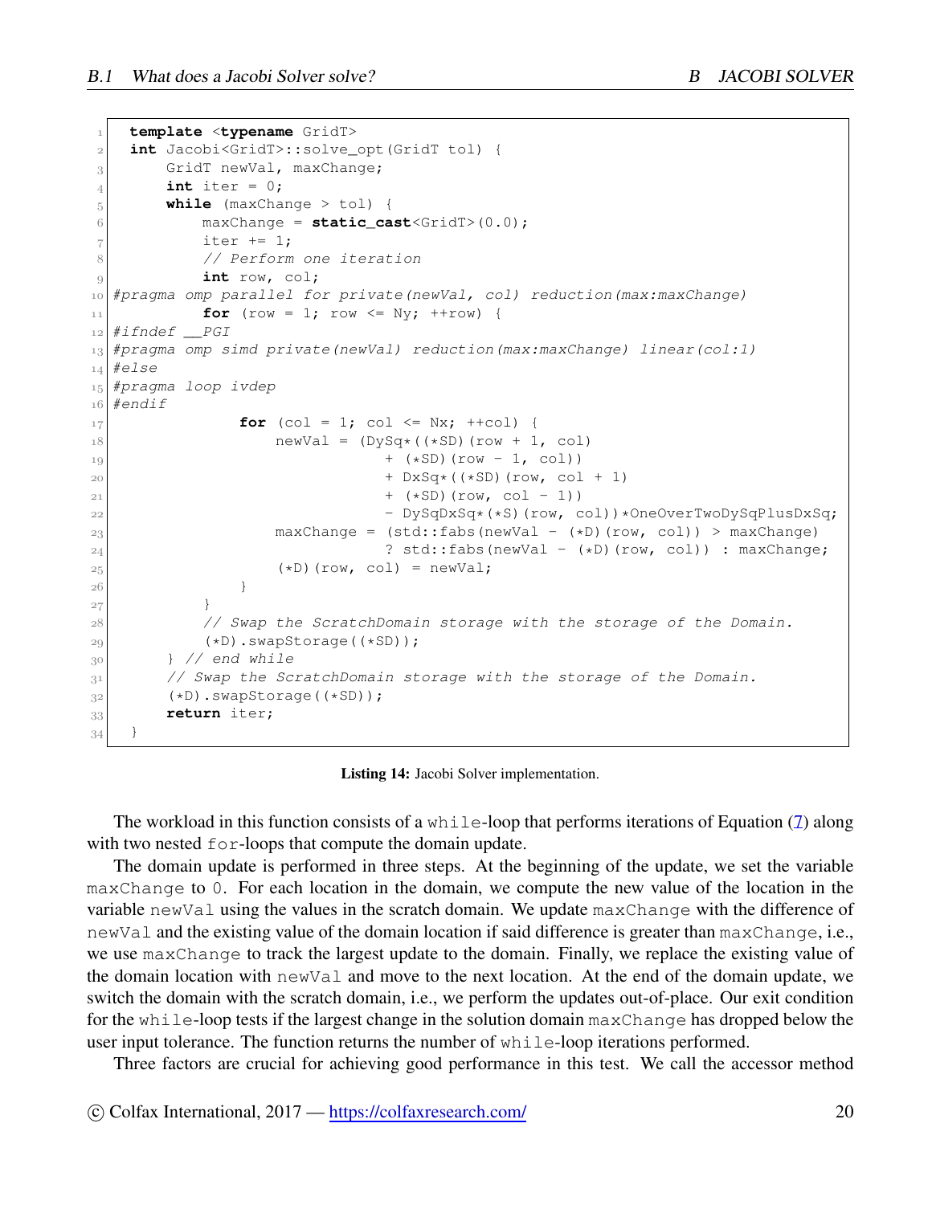```
template <typename GridT>
int Jacobi<GridT>::solve_opt(GridT tol) {
    GridT newVal, maxChange;
    int iter = 0;
    while (maxChange > tol) {
        maxChange = static_cast<GridT>(0.0);
        iter += 1;
        // Perform one iteration
        int row, col;
#pragma omp parallel for private(newVal, col) reduction(max:maxChange)
        for (row = 1; row <= Ny; ++row) {
#ifndef __PGI
#pragma omp simd private(newVal) reduction(max:maxChange) linear(col:1)
#else
#pragma loop ivdep
#endif
            for (col = 1; col <= Nx; ++col) {
                newVal = (DySq*((*SD)(row + 1, col)
                            + (*SD)(row - 1, col))
                            + DxSq*((*SD)(row, col + 1)
                            + (*SD)(row, col - 1))
                            - DySqDxSq*(*S)(row, col))*OneOverTwoDySqPlusDxSq;
                maxChange = (std::fabs(newVal - (*D)(row, col)) > maxChange)
                            ? std::fabs(newVal - (*D)(row, col)) : maxChange;
                (*D)(row, col) = newVal;
            }
        }
        // Swap the ScratchDomain storage with the storage of the Domain.
        (*D).swapStorage((*SD));
    } // end while
    // Swap the ScratchDomain storage with the storage of the Domain.
    (*D).swapStorage((*SD));
    return iter;
}
```

**Listing 14:** Jacobi Solver implementation.

The workload in this function consists of a `while`-loop that performs iterations of Equation (7) along with two nested `for`-loops that compute the domain update.

The domain update is performed in three steps. At the beginning of the update, we set the variable `maxChange` to `0`. For each location in the domain, we compute the new value of the location in the variable `newVal` using the values in the scratch domain. We update `maxChange` with the difference of `newVal` and the existing value of the domain location if said difference is greater than `maxChange`, i.e., we use `maxChange` to track the largest update to the domain. Finally, we replace the existing value of the domain location with `newVal` and move to the next location. At the end of the domain update, we switch the domain with the scratch domain, i.e., we perform the updates out-of-place. Our exit condition for the `while`-loop tests if the largest change in the solution domain `maxChange` has dropped below the user input tolerance. The function returns the number of `while`-loop iterations performed.

Three factors are crucial for achieving good performance in this test. We call the accessor method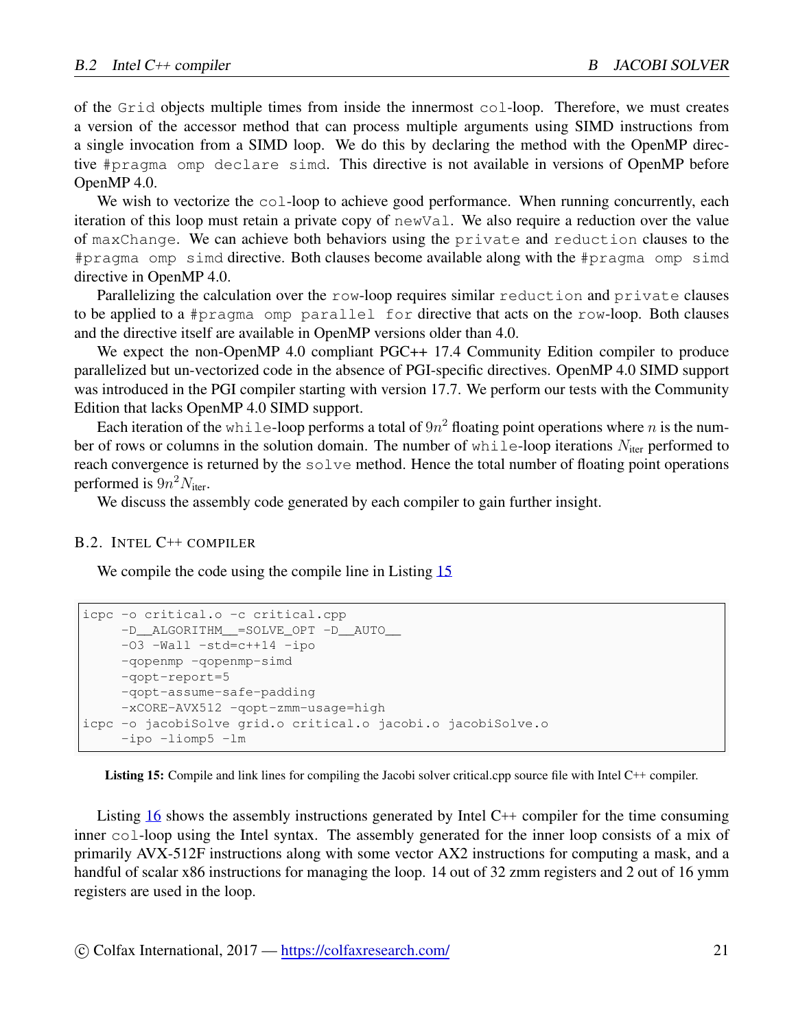of the `Grid` objects multiple times from inside the innermost `col`-loop. Therefore, we must creates a version of the accessor method that can process multiple arguments using SIMD instructions from a single invocation from a SIMD loop. We do this by declaring the method with the OpenMP directive `#pragma omp declare simd`. This directive is not available in versions of OpenMP before OpenMP 4.0.

We wish to vectorize the `col`-loop to achieve good performance. When running concurrently, each iteration of this loop must retain a private copy of `newVal`. We also require a reduction over the value of `maxChange`. We can achieve both behaviors using the `private` and `reduction` clauses to the `#pragma omp simd` directive. Both clauses become available along with the `#pragma omp simd` directive in OpenMP 4.0.

Parallelizing the calculation over the `row`-loop requires similar `reduction` and `private` clauses to be applied to a `#pragma omp parallel for` directive that acts on the `row`-loop. Both clauses and the directive itself are available in OpenMP versions older than 4.0.

We expect the non-OpenMP 4.0 compliant PGC++ 17.4 Community Edition compiler to produce parallelized but un-vectorized code in the absence of PGI-specific directives. OpenMP 4.0 SIMD support was introduced in the PGI compiler starting with version 17.7. We perform our tests with the Community Edition that lacks OpenMP 4.0 SIMD support.

Each iteration of the `while`-loop performs a total of $9n^2$ floating point operations where $n$ is the number of rows or columns in the solution domain. The number of `while`-loop iterations $N_{\text{iter}}$ performed to reach convergence is returned by the `solve` method. Hence the total number of floating point operations performed is $9n^2N_{\text{iter}}$.

We discuss the assembly code generated by each compiler to gain further insight.

## B.2. Intel C++ compiler

We compile the code using the compile line in Listing 15

```
icpc -o critical.o -c critical.cpp
     -D__ALGORITHM__=SOLVE_OPT -D__AUTO__
     -O3 -Wall -std=c++14 -ipo
     -qopenmp -qopenmp-simd
     -qopt-report=5
     -qopt-assume-safe-padding
     -xCORE-AVX512 -qopt-zmm-usage=high
icpc -o jacobiSolve grid.o critical.o jacobi.o jacobiSolve.o
     -ipo -liomp5 -lm
```

**Listing 15:** Compile and link lines for compiling the Jacobi solver critical.cpp source file with Intel C++ compiler.

Listing 16 shows the assembly instructions generated by Intel C++ compiler for the time consuming inner `col`-loop using the Intel syntax. The assembly generated for the inner loop consists of a mix of primarily AVX-512F instructions along with some vector AX2 instructions for computing a mask, and a handful of scalar x86 instructions for managing the loop. 14 out of 32 zmm registers and 2 out of 16 ymm registers are used in the loop.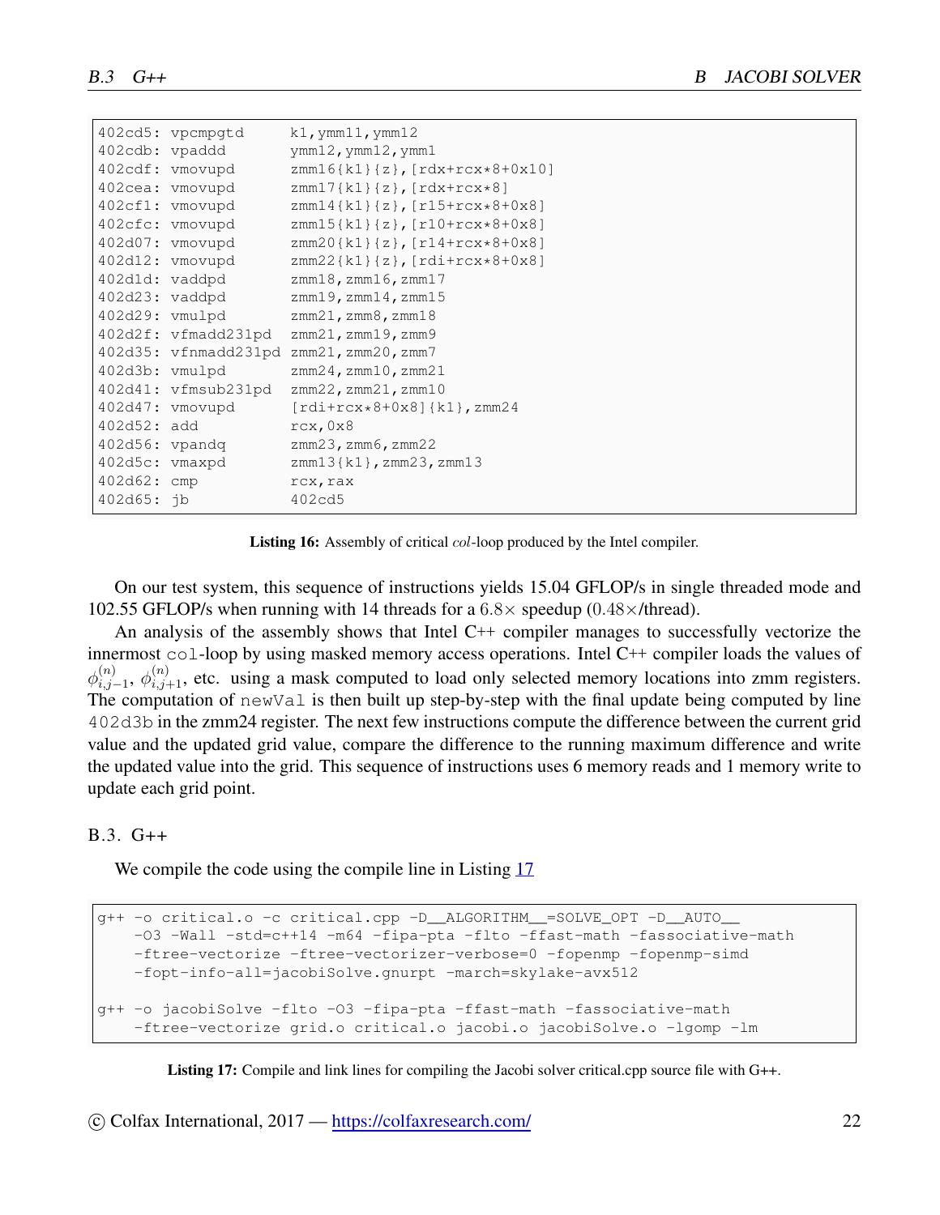```
402cd5: vpcmpgtd      k1,ymm11,ymm12
402cdb: vpaddd        ymm12,ymm12,ymm1
402cdf: vmovupd       zmm16{k1}{z},[rdx+rcx*8+0x10]
402cea: vmovupd       zmm17{k1}{z},[rdx+rcx*8]
402cf1: vmovupd       zmm14{k1}{z},[r15+rcx*8+0x8]
402cfc: vmovupd       zmm15{k1}{z},[r10+rcx*8+0x8]
402d07: vmovupd       zmm20{k1}{z},[r14+rcx*8+0x8]
402d12: vmovupd       zmm22{k1}{z},[rdi+rcx*8+0x8]
402d1d: vaddpd        zmm18,zmm16,zmm17
402d23: vaddpd        zmm19,zmm14,zmm15
402d29: vmulpd        zmm21,zmm8,zmm18
402d2f: vfmadd231pd   zmm21,zmm19,zmm9
402d35: vfnmadd231pd  zmm21,zmm20,zmm7
402d3b: vmulpd        zmm24,zmm10,zmm21
402d41: vfmsub231pd   zmm22,zmm21,zmm10
402d47: vmovupd       [rdi+rcx*8+0x8]{k1},zmm24
402d52: add           rcx,0x8
402d56: vpandq        zmm23,zmm6,zmm22
402d5c: vmaxpd        zmm13{k1},zmm23,zmm13
402d62: cmp           rcx,rax
402d65: jb            402cd5
```

**Listing 16:** Assembly of critical *col*-loop produced by the Intel compiler.

On our test system, this sequence of instructions yields 15.04 GFLOP/s in single threaded mode and 102.55 GFLOP/s when running with 14 threads for a $6.8\times$ speedup ($0.48\times$/thread).

An analysis of the assembly shows that Intel C++ compiler manages to successfully vectorize the innermost `col`-loop by using masked memory access operations. Intel C++ compiler loads the values of $\phi^{(n)}_{i,j-1}$, $\phi^{(n)}_{i,j+1}$, etc. using a mask computed to load only selected memory locations into zmm registers. The computation of `newVal` is then built up step-by-step with the final update being computed by line `402d3b` in the zmm24 register. The next few instructions compute the difference between the current grid value and the updated grid value, compare the difference to the running maximum difference and write the updated value into the grid. This sequence of instructions uses 6 memory reads and 1 memory write to update each grid point.

### B.3. G++

We compile the code using the compile line in Listing 17

```
g++ -o critical.o -c critical.cpp -D__ALGORITHM__=SOLVE_OPT -D__AUTO__
    -O3 -Wall -std=c++14 -m64 -fipa-pta -flto -ffast-math -fassociative-math
    -ftree-vectorize -ftree-vectorizer-verbose=0 -fopenmp -fopenmp-simd
    -fopt-info-all=jacobiSolve.gnurpt -march=skylake-avx512

g++ -o jacobiSolve -flto -O3 -fipa-pta -ffast-math -fassociative-math
    -ftree-vectorize grid.o critical.o jacobi.o jacobiSolve.o -lgomp -lm
```

**Listing 17:** Compile and link lines for compiling the Jacobi solver critical.cpp source file with G++.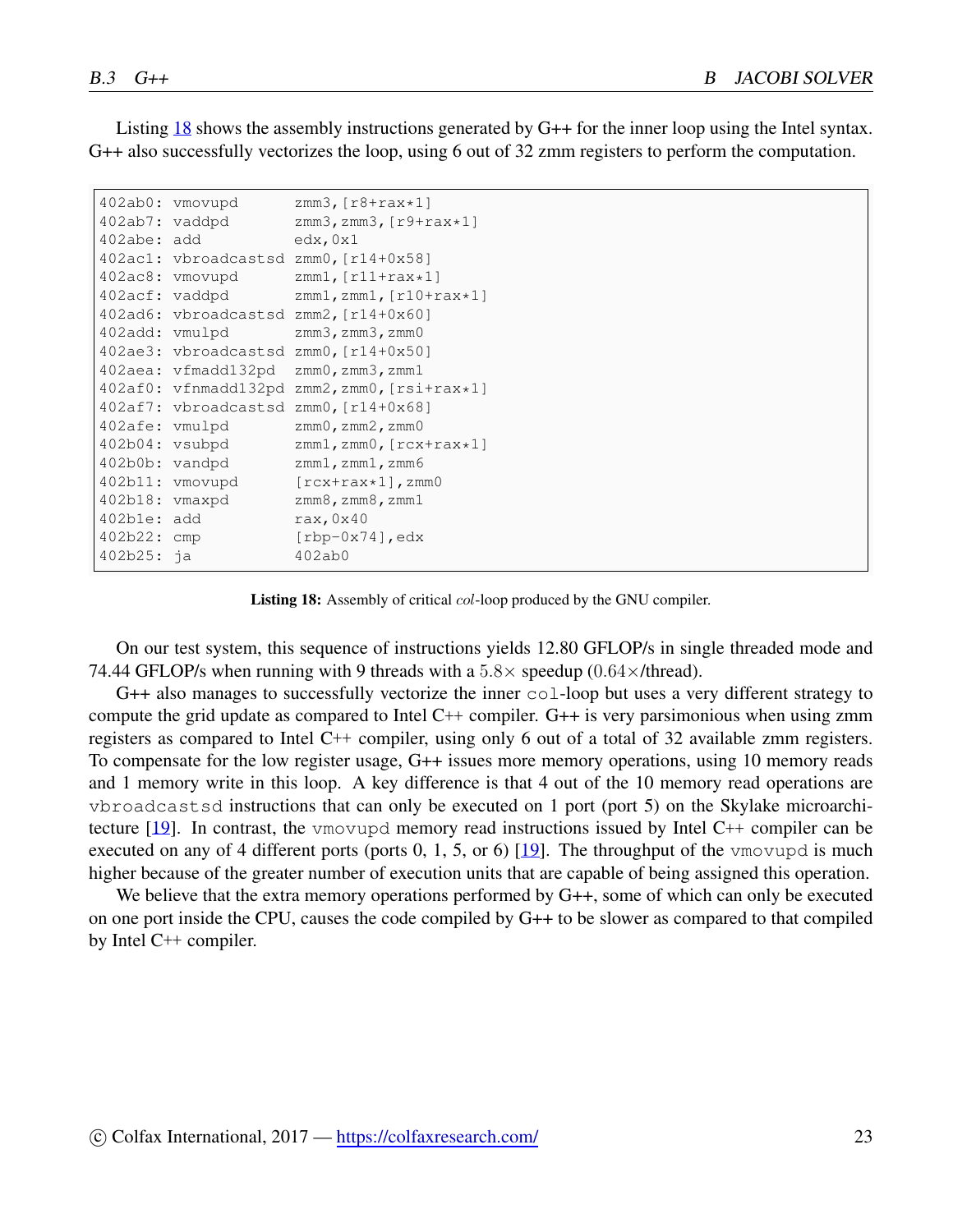Listing 18 shows the assembly instructions generated by G++ for the inner loop using the Intel syntax. G++ also successfully vectorizes the loop, using 6 out of 32 zmm registers to perform the computation.

```
402ab0: vmovupd      zmm3,[r8+rax*1]
402ab7: vaddpd       zmm3,zmm3,[r9+rax*1]
402abe: add          edx,0x1
402ac1: vbroadcastsd zmm0,[r14+0x58]
402ac8: vmovupd      zmm1,[r11+rax*1]
402acf: vaddpd       zmm1,zmm1,[r10+rax*1]
402ad6: vbroadcastsd zmm2,[r14+0x60]
402add: vmulpd       zmm3,zmm3,zmm0
402ae3: vbroadcastsd zmm0,[r14+0x50]
402aea: vfmadd132pd  zmm0,zmm3,zmm1
402af0: vfnmadd132pd zmm2,zmm0,[rsi+rax*1]
402af7: vbroadcastsd zmm0,[r14+0x68]
402afe: vmulpd       zmm0,zmm2,zmm0
402b04: vsubpd       zmm1,zmm0,[rcx+rax*1]
402b0b: vandpd       zmm1,zmm1,zmm6
402b11: vmovupd      [rcx+rax*1],zmm0
402b18: vmaxpd       zmm8,zmm8,zmm1
402b1e: add          rax,0x40
402b22: cmp          [rbp-0x74],edx
402b25: ja           402ab0
```

**Listing 18:** Assembly of critical *col*-loop produced by the GNU compiler.

On our test system, this sequence of instructions yields 12.80 GFLOP/s in single threaded mode and 74.44 GFLOP/s when running with 9 threads with a $5.8\times$ speedup ($0.64\times$/thread).

G++ also manages to successfully vectorize the inner `col`-loop but uses a very different strategy to compute the grid update as compared to Intel C++ compiler. G++ is very parsimonious when using zmm registers as compared to Intel C++ compiler, using only 6 out of a total of 32 available zmm registers. To compensate for the low register usage, G++ issues more memory operations, using 10 memory reads and 1 memory write in this loop. A key difference is that 4 out of the 10 memory read operations are `vbroadcastsd` instructions that can only be executed on 1 port (port 5) on the Skylake microarchitecture [19]. In contrast, the `vmovupd` memory read instructions issued by Intel C++ compiler can be executed on any of 4 different ports (ports 0, 1, 5, or 6) [19]. The throughput of the `vmovupd` is much higher because of the greater number of execution units that are capable of being assigned this operation.

We believe that the extra memory operations performed by G++, some of which can only be executed on one port inside the CPU, causes the code compiled by G++ to be slower as compared to that compiled by Intel C++ compiler.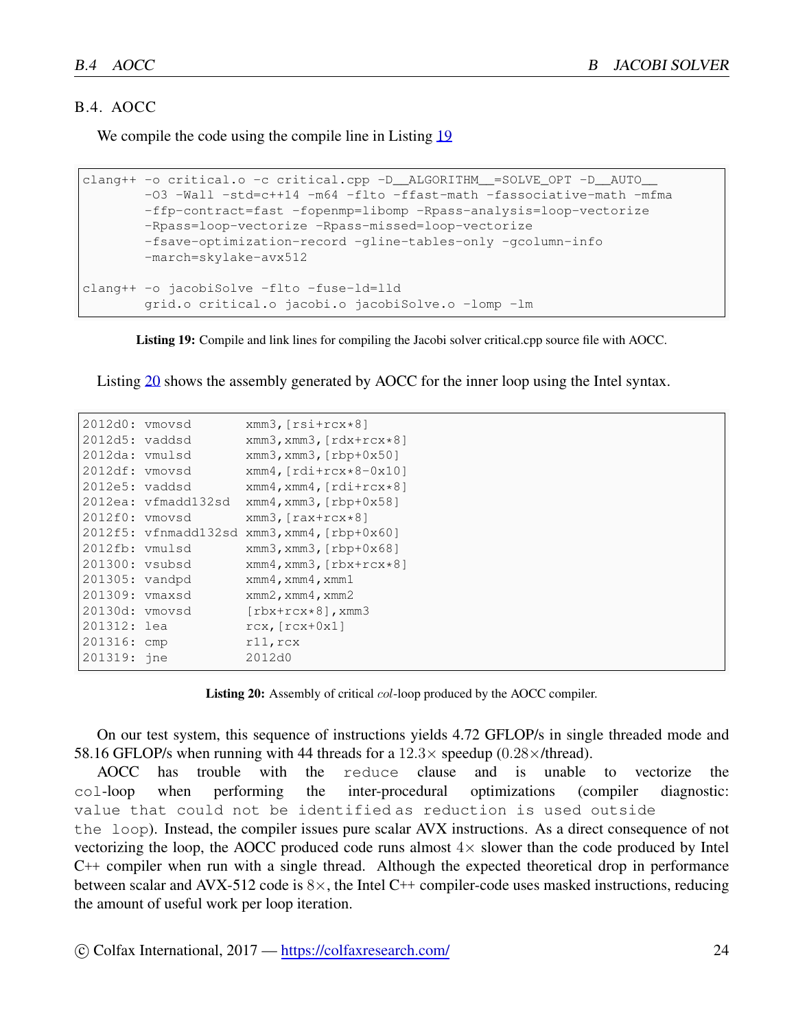## B.4. AOCC

We compile the code using the compile line in Listing 19

```
clang++ -o critical.o -c critical.cpp -D__ALGORITHM__=SOLVE_OPT -D__AUTO__
        -O3 -Wall -std=c++14 -m64 -flto -ffast-math -fassociative-math -mfma
        -ffp-contract=fast -fopenmp=libomp -Rpass-analysis=loop-vectorize
        -Rpass=loop-vectorize -Rpass-missed=loop-vectorize
        -fsave-optimization-record -gline-tables-only -gcolumn-info
        -march=skylake-avx512

clang++ -o jacobiSolve -flto -fuse-ld=lld
        grid.o critical.o jacobi.o jacobiSolve.o -lomp -lm
```

**Listing 19:** Compile and link lines for compiling the Jacobi solver critical.cpp source file with AOCC.

Listing 20 shows the assembly generated by AOCC for the inner loop using the Intel syntax.

```
2012d0: vmovsd       xmm3,[rsi+rcx*8]
2012d5: vaddsd       xmm3,xmm3,[rdx+rcx*8]
2012da: vmulsd       xmm3,xmm3,[rbp+0x50]
2012df: vmovsd       xmm4,[rdi+rcx*8-0x10]
2012e5: vaddsd       xmm4,xmm4,[rdi+rcx*8]
2012ea: vfmadd132sd  xmm4,xmm3,[rbp+0x58]
2012f0: vmovsd       xmm3,[rax+rcx*8]
2012f5: vfnmadd132sd xmm3,xmm4,[rbp+0x60]
2012fb: vmulsd       xmm3,xmm3,[rbp+0x68]
201300: vsubsd       xmm4,xmm3,[rbx+rcx*8]
201305: vandpd       xmm4,xmm4,xmm1
201309: vmaxsd       xmm2,xmm4,xmm2
20130d: vmovsd       [rbx+rcx*8],xmm3
201312: lea          rcx,[rcx+0x1]
201316: cmp          r11,rcx
201319: jne          2012d0
```

**Listing 20:** Assembly of critical *col*-loop produced by the AOCC compiler.

On our test system, this sequence of instructions yields 4.72 GFLOP/s in single threaded mode and 58.16 GFLOP/s when running with 44 threads for a $12.3\times$ speedup ($0.28\times$/thread).

AOCC has trouble with the `reduce` clause and is unable to vectorize the `col`-loop when performing the inter-procedural optimizations (compiler diagnostic: `value that could not be identified as reduction is used outside the loop`). Instead, the compiler issues pure scalar AVX instructions. As a direct consequence of not vectorizing the loop, the AOCC produced code runs almost $4\times$ slower than the code produced by Intel C++ compiler when run with a single thread. Although the expected theoretical drop in performance between scalar and AVX-512 code is $8\times$, the Intel C++ compiler-code uses masked instructions, reducing the amount of useful work per loop iteration.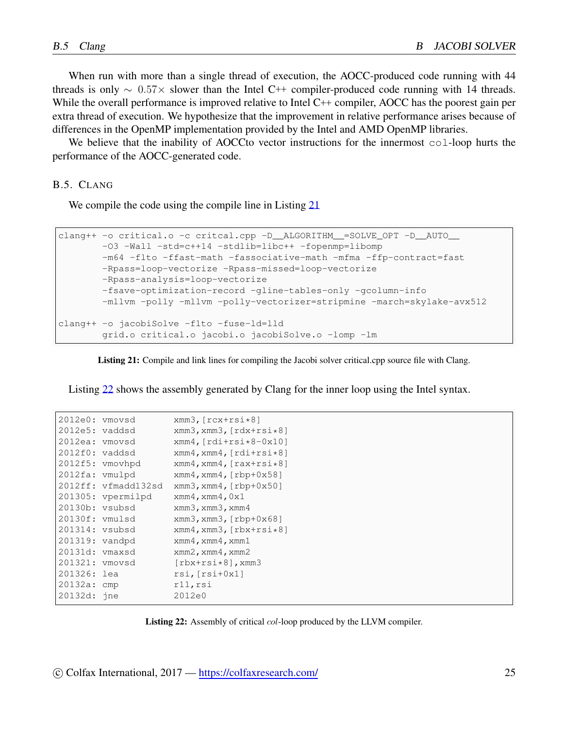When run with more than a single thread of execution, the AOCC-produced code running with 44 threads is only $\sim 0.57\times$ slower than the Intel C++ compiler-produced code running with 14 threads. While the overall performance is improved relative to Intel C++ compiler, AOCC has the poorest gain per extra thread of execution. We hypothesize that the improvement in relative performance arises because of differences in the OpenMP implementation provided by the Intel and AMD OpenMP libraries.

We believe that the inability of AOCCto vector instructions for the innermost `col`-loop hurts the performance of the AOCC-generated code.

## B.5. Clang

We compile the code using the compile line in Listing 21

```
clang++ -o critical.o -c critcal.cpp -D__ALGORITHM__=SOLVE_OPT -D__AUTO__
        -O3 -Wall -std=c++14 -stdlib=libc++ -fopenmp=libomp
        -m64 -flto -ffast-math -fassociative-math -mfma -ffp-contract=fast
        -Rpass=loop-vectorize -Rpass-missed=loop-vectorize
        -Rpass-analysis=loop-vectorize
        -fsave-optimization-record -gline-tables-only -gcolumn-info
        -mllvm -polly -mllvm -polly-vectorizer=stripmine -march=skylake-avx512

clang++ -o jacobiSolve -flto -fuse-ld=lld
        grid.o critical.o jacobi.o jacobiSolve.o -lomp -lm
```

**Listing 21:** Compile and link lines for compiling the Jacobi solver critical.cpp source file with Clang.

Listing 22 shows the assembly generated by Clang for the inner loop using the Intel syntax.

```
2012e0: vmovsd       xmm3,[rcx+rsi*8]
2012e5: vaddsd       xmm3,xmm3,[rdx+rsi*8]
2012ea: vmovsd       xmm4,[rdi+rsi*8-0x10]
2012f0: vaddsd       xmm4,xmm4,[rdi+rsi*8]
2012f5: vmovhpd      xmm4,xmm4,[rax+rsi*8]
2012fa: vmulpd       xmm4,xmm4,[rbp+0x58]
2012ff: vfmadd132sd  xmm3,xmm4,[rbp+0x50]
201305: vpermilpd    xmm4,xmm4,0x1
20130b: vsubsd       xmm3,xmm3,xmm4
20130f: vmulsd       xmm3,xmm3,[rbp+0x68]
201314: vsubsd       xmm4,xmm3,[rbx+rsi*8]
201319: vandpd       xmm4,xmm4,xmm1
20131d: vmaxsd       xmm2,xmm4,xmm2
201321: vmovsd       [rbx+rsi*8],xmm3
201326: lea          rsi,[rsi+0x1]
20132a: cmp          r11,rsi
20132d: jne          2012e0
```

**Listing 22:** Assembly of critical *col*-loop produced by the LLVM compiler.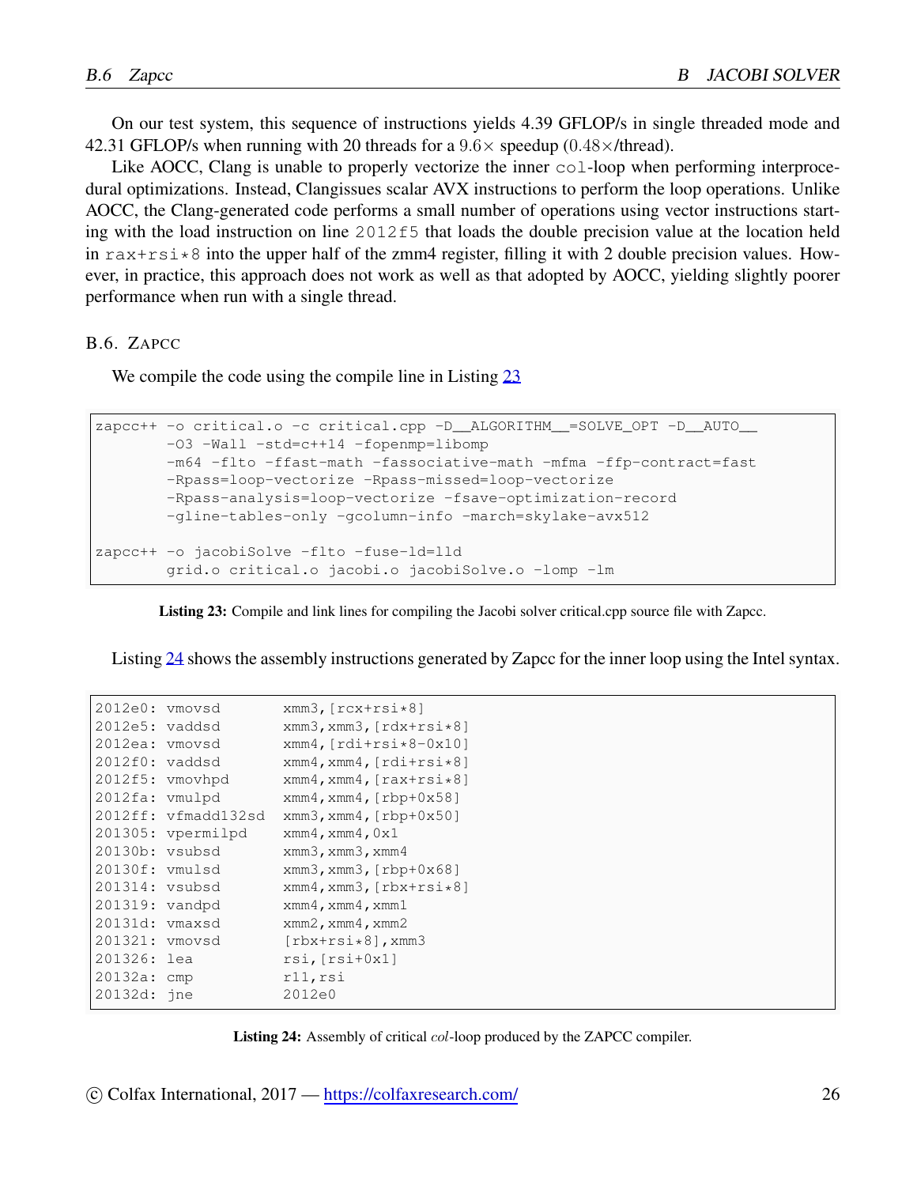On our test system, this sequence of instructions yields 4.39 GFLOP/s in single threaded mode and 42.31 GFLOP/s when running with 20 threads for a $9.6\times$ speedup ($0.48\times$/thread).

Like AOCC, Clang is unable to properly vectorize the inner `col`-loop when performing interprocedural optimizations. Instead, Clangissues scalar AVX instructions to perform the loop operations. Unlike AOCC, the Clang-generated code performs a small number of operations using vector instructions starting with the load instruction on line `2012f5` that loads the double precision value at the location held in `rax+rsi*8` into the upper half of the zmm4 register, filling it with 2 double precision values. However, in practice, this approach does not work as well as that adopted by AOCC, yielding slightly poorer performance when run with a single thread.

## B.6. Zapcc

We compile the code using the compile line in Listing 23

```
zapcc++ -o critical.o -c critical.cpp -D__ALGORITHM__=SOLVE_OPT -D__AUTO__
        -O3 -Wall -std=c++14 -fopenmp=libomp
        -m64 -flto -ffast-math -fassociative-math -mfma -ffp-contract=fast
        -Rpass=loop-vectorize -Rpass-missed=loop-vectorize
        -Rpass-analysis=loop-vectorize -fsave-optimization-record
        -gline-tables-only -gcolumn-info -march=skylake-avx512

zapcc++ -o jacobiSolve -flto -fuse-ld=lld
        grid.o critical.o jacobi.o jacobiSolve.o -lomp -lm
```

**Listing 23:** Compile and link lines for compiling the Jacobi solver critical.cpp source file with Zapcc.

Listing 24 shows the assembly instructions generated by Zapcc for the inner loop using the Intel syntax.

```
2012e0: vmovsd      xmm3,[rcx+rsi*8]
2012e5: vaddsd      xmm3,xmm3,[rdx+rsi*8]
2012ea: vmovsd      xmm4,[rdi+rsi*8-0x10]
2012f0: vaddsd      xmm4,xmm4,[rdi+rsi*8]
2012f5: vmovhpd     xmm4,xmm4,[rax+rsi*8]
2012fa: vmulpd      xmm4,xmm4,[rbp+0x58]
2012ff: vfmadd132sd xmm3,xmm4,[rbp+0x50]
201305: vpermilpd   xmm4,xmm4,0x1
20130b: vsubsd      xmm3,xmm3,xmm4
20130f: vmulsd      xmm3,xmm3,[rbp+0x68]
201314: vsubsd      xmm4,xmm3,[rbx+rsi*8]
201319: vandpd      xmm4,xmm4,xmm1
20131d: vmaxsd      xmm2,xmm4,xmm2
201321: vmovsd      [rbx+rsi*8],xmm3
201326: lea         rsi,[rsi+0x1]
20132a: cmp         r11,rsi
20132d: jne         2012e0
```

**Listing 24:** Assembly of critical *col*-loop produced by the ZAPCC compiler.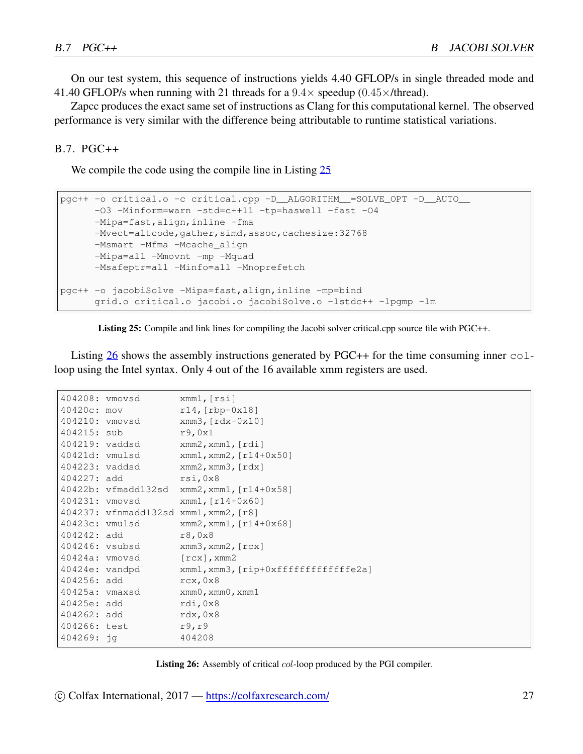On our test system, this sequence of instructions yields 4.40 GFLOP/s in single threaded mode and 41.40 GFLOP/s when running with 21 threads for a $9.4\times$ speedup ($0.45\times$/thread).

Zapcc produces the exact same set of instructions as Clang for this computational kernel. The observed performance is very similar with the difference being attributable to runtime statistical variations.

### B.7. PGC++

We compile the code using the compile line in Listing 25

```
pgc++ -o critical.o -c critical.cpp -D__ALGORITHM__=SOLVE_OPT -D__AUTO__
      -O3 -Minform=warn -std=c++11 -tp=haswell -fast -O4
      -Mipa=fast,align,inline -fma
      -Mvect=altcode,gather,simd,assoc,cachesize:32768
      -Msmart -Mfma -Mcache_align
      -Mipa=all -Mmovnt -mp -Mquad
      -Msafeptr=all -Minfo=all -Mnoprefetch

pgc++ -o jacobiSolve -Mipa=fast,align,inline -mp=bind
      grid.o critical.o jacobi.o jacobiSolve.o -lstdc++ -lpgmp -lm
```

**Listing 25:** Compile and link lines for compiling the Jacobi solver critical.cpp source file with PGC++.

Listing 26 shows the assembly instructions generated by PGC++ for the time consuming inner `col`-loop using the Intel syntax. Only 4 out of the 16 available xmm registers are used.

```
404208: vmovsd       xmm1,[rsi]
40420c: mov          r14,[rbp-0x18]
404210: vmovsd       xmm3,[rdx-0x10]
404215: sub          r9,0x1
404219: vaddsd       xmm2,xmm1,[rdi]
40421d: vmulsd       xmm1,xmm2,[r14+0x50]
404223: vaddsd       xmm2,xmm3,[rdx]
404227: add          rsi,0x8
40422b: vfmadd132sd  xmm2,xmm1,[r14+0x58]
404231: vmovsd       xmm1,[r14+0x60]
404237: vfnmadd132sd xmm1,xmm2,[r8]
40423c: vmulsd       xmm2,xmm1,[r14+0x68]
404242: add          r8,0x8
404246: vsubsd       xmm3,xmm2,[rcx]
40424a: vmovsd       [rcx],xmm2
40424e: vandpd       xmm1,xmm3,[rip+0xfffffffffffffe2a]
404256: add          rcx,0x8
40425a: vmaxsd       xmm0,xmm0,xmm1
40425e: add          rdi,0x8
404262: add          rdx,0x8
404266: test         r9,r9
404269: jg           404208
```

**Listing 26:** Assembly of critical *col*-loop produced by the PGI compiler.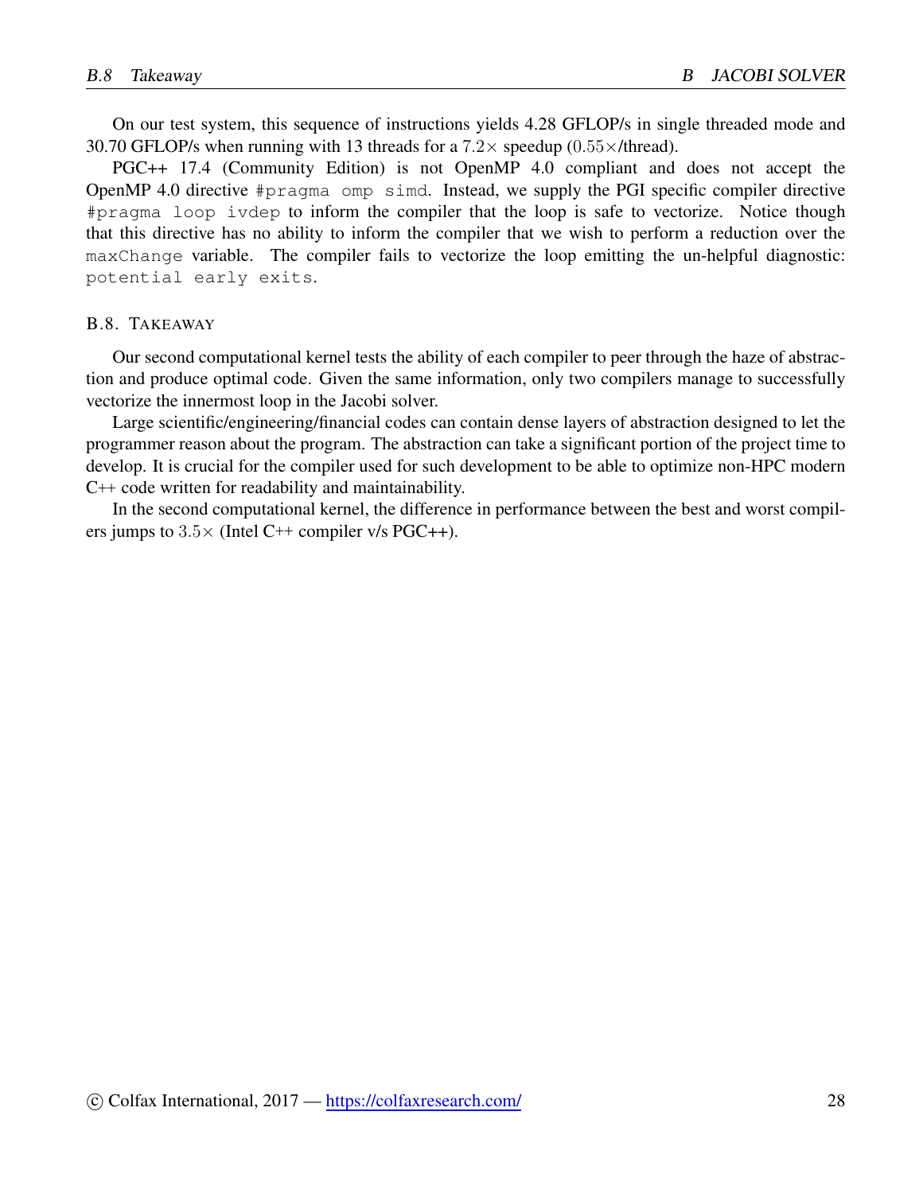On our test system, this sequence of instructions yields 4.28 GFLOP/s in single threaded mode and 30.70 GFLOP/s when running with 13 threads for a $7.2\times$ speedup ($0.55\times$/thread).

PGC++ 17.4 (Community Edition) is not OpenMP 4.0 compliant and does not accept the OpenMP 4.0 directive `#pragma omp simd`. Instead, we supply the PGI specific compiler directive `#pragma loop ivdep` to inform the compiler that the loop is safe to vectorize. Notice though that this directive has no ability to inform the compiler that we wish to perform a reduction over the `maxChange` variable. The compiler fails to vectorize the loop emitting the un-helpful diagnostic: `potential early exits`.

### B.8. Takeaway

Our second computational kernel tests the ability of each compiler to peer through the haze of abstraction and produce optimal code. Given the same information, only two compilers manage to successfully vectorize the innermost loop in the Jacobi solver.

Large scientific/engineering/financial codes can contain dense layers of abstraction designed to let the programmer reason about the program. The abstraction can take a significant portion of the project time to develop. It is crucial for the compiler used for such development to be able to optimize non-HPC modern C++ code written for readability and maintainability.

In the second computational kernel, the difference in performance between the best and worst compilers jumps to $3.5\times$ (Intel C++ compiler v/s PGC++).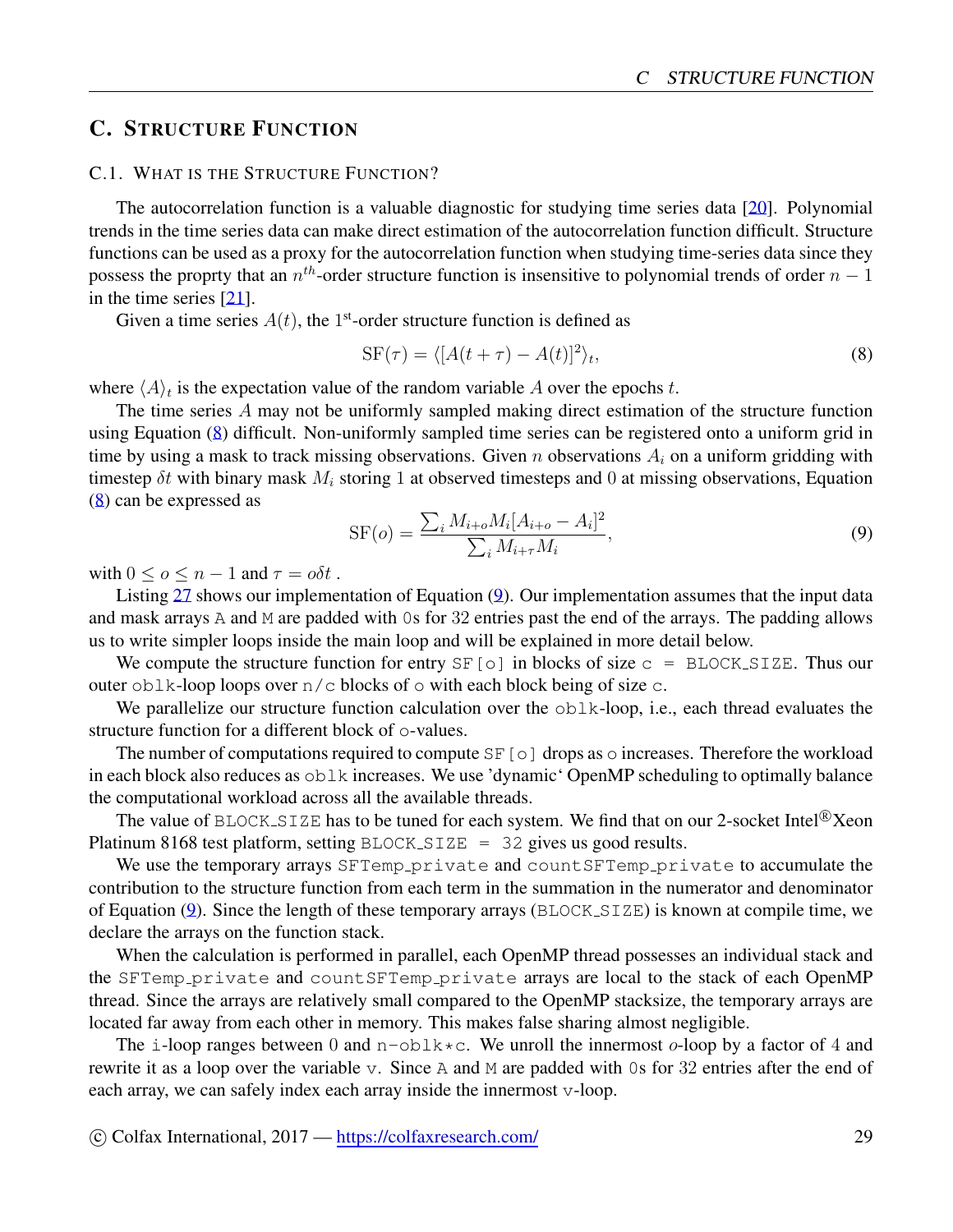## C. Structure Function

### C.1. What is the Structure Function?

The autocorrelation function is a valuable diagnostic for studying time series data [20]. Polynomial trends in the time series data can make direct estimation of the autocorrelation function difficult. Structure functions can be used as a proxy for the autocorrelation function when studying time-series data since they possess the proprty that an $n^{th}$-order structure function is insensitive to polynomial trends of order $n-1$ in the time series [21].

Given a time series $A(t)$, the 1st-order structure function is defined as

$$\mathrm{SF}(\tau) = \langle [A(t+\tau) - A(t)]^2 \rangle_t, \tag{8}$$

where $\langle A \rangle_t$ is the expectation value of the random variable $A$ over the epochs $t$.

The time series $A$ may not be uniformly sampled making direct estimation of the structure function using Equation (8) difficult. Non-uniformly sampled time series can be registered onto a uniform grid in time by using a mask to track missing observations. Given $n$ observations $A_i$ on a uniform gridding with timestep $\delta t$ with binary mask $M_i$ storing 1 at observed timesteps and 0 at missing observations, Equation (8) can be expressed as

$$\mathrm{SF}(o) = \frac{\sum_i M_{i+o} M_i [A_{i+o} - A_i]^2}{\sum_i M_{i+\tau} M_i}, \tag{9}$$

with $0 \leq o \leq n-1$ and $\tau = o\delta t$ .

Listing 27 shows our implementation of Equation (9). Our implementation assumes that the input data and mask arrays `A` and `M` are padded with `0`s for 32 entries past the end of the arrays. The padding allows us to write simpler loops inside the main loop and will be explained in more detail below.

We compute the structure function for entry `SF[o]` in blocks of size `c = BLOCK_SIZE`. Thus our outer `oblk`-loop loops over `n/c` blocks of `o` with each block being of size `c`.

We parallelize our structure function calculation over the `oblk`-loop, i.e., each thread evaluates the structure function for a different block of `o`-values.

The number of computations required to compute `SF[o]` drops as `o` increases. Therefore the workload in each block also reduces as `oblk` increases. We use 'dynamic' OpenMP scheduling to optimally balance the computational workload across all the available threads.

The value of `BLOCK_SIZE` has to be tuned for each system. We find that on our 2-socket Intel®Xeon Platinum 8168 test platform, setting `BLOCK_SIZE = 32` gives us good results.

We use the temporary arrays `SFTemp_private` and `countSFTemp_private` to accumulate the contribution to the structure function from each term in the summation in the numerator and denominator of Equation (9). Since the length of these temporary arrays (`BLOCK_SIZE`) is known at compile time, we declare the arrays on the function stack.

When the calculation is performed in parallel, each OpenMP thread possesses an individual stack and the `SFTemp_private` and `countSFTemp_private` arrays are local to the stack of each OpenMP thread. Since the arrays are relatively small compared to the OpenMP stacksize, the temporary arrays are located far away from each other in memory. This makes false sharing almost negligible.

The `i`-loop ranges between 0 and `n-oblk*c`. We unroll the innermost $o$-loop by a factor of 4 and rewrite it as a loop over the variable `v`. Since `A` and `M` are padded with `0`s for 32 entries after the end of each array, we can safely index each array inside the innermost `v`-loop.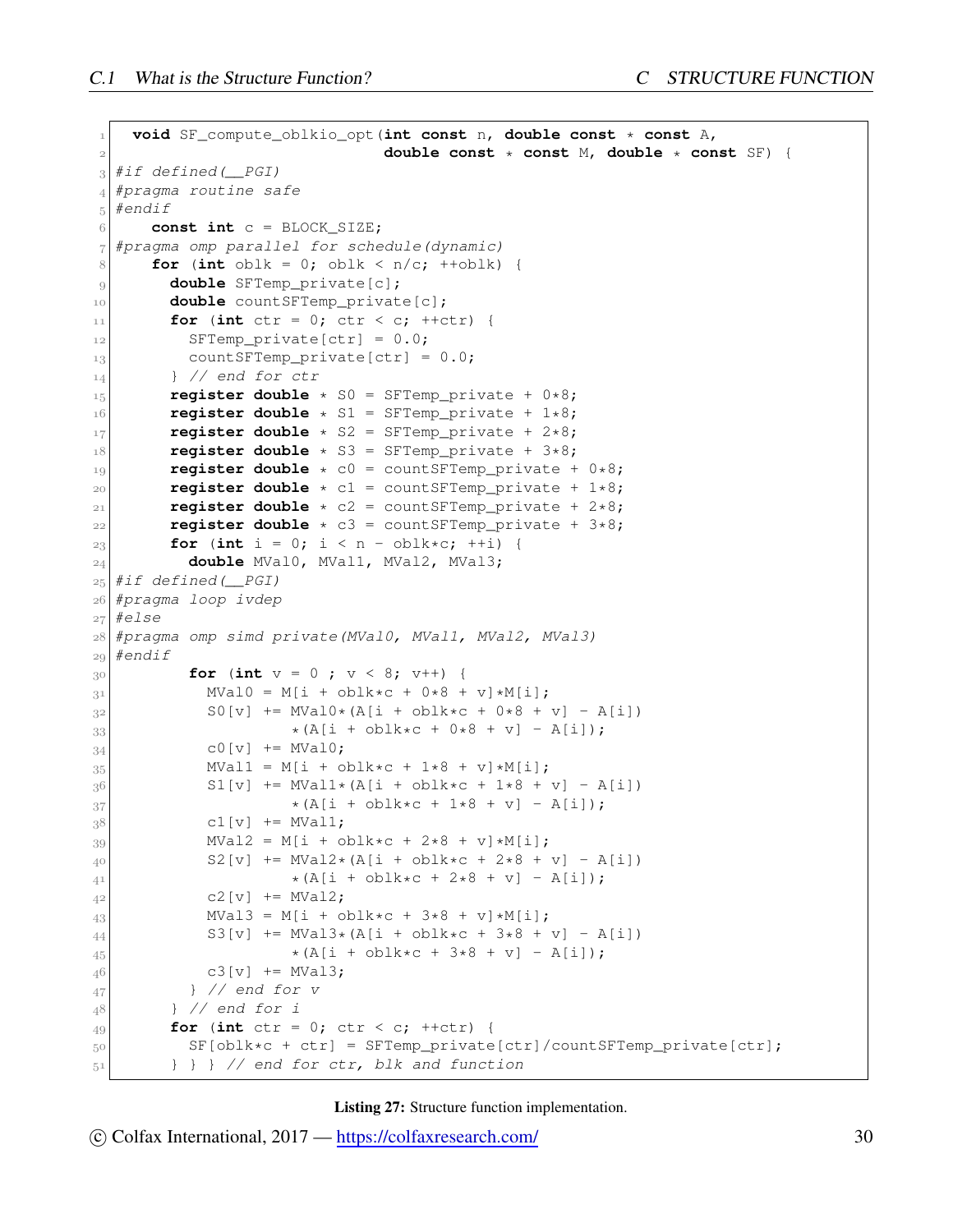```
  void SF_compute_oblkio_opt(int const n, double const * const A,
                             double const * const M, double * const SF) {
#if defined(__PGI)
#pragma routine safe
#endif
    const int c = BLOCK_SIZE;
#pragma omp parallel for schedule(dynamic)
    for (int oblk = 0; oblk < n/c; ++oblk) {
      double SFTemp_private[c];
      double countSFTemp_private[c];
      for (int ctr = 0; ctr < c; ++ctr) {
        SFTemp_private[ctr] = 0.0;
        countSFTemp_private[ctr] = 0.0;
      } // end for ctr
      register double * S0 = SFTemp_private + 0*8;
      register double * S1 = SFTemp_private + 1*8;
      register double * S2 = SFTemp_private + 2*8;
      register double * S3 = SFTemp_private + 3*8;
      register double * c0 = countSFTemp_private + 0*8;
      register double * c1 = countSFTemp_private + 1*8;
      register double * c2 = countSFTemp_private + 2*8;
      register double * c3 = countSFTemp_private + 3*8;
      for (int i = 0; i < n - oblk*c; ++i) {
        double MVal0, MVal1, MVal2, MVal3;
#if defined(__PGI)
#pragma loop ivdep
#else
#pragma omp simd private(MVal0, MVal1, MVal2, MVal3)
#endif
        for (int v = 0 ; v < 8; v++) {
          MVal0 = M[i + oblk*c + 0*8 + v]*M[i];
          S0[v] += MVal0*(A[i + oblk*c + 0*8 + v] - A[i])
                   *(A[i + oblk*c + 0*8 + v] - A[i]);
          c0[v] += MVal0;
          MVal1 = M[i + oblk*c + 1*8 + v]*M[i];
          S1[v] += MVal1*(A[i + oblk*c + 1*8 + v] - A[i])
                   *(A[i + oblk*c + 1*8 + v] - A[i]);
          c1[v] += MVal1;
          MVal2 = M[i + oblk*c + 2*8 + v]*M[i];
          S2[v] += MVal2*(A[i + oblk*c + 2*8 + v] - A[i])
                   *(A[i + oblk*c + 2*8 + v] - A[i]);
          c2[v] += MVal2;
          MVal3 = M[i + oblk*c + 3*8 + v]*M[i];
          S3[v] += MVal3*(A[i + oblk*c + 3*8 + v] - A[i])
                   *(A[i + oblk*c + 3*8 + v] - A[i]);
          c3[v] += MVal3;
        } // end for v
      } // end for i
      for (int ctr = 0; ctr < c; ++ctr) {
        SF[oblk*c + ctr] = SFTemp_private[ctr]/countSFTemp_private[ctr];
      } } } // end for ctr, blk and function
```

**Listing 27:** Structure function implementation.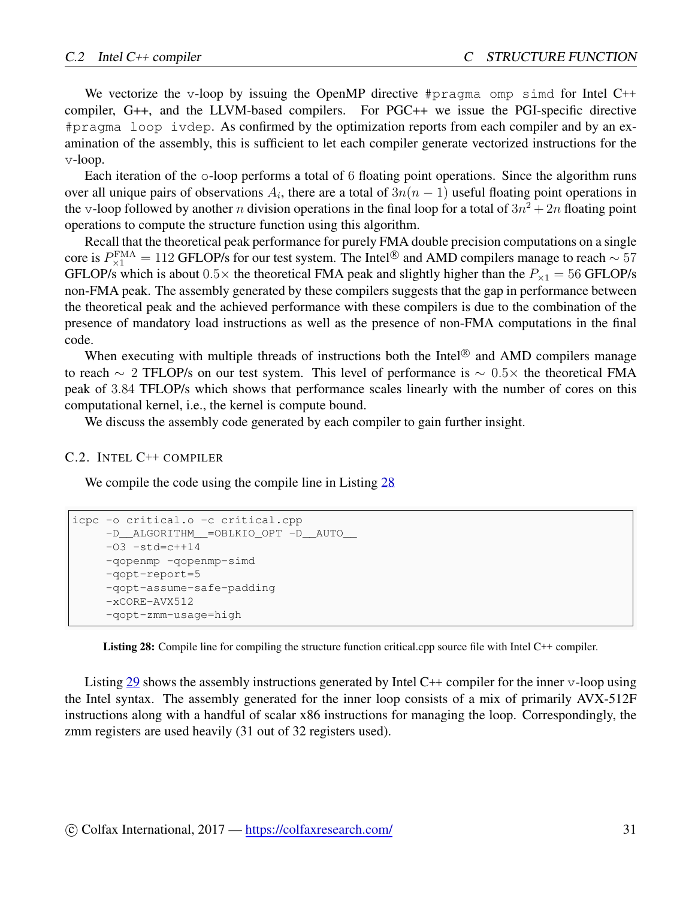We vectorize the v-loop by issuing the OpenMP directive `#pragma omp simd` for Intel C++ compiler, G++, and the LLVM-based compilers. For PGC++ we issue the PGI-specific directive `#pragma loop ivdep`. As confirmed by the optimization reports from each compiler and by an examination of the assembly, this is sufficient to let each compiler generate vectorized instructions for the v-loop.

Each iteration of the o-loop performs a total of 6 floating point operations. Since the algorithm runs over all unique pairs of observations $A_i$, there are a total of $3n(n-1)$ useful floating point operations in the v-loop followed by another $n$ division operations in the final loop for a total of $3n^2 + 2n$ floating point operations to compute the structure function using this algorithm.

Recall that the theoretical peak performance for purely FMA double precision computations on a single core is $P^{\text{FMA}}_{\times 1} = 112$ GFLOP/s for our test system. The Intel® and AMD compilers manage to reach $\sim 57$ GFLOP/s which is about $0.5\times$ the theoretical FMA peak and slightly higher than the $P_{\times 1} = 56$ GFLOP/s non-FMA peak. The assembly generated by these compilers suggests that the gap in performance between the theoretical peak and the achieved performance with these compilers is due to the combination of the presence of mandatory load instructions as well as the presence of non-FMA computations in the final code.

When executing with multiple threads of instructions both the Intel® and AMD compilers manage to reach $\sim 2$ TFLOP/s on our test system. This level of performance is $\sim 0.5\times$ the theoretical FMA peak of 3.84 TFLOP/s which shows that performance scales linearly with the number of cores on this computational kernel, i.e., the kernel is compute bound.

We discuss the assembly code generated by each compiler to gain further insight.

## C.2. Intel C++ compiler

We compile the code using the compile line in Listing 28

```
icpc -o critical.o -c critical.cpp
     -D__ALGORITHM__=OBLKIO_OPT -D__AUTO__
     -O3 -std=c++14
     -qopenmp -qopenmp-simd
     -qopt-report=5
     -qopt-assume-safe-padding
     -xCORE-AVX512
     -qopt-zmm-usage=high
```

**Listing 28:** Compile line for compiling the structure function critical.cpp source file with Intel C++ compiler.

Listing 29 shows the assembly instructions generated by Intel C++ compiler for the inner v-loop using the Intel syntax. The assembly generated for the inner loop consists of a mix of primarily AVX-512F instructions along with a handful of scalar x86 instructions for managing the loop. Correspondingly, the zmm registers are used heavily (31 out of 32 registers used).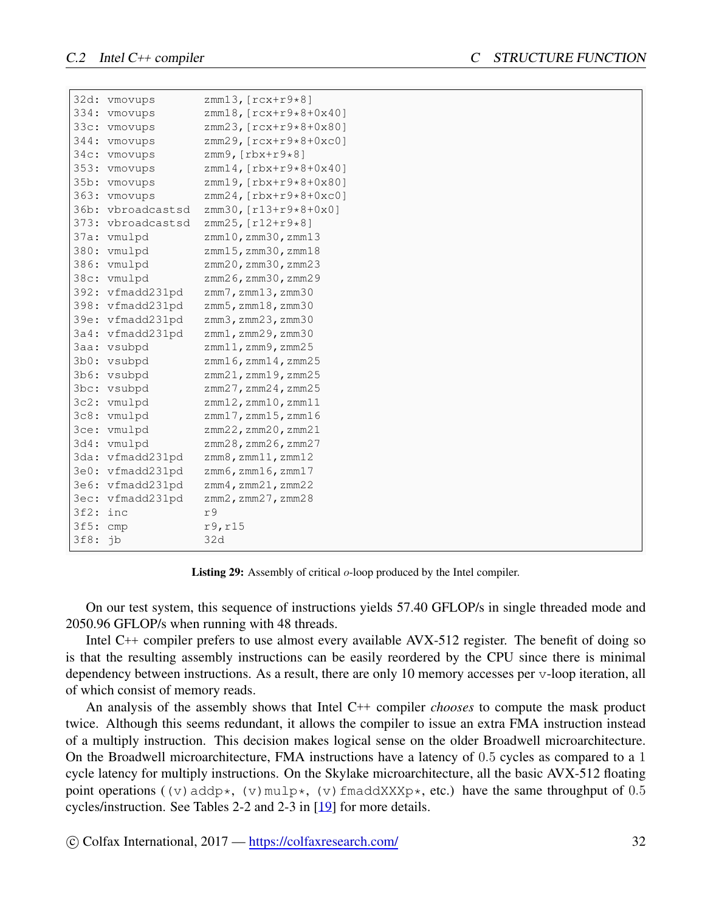```
32d: vmovups       zmm13,[rcx+r9*8]
334: vmovups       zmm18,[rcx+r9*8+0x40]
33c: vmovups       zmm23,[rcx+r9*8+0x80]
344: vmovups       zmm29,[rcx+r9*8+0xc0]
34c: vmovups       zmm9,[rbx+r9*8]
353: vmovups       zmm14,[rbx+r9*8+0x40]
35b: vmovups       zmm19,[rbx+r9*8+0x80]
363: vmovups       zmm24,[rbx+r9*8+0xc0]
36b: vbroadcastsd  zmm30,[r13+r9*8+0x0]
373: vbroadcastsd  zmm25,[r12+r9*8]
37a: vmulpd        zmm10,zmm30,zmm13
380: vmulpd        zmm15,zmm30,zmm18
386: vmulpd        zmm20,zmm30,zmm23
38c: vmulpd        zmm26,zmm30,zmm29
392: vfmadd231pd   zmm7,zmm13,zmm30
398: vfmadd231pd   zmm5,zmm18,zmm30
39e: vfmadd231pd   zmm3,zmm23,zmm30
3a4: vfmadd231pd   zmm1,zmm29,zmm30
3aa: vsubpd        zmm11,zmm9,zmm25
3b0: vsubpd        zmm16,zmm14,zmm25
3b6: vsubpd        zmm21,zmm19,zmm25
3bc: vsubpd        zmm27,zmm24,zmm25
3c2: vmulpd        zmm12,zmm10,zmm11
3c8: vmulpd        zmm17,zmm15,zmm16
3ce: vmulpd        zmm22,zmm20,zmm21
3d4: vmulpd        zmm28,zmm26,zmm27
3da: vfmadd231pd   zmm8,zmm11,zmm12
3e0: vfmadd231pd   zmm6,zmm16,zmm17
3e6: vfmadd231pd   zmm4,zmm21,zmm22
3ec: vfmadd231pd   zmm2,zmm27,zmm28
3f2: inc           r9
3f5: cmp           r9,r15
3f8: jb            32d
```

**Listing 29:** Assembly of critical $o$-loop produced by the Intel compiler.

On our test system, this sequence of instructions yields 57.40 GFLOP/s in single threaded mode and 2050.96 GFLOP/s when running with 48 threads.

Intel C++ compiler prefers to use almost every available AVX-512 register. The benefit of doing so is that the resulting assembly instructions can be easily reordered by the CPU since there is minimal dependency between instructions. As a result, there are only 10 memory accesses per `v`-loop iteration, all of which consist of memory reads.

An analysis of the assembly shows that Intel C++ compiler *chooses* to compute the mask product twice. Although this seems redundant, it allows the compiler to issue an extra FMA instruction instead of a multiply instruction. This decision makes logical sense on the older Broadwell microarchitecture. On the Broadwell microarchitecture, FMA instructions have a latency of $0.5$ cycles as compared to a $1$ cycle latency for multiply instructions. On the Skylake microarchitecture, all the basic AVX-512 floating point operations (`(v)addp*`, `(v)mulp*`, `(v)fmaddXXXp*`, etc.) have the same throughput of $0.5$ cycles/instruction. See Tables 2-2 and 2-3 in [19] for more details.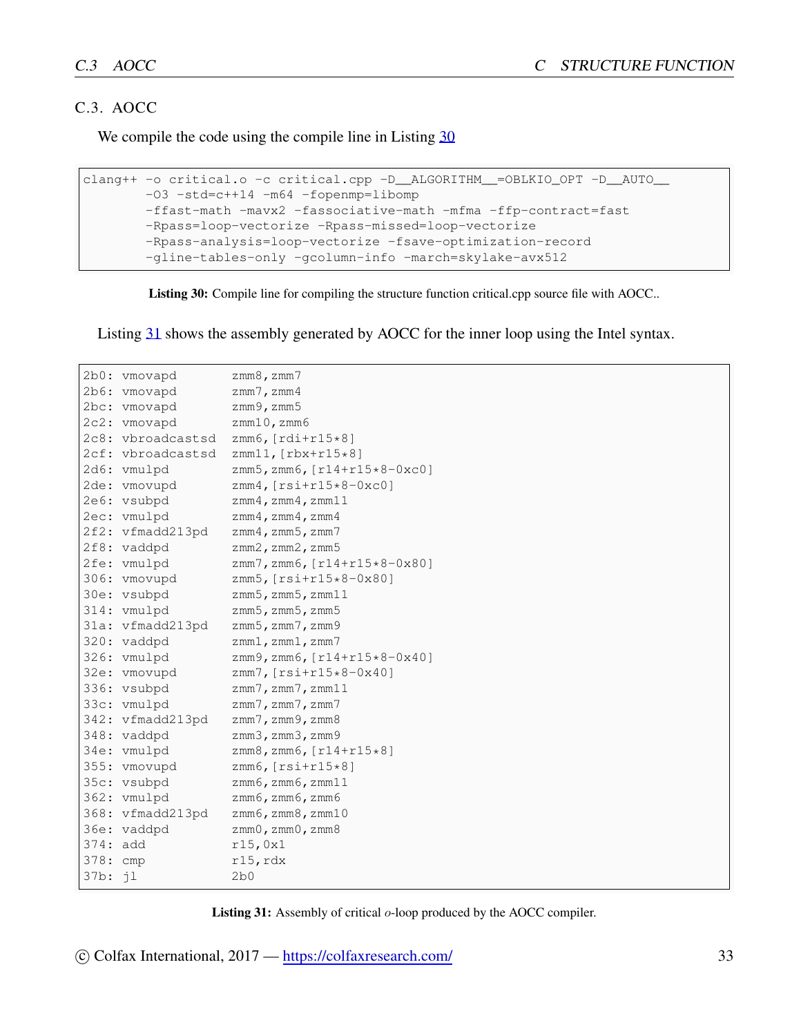## C.3. AOCC

We compile the code using the compile line in Listing 30

```
clang++ -o critical.o -c critical.cpp -D__ALGORITHM__=OBLKIO_OPT -D__AUTO__
        -O3 -std=c++14 -m64 -fopenmp=libomp
        -ffast-math -mavx2 -fassociative-math -mfma -ffp-contract=fast
        -Rpass=loop-vectorize -Rpass-missed=loop-vectorize
        -Rpass-analysis=loop-vectorize -fsave-optimization-record
        -gline-tables-only -gcolumn-info -march=skylake-avx512
```

**Listing 30:** Compile line for compiling the structure function critical.cpp source file with AOCC..

Listing 31 shows the assembly generated by AOCC for the inner loop using the Intel syntax.

```
2b0: vmovapd       zmm8,zmm7
2b6: vmovapd       zmm7,zmm4
2bc: vmovapd       zmm9,zmm5
2c2: vmovapd       zmm10,zmm6
2c8: vbroadcastsd  zmm6,[rdi+r15*8]
2cf: vbroadcastsd  zmm11,[rbx+r15*8]
2d6: vmulpd        zmm5,zmm6,[r14+r15*8-0xc0]
2de: vmovupd       zmm4,[rsi+r15*8-0xc0]
2e6: vsubpd        zmm4,zmm4,zmm11
2ec: vmulpd        zmm4,zmm4,zmm4
2f2: vfmadd213pd   zmm4,zmm5,zmm7
2f8: vaddpd        zmm2,zmm2,zmm5
2fe: vmulpd        zmm7,zmm6,[r14+r15*8-0x80]
306: vmovupd       zmm5,[rsi+r15*8-0x80]
30e: vsubpd        zmm5,zmm5,zmm11
314: vmulpd        zmm5,zmm5,zmm5
31a: vfmadd213pd   zmm5,zmm7,zmm9
320: vaddpd        zmm1,zmm1,zmm7
326: vmulpd        zmm9,zmm6,[r14+r15*8-0x40]
32e: vmovupd       zmm7,[rsi+r15*8-0x40]
336: vsubpd        zmm7,zmm7,zmm11
33c: vmulpd        zmm7,zmm7,zmm7
342: vfmadd213pd   zmm7,zmm9,zmm8
348: vaddpd        zmm3,zmm3,zmm9
34e: vmulpd        zmm8,zmm6,[r14+r15*8]
355: vmovupd       zmm6,[rsi+r15*8]
35c: vsubpd        zmm6,zmm6,zmm11
362: vmulpd        zmm6,zmm6,zmm6
368: vfmadd213pd   zmm6,zmm8,zmm10
36e: vaddpd        zmm0,zmm0,zmm8
374: add           r15,0x1
378: cmp           r15,rdx
37b: jl            2b0
```

**Listing 31:** Assembly of critical $o$-loop produced by the AOCC compiler.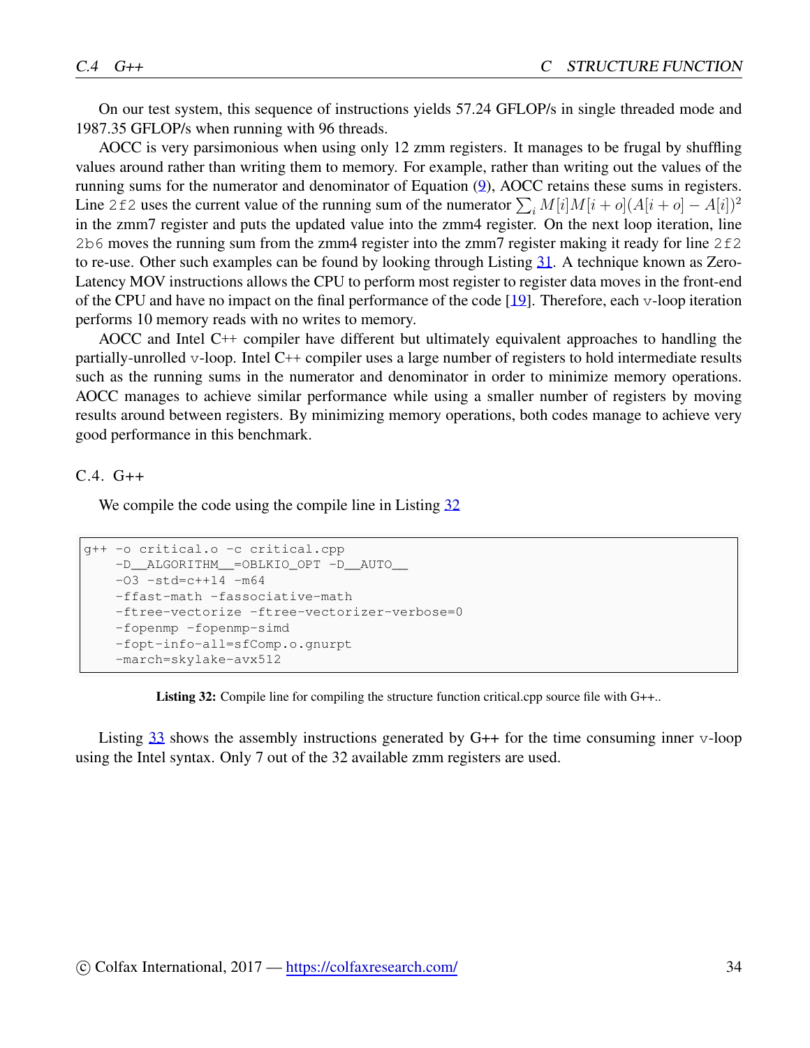On our test system, this sequence of instructions yields 57.24 GFLOP/s in single threaded mode and 1987.35 GFLOP/s when running with 96 threads.

AOCC is very parsimonious when using only 12 zmm registers. It manages to be frugal by shuffling values around rather than writing them to memory. For example, rather than writing out the values of the running sums for the numerator and denominator of Equation (9), AOCC retains these sums in registers. Line `2f2` uses the current value of the running sum of the numerator $\sum_i M[i]M[i+o](A[i+o]-A[i])^2$ in the zmm7 register and puts the updated value into the zmm4 register. On the next loop iteration, line `2b6` moves the running sum from the zmm4 register into the zmm7 register making it ready for line `2f2` to re-use. Other such examples can be found by looking through Listing 31. A technique known as Zero-Latency MOV instructions allows the CPU to perform most register to register data moves in the front-end of the CPU and have no impact on the final performance of the code [19]. Therefore, each `v`-loop iteration performs 10 memory reads with no writes to memory.

AOCC and Intel C++ compiler have different but ultimately equivalent approaches to handling the partially-unrolled `v`-loop. Intel C++ compiler uses a large number of registers to hold intermediate results such as the running sums in the numerator and denominator in order to minimize memory operations. AOCC manages to achieve similar performance while using a smaller number of registers by moving results around between registers. By minimizing memory operations, both codes manage to achieve very good performance in this benchmark.

### C.4. G++

We compile the code using the compile line in Listing 32

```
g++ -o critical.o -c critical.cpp
    -D__ALGORITHM__=OBLKIO_OPT -D__AUTO__
    -O3 -std=c++14 -m64
    -ffast-math -fassociative-math
    -ftree-vectorize -ftree-vectorizer-verbose=0
    -fopenmp -fopenmp-simd
    -fopt-info-all=sfComp.o.gnurpt
    -march=skylake-avx512
```

**Listing 32:** Compile line for compiling the structure function critical.cpp source file with G++..

Listing 33 shows the assembly instructions generated by G++ for the time consuming inner `v`-loop using the Intel syntax. Only 7 out of the 32 available zmm registers are used.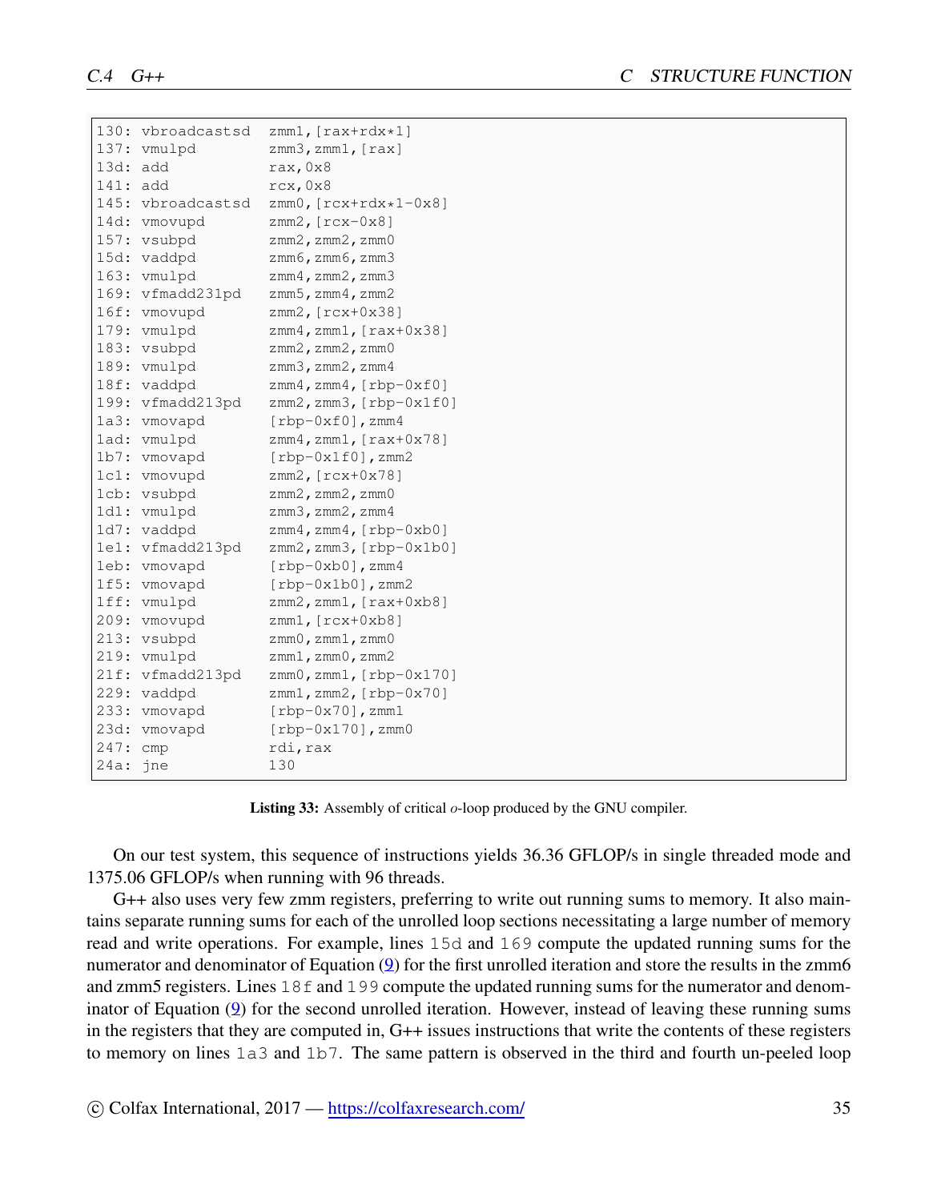```
130: vbroadcastsd  zmm1,[rax+rdx*1]
137: vmulpd        zmm3,zmm1,[rax]
13d: add           rax,0x8
141: add           rcx,0x8
145: vbroadcastsd  zmm0,[rcx+rdx*1-0x8]
14d: vmovupd       zmm2,[rcx-0x8]
157: vsubpd        zmm2,zmm2,zmm0
15d: vaddpd        zmm6,zmm6,zmm3
163: vmulpd        zmm4,zmm2,zmm3
169: vfmadd231pd   zmm5,zmm4,zmm2
16f: vmovupd       zmm2,[rcx+0x38]
179: vmulpd        zmm4,zmm1,[rax+0x38]
183: vsubpd        zmm2,zmm2,zmm0
189: vmulpd        zmm3,zmm2,zmm4
18f: vaddpd        zmm4,zmm4,[rbp-0xf0]
199: vfmadd213pd   zmm2,zmm3,[rbp-0x1f0]
1a3: vmovapd       [rbp-0xf0],zmm4
1ad: vmulpd        zmm4,zmm1,[rax+0x78]
1b7: vmovapd       [rbp-0x1f0],zmm2
1c1: vmovupd       zmm2,[rcx+0x78]
1cb: vsubpd        zmm2,zmm2,zmm0
1d1: vmulpd        zmm3,zmm2,zmm4
1d7: vaddpd        zmm4,zmm4,[rbp-0xb0]
1e1: vfmadd213pd   zmm2,zmm3,[rbp-0x1b0]
1eb: vmovapd       [rbp-0xb0],zmm4
1f5: vmovapd       [rbp-0x1b0],zmm2
1ff: vmulpd        zmm2,zmm1,[rax+0xb8]
209: vmovupd       zmm1,[rcx+0xb8]
213: vsubpd        zmm0,zmm1,zmm0
219: vmulpd        zmm1,zmm0,zmm2
21f: vfmadd213pd   zmm0,zmm1,[rbp-0x170]
229: vaddpd        zmm1,zmm2,[rbp-0x70]
233: vmovapd       [rbp-0x70],zmm1
23d: vmovapd       [rbp-0x170],zmm0
247: cmp           rdi,rax
24a: jne           130
```

**Listing 33:** Assembly of critical $o$-loop produced by the GNU compiler.

On our test system, this sequence of instructions yields 36.36 GFLOP/s in single threaded mode and 1375.06 GFLOP/s when running with 96 threads.

G++ also uses very few zmm registers, preferring to write out running sums to memory. It also maintains separate running sums for each of the unrolled loop sections necessitating a large number of memory read and write operations. For example, lines `15d` and `169` compute the updated running sums for the numerator and denominator of Equation (9) for the first unrolled iteration and store the results in the zmm6 and zmm5 registers. Lines `18f` and `199` compute the updated running sums for the numerator and denominator of Equation (9) for the second unrolled iteration. However, instead of leaving these running sums in the registers that they are computed in, G++ issues instructions that write the contents of these registers to memory on lines `1a3` and `1b7`. The same pattern is observed in the third and fourth un-peeled loop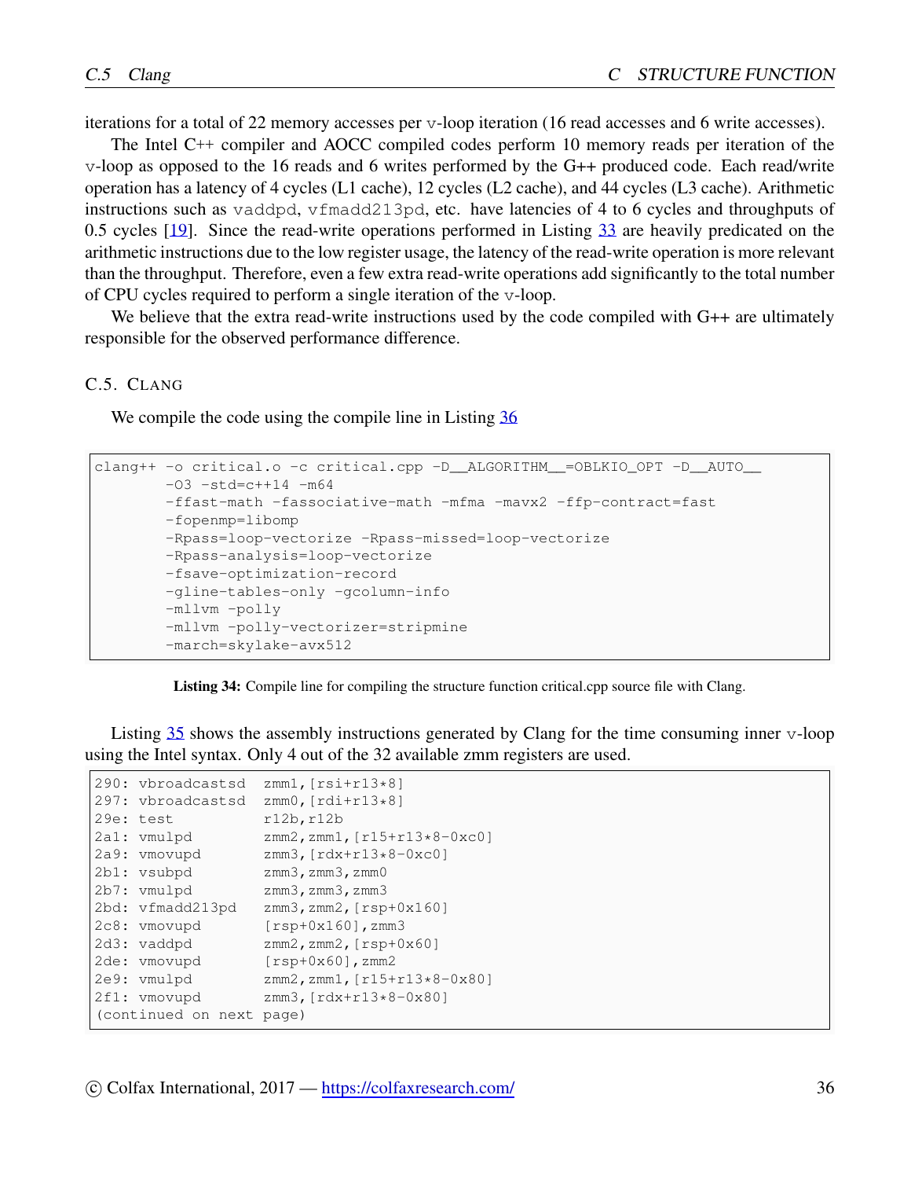iterations for a total of 22 memory accesses per v-loop iteration (16 read accesses and 6 write accesses).

The Intel C++ compiler and AOCC compiled codes perform 10 memory reads per iteration of the v-loop as opposed to the 16 reads and 6 writes performed by the G++ produced code. Each read/write operation has a latency of 4 cycles (L1 cache), 12 cycles (L2 cache), and 44 cycles (L3 cache). Arithmetic instructions such as vaddpd, vfmadd213pd, etc. have latencies of 4 to 6 cycles and throughputs of 0.5 cycles [19]. Since the read-write operations performed in Listing 33 are heavily predicated on the arithmetic instructions due to the low register usage, the latency of the read-write operation is more relevant than the throughput. Therefore, even a few extra read-write operations add significantly to the total number of CPU cycles required to perform a single iteration of the v-loop.

We believe that the extra read-write instructions used by the code compiled with G++ are ultimately responsible for the observed performance difference.

## C.5. Clang

We compile the code using the compile line in Listing 36

```
clang++ -o critical.o -c critical.cpp -D__ALGORITHM__=OBLKIO_OPT -D__AUTO__
        -O3 -std=c++14 -m64
        -ffast-math -fassociative-math -mfma -mavx2 -ffp-contract=fast
        -fopenmp=libomp
        -Rpass=loop-vectorize -Rpass-missed=loop-vectorize
        -Rpass-analysis=loop-vectorize
        -fsave-optimization-record
        -gline-tables-only -gcolumn-info
        -mllvm -polly
        -mllvm -polly-vectorizer=stripmine
        -march=skylake-avx512
```

**Listing 34:** Compile line for compiling the structure function critical.cpp source file with Clang.

Listing 35 shows the assembly instructions generated by Clang for the time consuming inner v-loop using the Intel syntax. Only 4 out of the 32 available zmm registers are used.

```
290: vbroadcastsd  zmm1,[rsi+r13*8]
297: vbroadcastsd  zmm0,[rdi+r13*8]
29e: test          r12b,r12b
2a1: vmulpd        zmm2,zmm1,[r15+r13*8-0xc0]
2a9: vmovupd       zmm3,[rdx+r13*8-0xc0]
2b1: vsubpd        zmm3,zmm3,zmm0
2b7: vmulpd        zmm3,zmm3,zmm3
2bd: vfmadd213pd   zmm3,zmm2,[rsp+0x160]
2c8: vmovupd       [rsp+0x160],zmm3
2d3: vaddpd        zmm2,zmm2,[rsp+0x60]
2de: vmovupd       [rsp+0x60],zmm2
2e9: vmulpd        zmm2,zmm1,[r15+r13*8-0x80]
2f1: vmovupd       zmm3,[rdx+r13*8-0x80]
(continued on next page)
```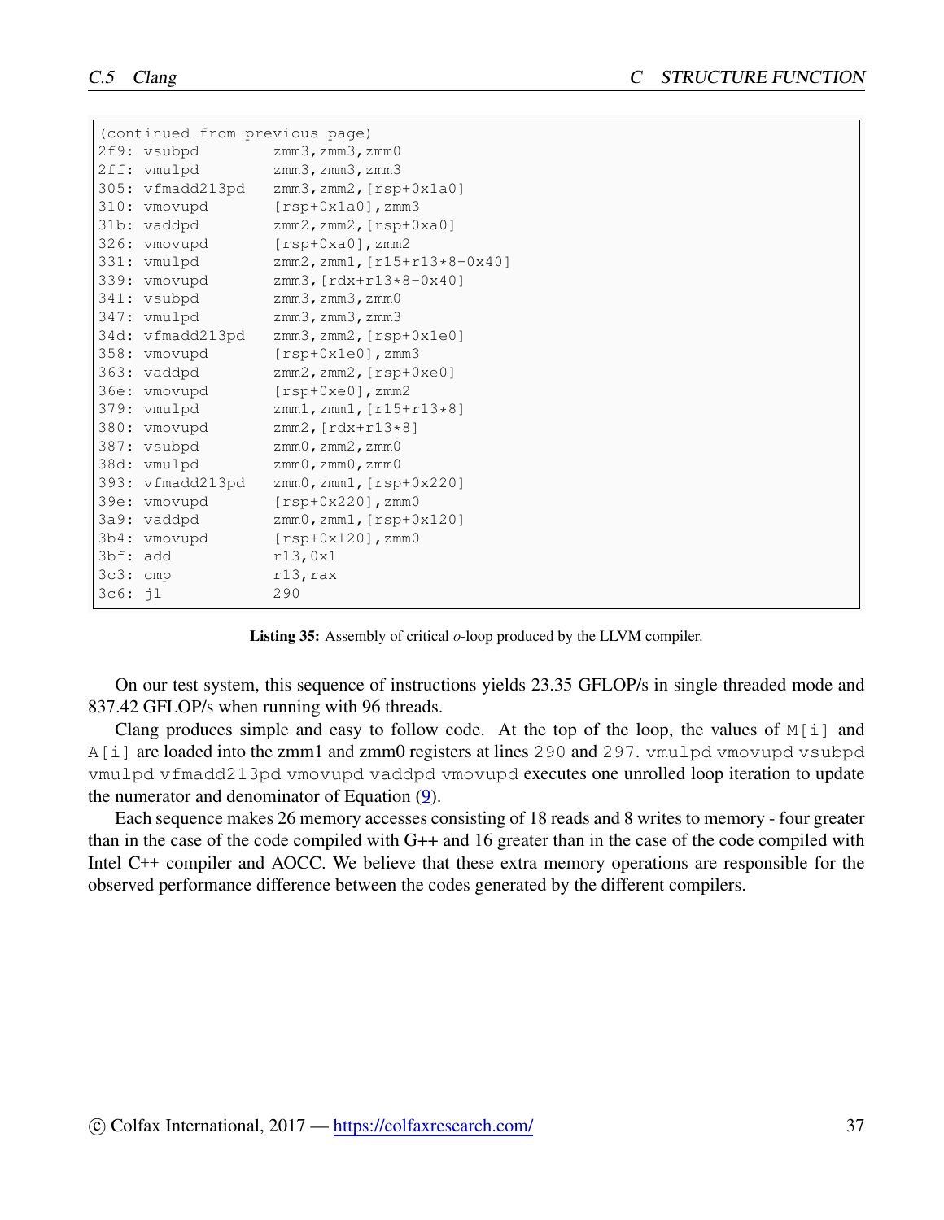```
(continued from previous page)
2f9: vsubpd        zmm3,zmm3,zmm0
2ff: vmulpd        zmm3,zmm3,zmm3
305: vfmadd213pd   zmm3,zmm2,[rsp+0x1a0]
310: vmovupd       [rsp+0x1a0],zmm3
31b: vaddpd        zmm2,zmm2,[rsp+0xa0]
326: vmovupd       [rsp+0xa0],zmm2
331: vmulpd        zmm2,zmm1,[r15+r13*8-0x40]
339: vmovupd       zmm3,[rdx+r13*8-0x40]
341: vsubpd        zmm3,zmm3,zmm0
347: vmulpd        zmm3,zmm3,zmm3
34d: vfmadd213pd   zmm3,zmm2,[rsp+0x1e0]
358: vmovupd       [rsp+0x1e0],zmm3
363: vaddpd        zmm2,zmm2,[rsp+0xe0]
36e: vmovupd       [rsp+0xe0],zmm2
379: vmulpd        zmm1,zmm1,[r15+r13*8]
380: vmovupd       zmm2,[rdx+r13*8]
387: vsubpd        zmm0,zmm2,zmm0
38d: vmulpd        zmm0,zmm0,zmm0
393: vfmadd213pd   zmm0,zmm1,[rsp+0x220]
39e: vmovupd       [rsp+0x220],zmm0
3a9: vaddpd        zmm0,zmm1,[rsp+0x120]
3b4: vmovupd       [rsp+0x120],zmm0
3bf: add           r13,0x1
3c3: cmp           r13,rax
3c6: jl            290
```

**Listing 35:** Assembly of critical $o$-loop produced by the LLVM compiler.

On our test system, this sequence of instructions yields 23.35 GFLOP/s in single threaded mode and 837.42 GFLOP/s when running with 96 threads.

Clang produces simple and easy to follow code. At the top of the loop, the values of `M[i]` and `A[i]` are loaded into the zmm1 and zmm0 registers at lines `290` and `297`. `vmulpd vmovupd vsubpd vmulpd vfmadd213pd vmovupd vaddpd vmovupd` executes one unrolled loop iteration to update the numerator and denominator of Equation (9).

Each sequence makes 26 memory accesses consisting of 18 reads and 8 writes to memory - four greater than in the case of the code compiled with G++ and 16 greater than in the case of the code compiled with Intel C++ compiler and AOCC. We believe that these extra memory operations are responsible for the observed performance difference between the codes generated by the different compilers.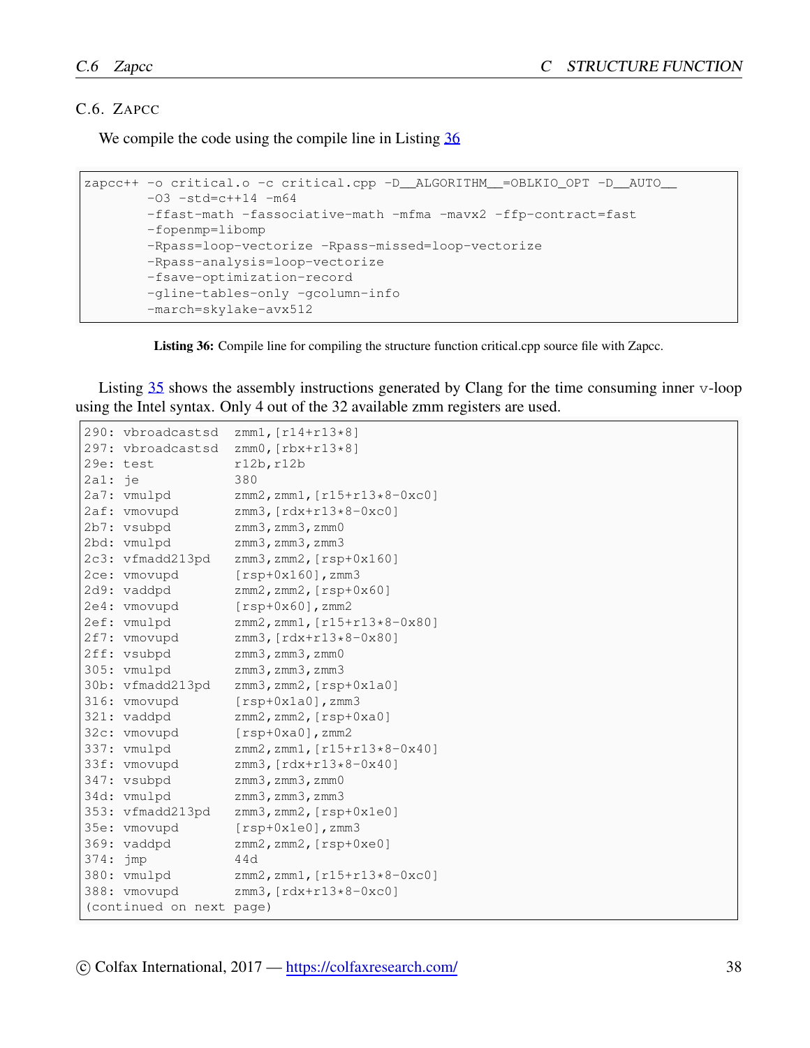### C.6. Zapcc

We compile the code using the compile line in Listing 36

```
zapcc++ -o critical.o -c critical.cpp -D__ALGORITHM__=OBLKIO_OPT -D__AUTO__
        -O3 -std=c++14 -m64
        -ffast-math -fassociative-math -mfma -mavx2 -ffp-contract=fast
        -fopenmp=libomp
        -Rpass=loop-vectorize -Rpass-missed=loop-vectorize
        -Rpass-analysis=loop-vectorize
        -fsave-optimization-record
        -gline-tables-only -gcolumn-info
        -march=skylake-avx512
```

**Listing 36:** Compile line for compiling the structure function critical.cpp source file with Zapcc.

Listing 35 shows the assembly instructions generated by Clang for the time consuming inner `v`-loop using the Intel syntax. Only 4 out of the 32 available zmm registers are used.

```
290: vbroadcastsd  zmm1,[r14+r13*8]
297: vbroadcastsd  zmm0,[rbx+r13*8]
29e: test          r12b,r12b
2a1: je            380
2a7: vmulpd        zmm2,zmm1,[r15+r13*8-0xc0]
2af: vmovupd       zmm3,[rdx+r13*8-0xc0]
2b7: vsubpd        zmm3,zmm3,zmm0
2bd: vmulpd        zmm3,zmm3,zmm3
2c3: vfmadd213pd   zmm3,zmm2,[rsp+0x160]
2ce: vmovupd       [rsp+0x160],zmm3
2d9: vaddpd        zmm2,zmm2,[rsp+0x60]
2e4: vmovupd       [rsp+0x60],zmm2
2ef: vmulpd        zmm2,zmm1,[r15+r13*8-0x80]
2f7: vmovupd       zmm3,[rdx+r13*8-0x80]
2ff: vsubpd        zmm3,zmm3,zmm0
305: vmulpd        zmm3,zmm3,zmm3
30b: vfmadd213pd   zmm3,zmm2,[rsp+0x1a0]
316: vmovupd       [rsp+0x1a0],zmm3
321: vaddpd        zmm2,zmm2,[rsp+0xa0]
32c: vmovupd       [rsp+0xa0],zmm2
337: vmulpd        zmm2,zmm1,[r15+r13*8-0x40]
33f: vmovupd       zmm3,[rdx+r13*8-0x40]
347: vsubpd        zmm3,zmm3,zmm0
34d: vmulpd        zmm3,zmm3,zmm3
353: vfmadd213pd   zmm3,zmm2,[rsp+0x1e0]
35e: vmovupd       [rsp+0x1e0],zmm3
369: vaddpd        zmm2,zmm2,[rsp+0xe0]
374: jmp           44d
380: vmulpd        zmm2,zmm1,[r15+r13*8-0xc0]
388: vmovupd       zmm3,[rdx+r13*8-0xc0]
(continued on next page)
```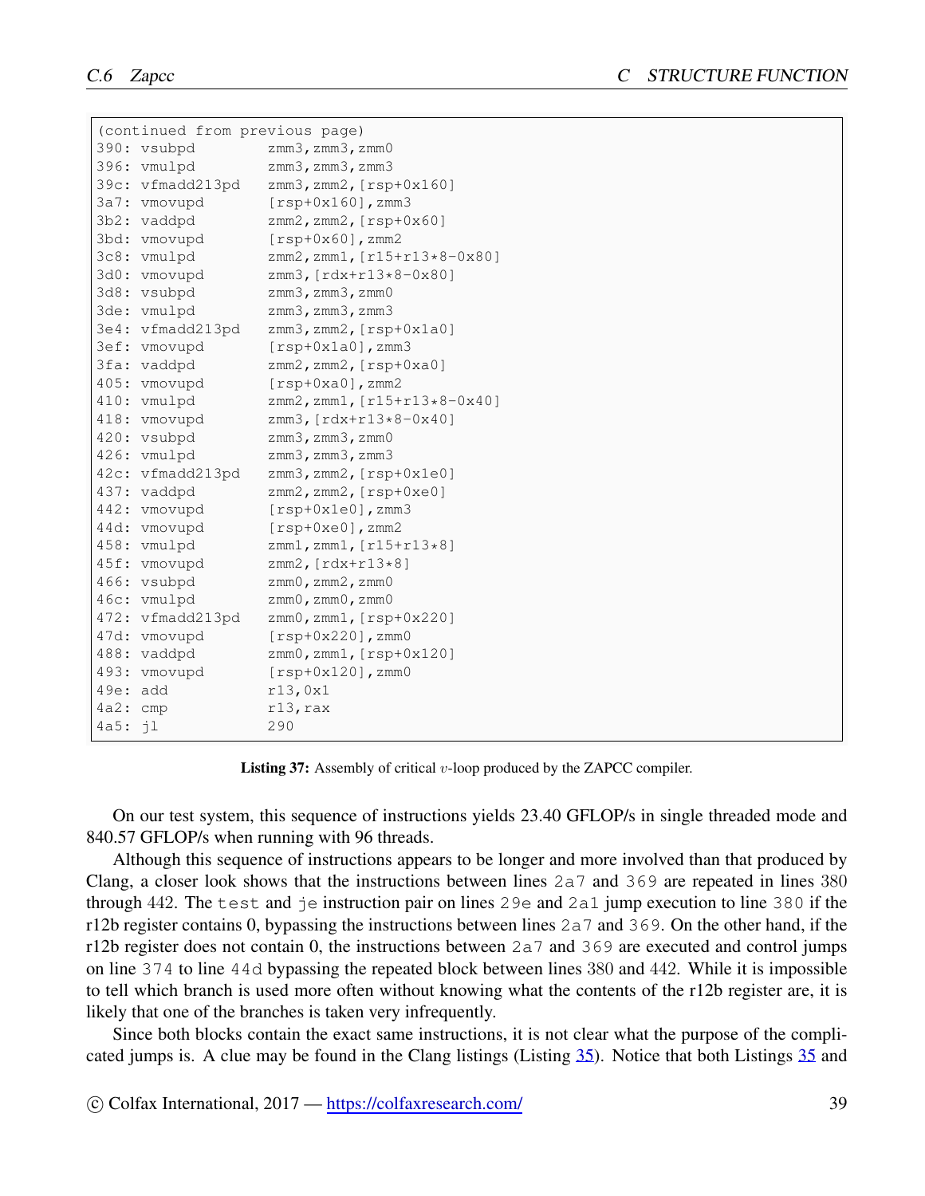```
(continued from previous page)
390: vsubpd        zmm3,zmm3,zmm0
396: vmulpd        zmm3,zmm3,zmm3
39c: vfmadd213pd   zmm3,zmm2,[rsp+0x160]
3a7: vmovupd       [rsp+0x160],zmm3
3b2: vaddpd        zmm2,zmm2,[rsp+0x60]
3bd: vmovupd       [rsp+0x60],zmm2
3c8: vmulpd        zmm2,zmm1,[r15+r13*8-0x80]
3d0: vmovupd       zmm3,[rdx+r13*8-0x80]
3d8: vsubpd        zmm3,zmm3,zmm0
3de: vmulpd        zmm3,zmm3,zmm3
3e4: vfmadd213pd   zmm3,zmm2,[rsp+0x1a0]
3ef: vmovupd       [rsp+0x1a0],zmm3
3fa: vaddpd        zmm2,zmm2,[rsp+0xa0]
405: vmovupd       [rsp+0xa0],zmm2
410: vmulpd        zmm2,zmm1,[r15+r13*8-0x40]
418: vmovupd       zmm3,[rdx+r13*8-0x40]
420: vsubpd        zmm3,zmm3,zmm0
426: vmulpd        zmm3,zmm3,zmm3
42c: vfmadd213pd   zmm3,zmm2,[rsp+0x1e0]
437: vaddpd        zmm2,zmm2,[rsp+0xe0]
442: vmovupd       [rsp+0x1e0],zmm3
44d: vmovupd       [rsp+0xe0],zmm2
458: vmulpd        zmm1,zmm1,[r15+r13*8]
45f: vmovupd       zmm2,[rdx+r13*8]
466: vsubpd        zmm0,zmm2,zmm0
46c: vmulpd        zmm0,zmm0,zmm0
472: vfmadd213pd   zmm0,zmm1,[rsp+0x220]
47d: vmovupd       [rsp+0x220],zmm0
488: vaddpd        zmm0,zmm1,[rsp+0x120]
493: vmovupd       [rsp+0x120],zmm0
49e: add           r13,0x1
4a2: cmp           r13,rax
4a5: jl            290
```

**Listing 37:** Assembly of critical $v$-loop produced by the ZAPCC compiler.

On our test system, this sequence of instructions yields 23.40 GFLOP/s in single threaded mode and 840.57 GFLOP/s when running with 96 threads.

Although this sequence of instructions appears to be longer and more involved than that produced by Clang, a closer look shows that the instructions between lines `2a7` and `369` are repeated in lines 380 through 442. The `test` and `je` instruction pair on lines `29e` and `2a1` jump execution to line `380` if the r12b register contains 0, bypassing the instructions between lines `2a7` and `369`. On the other hand, if the r12b register does not contain 0, the instructions between `2a7` and `369` are executed and control jumps on line `374` to line `44d` bypassing the repeated block between lines 380 and 442. While it is impossible to tell which branch is used more often without knowing what the contents of the r12b register are, it is likely that one of the branches is taken very infrequently.

Since both blocks contain the exact same instructions, it is not clear what the purpose of the complicated jumps is. A clue may be found in the Clang listings (Listing 35). Notice that both Listings 35 and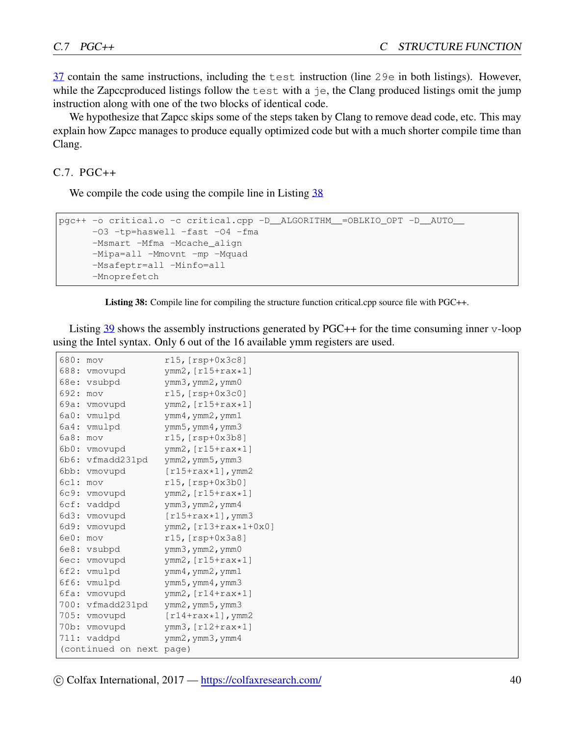37 contain the same instructions, including the `test` instruction (line `29e` in both listings). However, while the Zapccproduced listings follow the `test` with a `je`, the Clang produced listings omit the jump instruction along with one of the two blocks of identical code.

We hypothesize that Zapcc skips some of the steps taken by Clang to remove dead code, etc. This may explain how Zapcc manages to produce equally optimized code but with a much shorter compile time than Clang.

### C.7. PGC++

We compile the code using the compile line in Listing 38

```
pgc++ -o critical.o -c critical.cpp -D__ALGORITHM__=OBLKIO_OPT -D__AUTO__
      -O3 -tp=haswell -fast -O4 -fma
      -Msmart -Mfma -Mcache_align
      -Mipa=all -Mmovnt -mp -Mquad
      -Msafeptr=all -Minfo=all
      -Mnoprefetch
```

**Listing 38:** Compile line for compiling the structure function critical.cpp source file with PGC++.

Listing 39 shows the assembly instructions generated by PGC++ for the time consuming inner `v`-loop using the Intel syntax. Only 6 out of the 16 available ymm registers are used.

```
680: mov           r15,[rsp+0x3c8]
688: vmovupd       ymm2,[r15+rax*1]
68e: vsubpd        ymm3,ymm2,ymm0
692: mov           r15,[rsp+0x3c0]
69a: vmovupd       ymm2,[r15+rax*1]
6a0: vmulpd        ymm4,ymm2,ymm1
6a4: vmulpd        ymm5,ymm4,ymm3
6a8: mov           r15,[rsp+0x3b8]
6b0: vmovupd       ymm2,[r15+rax*1]
6b6: vfmadd231pd   ymm2,ymm5,ymm3
6bb: vmovupd       [r15+rax*1],ymm2
6c1: mov           r15,[rsp+0x3b0]
6c9: vmovupd       ymm2,[r15+rax*1]
6cf: vaddpd        ymm3,ymm2,ymm4
6d3: vmovupd       [r15+rax*1],ymm3
6d9: vmovupd       ymm2,[r13+rax*1+0x0]
6e0: mov           r15,[rsp+0x3a8]
6e8: vsubpd        ymm3,ymm2,ymm0
6ec: vmovupd       ymm2,[r15+rax*1]
6f2: vmulpd        ymm4,ymm2,ymm1
6f6: vmulpd        ymm5,ymm4,ymm3
6fa: vmovupd       ymm2,[r14+rax*1]
700: vfmadd231pd   ymm2,ymm5,ymm3
705: vmovupd       [r14+rax*1],ymm2
70b: vmovupd       ymm3,[r12+rax*1]
711: vaddpd        ymm2,ymm3,ymm4
(continued on next page)
```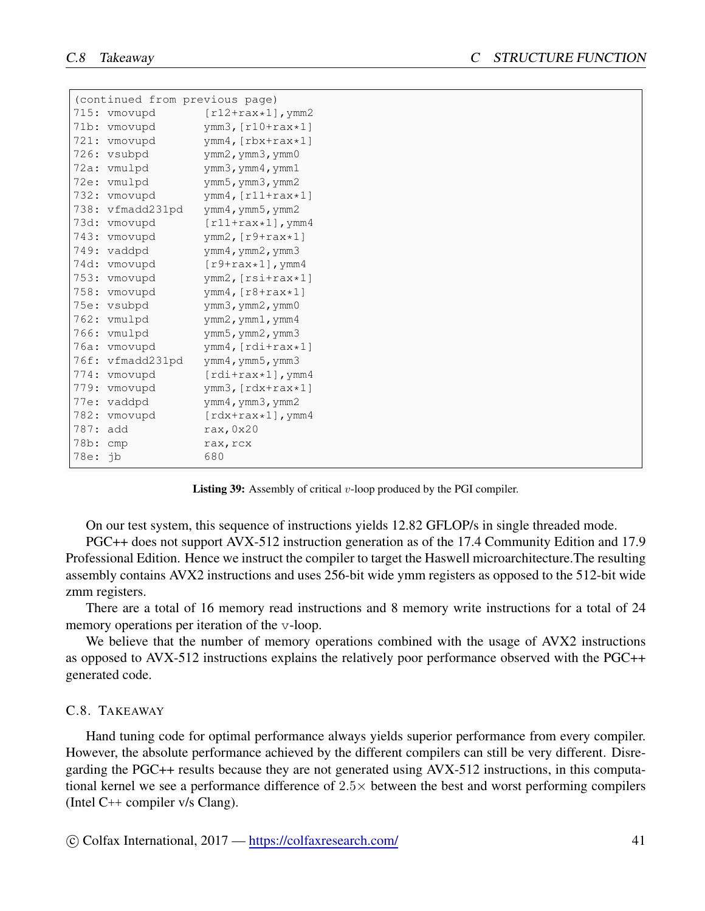```
(continued from previous page)
715: vmovupd       [r12+rax*1],ymm2
71b: vmovupd       ymm3,[r10+rax*1]
721: vmovupd       ymm4,[rbx+rax*1]
726: vsubpd        ymm2,ymm3,ymm0
72a: vmulpd        ymm3,ymm4,ymm1
72e: vmulpd        ymm5,ymm3,ymm2
732: vmovupd       ymm4,[r11+rax*1]
738: vfmadd231pd   ymm4,ymm5,ymm2
73d: vmovupd       [r11+rax*1],ymm4
743: vmovupd       ymm2,[r9+rax*1]
749: vaddpd        ymm4,ymm2,ymm3
74d: vmovupd       [r9+rax*1],ymm4
753: vmovupd       ymm2,[rsi+rax*1]
758: vmovupd       ymm4,[r8+rax*1]
75e: vsubpd        ymm3,ymm2,ymm0
762: vmulpd        ymm2,ymm1,ymm4
766: vmulpd        ymm5,ymm2,ymm3
76a: vmovupd       ymm4,[rdi+rax*1]
76f: vfmadd231pd   ymm4,ymm5,ymm3
774: vmovupd       [rdi+rax*1],ymm4
779: vmovupd       ymm3,[rdx+rax*1]
77e: vaddpd        ymm4,ymm3,ymm2
782: vmovupd       [rdx+rax*1],ymm4
787: add           rax,0x20
78b: cmp           rax,rcx
78e: jb            680
```

**Listing 39:** Assembly of critical $v$-loop produced by the PGI compiler.

On our test system, this sequence of instructions yields 12.82 GFLOP/s in single threaded mode.

PGC++ does not support AVX-512 instruction generation as of the 17.4 Community Edition and 17.9 Professional Edition. Hence we instruct the compiler to target the Haswell microarchitecture.The resulting assembly contains AVX2 instructions and uses 256-bit wide ymm registers as opposed to the 512-bit wide zmm registers.

There are a total of 16 memory read instructions and 8 memory write instructions for a total of 24 memory operations per iteration of the v-loop.

We believe that the number of memory operations combined with the usage of AVX2 instructions as opposed to AVX-512 instructions explains the relatively poor performance observed with the PGC++ generated code.

### C.8. Takeaway

Hand tuning code for optimal performance always yields superior performance from every compiler. However, the absolute performance achieved by the different compilers can still be very different. Disregarding the PGC++ results because they are not generated using AVX-512 instructions, in this computational kernel we see a performance difference of $2.5\times$ between the best and worst performing compilers (Intel C++ compiler v/s Clang).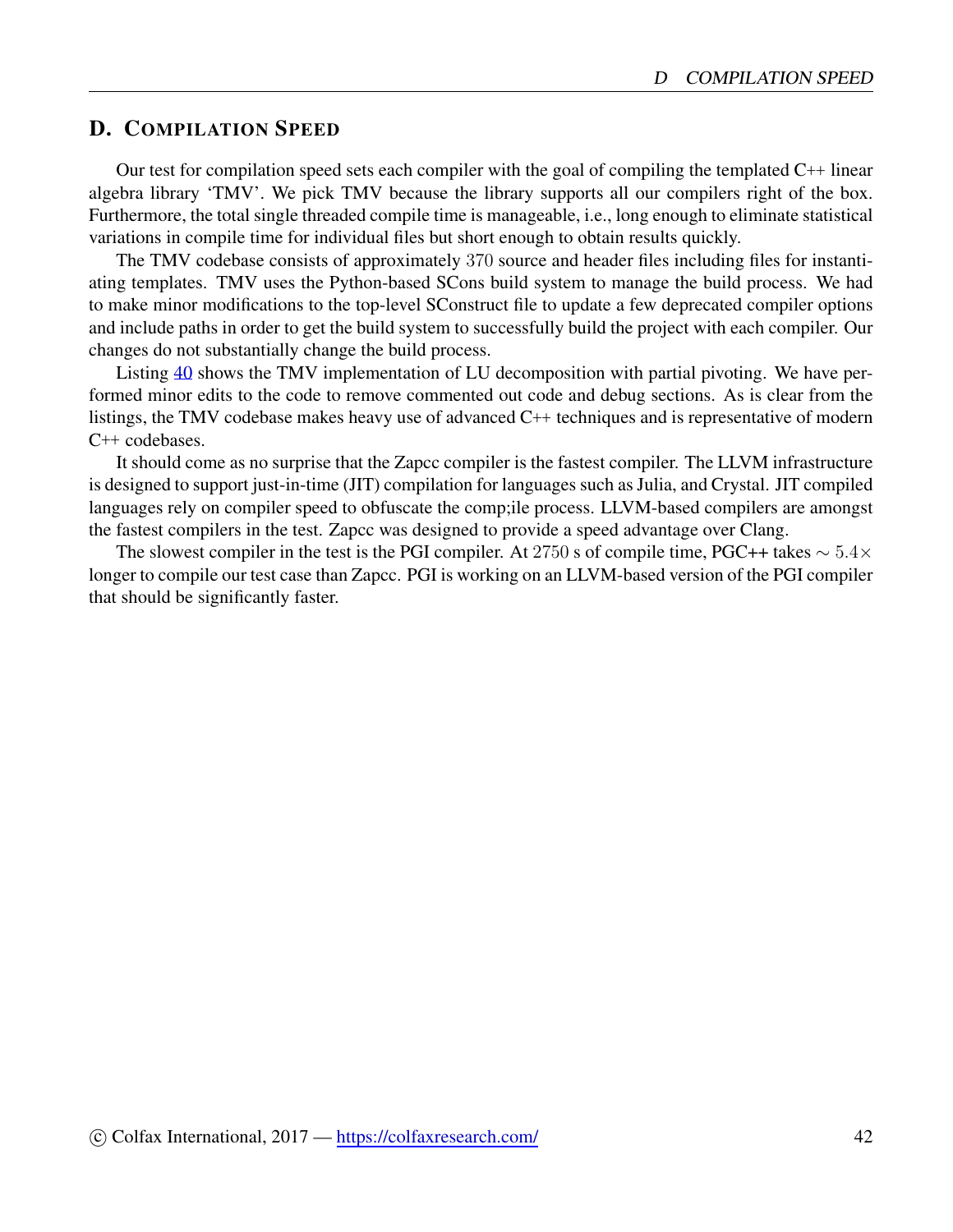## D. Compilation Speed

Our test for compilation speed sets each compiler with the goal of compiling the templated C++ linear algebra library 'TMV'. We pick TMV because the library supports all our compilers right of the box. Furthermore, the total single threaded compile time is manageable, i.e., long enough to eliminate statistical variations in compile time for individual files but short enough to obtain results quickly.

The TMV codebase consists of approximately $370$ source and header files including files for instantiating templates. TMV uses the Python-based SCons build system to manage the build process. We had to make minor modifications to the top-level SConstruct file to update a few deprecated compiler options and include paths in order to get the build system to successfully build the project with each compiler. Our changes do not substantially change the build process.

Listing 40 shows the TMV implementation of LU decomposition with partial pivoting. We have performed minor edits to the code to remove commented out code and debug sections. As is clear from the listings, the TMV codebase makes heavy use of advanced C++ techniques and is representative of modern C++ codebases.

It should come as no surprise that the Zapcc compiler is the fastest compiler. The LLVM infrastructure is designed to support just-in-time (JIT) compilation for languages such as Julia, and Crystal. JIT compiled languages rely on compiler speed to obfuscate the comp;ile process. LLVM-based compilers are amongst the fastest compilers in the test. Zapcc was designed to provide a speed advantage over Clang.

The slowest compiler in the test is the PGI compiler. At $2750$ s of compile time, PGC++ takes $\sim 5.4\times$ longer to compile our test case than Zapcc. PGI is working on an LLVM-based version of the PGI compiler that should be significantly faster.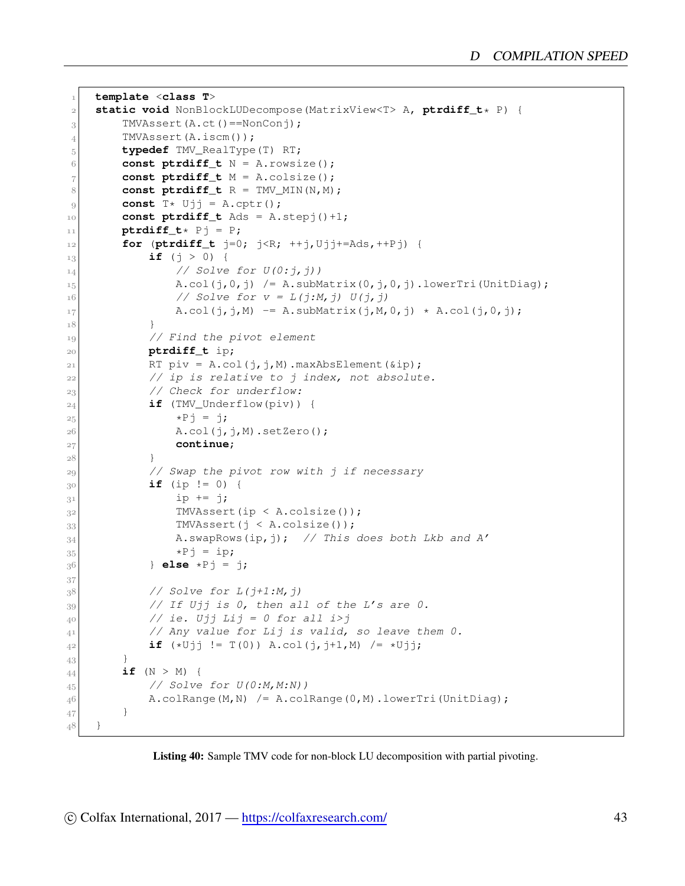```
template <class T>
static void NonBlockLUDecompose(MatrixView<T> A, ptrdiff_t* P) {
    TMVAssert(A.ct()==NonConj);
    TMVAssert(A.iscm());
    typedef TMV_RealType(T) RT;
    const ptrdiff_t N = A.rowsize();
    const ptrdiff_t M = A.colsize();
    const ptrdiff_t R = TMV_MIN(N,M);
    const T* Ujj = A.cptr();
    const ptrdiff_t Ads = A.stepj()+1;
    ptrdiff_t* Pj = P;
    for (ptrdiff_t j=0; j<R; ++j,Ujj+=Ads,++Pj) {
        if (j > 0) {
            // Solve for U(0:j,j))
            A.col(j,0,j) /= A.subMatrix(0,j,0,j).lowerTri(UnitDiag);
            // Solve for v = L(j:M,j) U(j,j)
            A.col(j,j,M) -= A.subMatrix(j,M,0,j) * A.col(j,0,j);
        }
        // Find the pivot element
        ptrdiff_t ip;
        RT piv = A.col(j,j,M).maxAbsElement(&ip);
        // ip is relative to j index, not absolute.
        // Check for underflow:
        if (TMV_Underflow(piv)) {
            *Pj = j;
            A.col(j,j,M).setZero();
            continue;
        }
        // Swap the pivot row with j if necessary
        if (ip != 0) {
            ip += j;
            TMVAssert(ip < A.colsize());
            TMVAssert(j < A.colsize());
            A.swapRows(ip,j);  // This does both Lkb and A'
            *Pj = ip;
        } else *Pj = j;

        // Solve for L(j+1:M,j)
        // If Ujj is 0, then all of the L's are 0.
        // ie. Ujj Lij = 0 for all i>j
        // Any value for Lij is valid, so leave them 0.
        if (*Ujj != T(0)) A.col(j,j+1,M) /= *Ujj;
    }
    if (N > M) {
        // Solve for U(0:M,M:N))
        A.colRange(M,N) /= A.colRange(0,M).lowerTri(UnitDiag);
    }
}
```

**Listing 40:** Sample TMV code for non-block LU decomposition with partial pivoting.